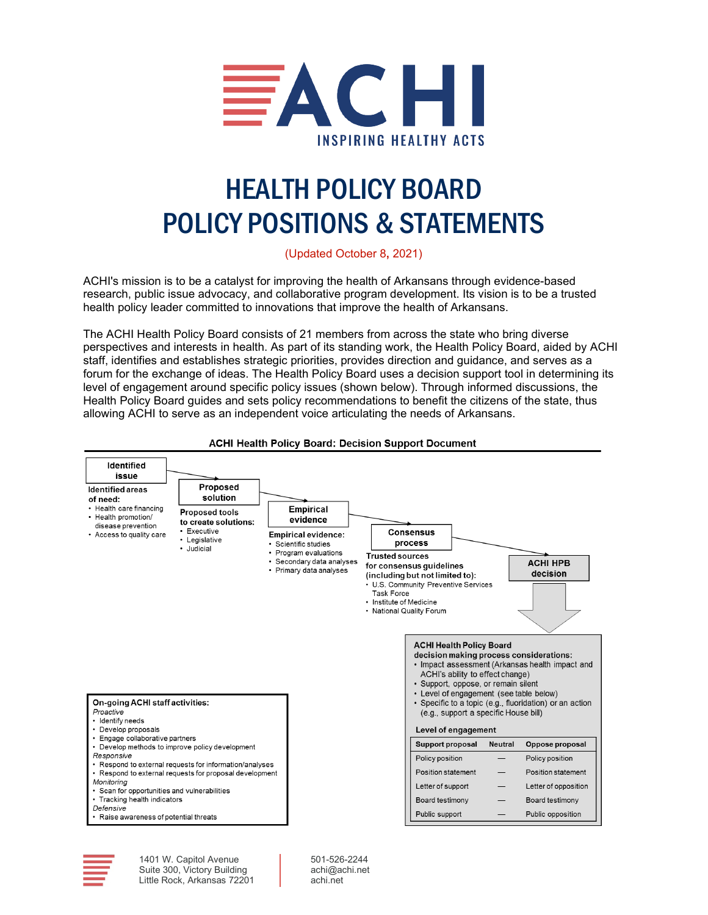ACHI

INSPIRING HEALTHY ACTS

# HEALTH POLICY BOARD POLICY POSITIONS & STATEMENTS

(Updated October 8, 2021)

ACHI's mission is to be a catalyst for improving the health of Arkansans through evidence-based research, public issue advocacy, and collaborative program development. Its vision is to be a trusted health policy leader committed to innovations that improve the health of Arkansans.

The ACHI Health Policy Board consists of 21 members from across the state who bring diverse perspectives and interests in health. As part of its standing work, the Health Policy Board, aided by ACHI staff, identifies and establishes strategic priorities, provides direction and guidance, and serves as a forum for the exchange of ideas. The Health Policy Board uses a decision support tool in determining its level of engagement around specific policy issues (shown below). Through informed discussions, the Health Policy Board guides and sets policy recommendations to benefit the citizens of the state, thus allowing ACHI to serve as an independent voice articulating the needs of Arkansans.

## ACHI Health Policy Board: Decision Support Document

**Identified issue**

**Identified areas of need:**
- Health care financing
- Health promotion/ disease prevention
- Access to quality care

**Proposed solution**

**Proposed tools to create solutions:**
- Executive
- Legislative
- Judicial

**Empirical evidence**

**Empirical evidence:**
- Scientific studies
- Program evaluations
- Secondary data analyses
- Primary data analyses

**Consensus process**

**Trusted sources for consensus guidelines (including but not limited to):**
- U.S. Community Preventive Services Task Force
- Institute of Medicine
- National Quality Forum

**ACHI HPB decision**

**ACHI Health Policy Board decision making process considerations:**
- Impact assessment (Arkansas health impact and ACHI's ability to effect change)
- Support, oppose, or remain silent
- Level of engagement (see table below)
- Specific to a topic (e.g., fluoridation) or an action (e.g., support a specific House bill)

**Level of engagement**

| Support proposal | Neutral | Oppose proposal |
|---|---|---|
| Policy position | — | Policy position |
| Position statement | — | Position statement |
| Letter of support | — | Letter of opposition |
| Board testimony | — | Board testimony |
| Public support | — | Public opposition |

**On-going ACHI staff activities:**

*Proactive*
- Identify needs
- Develop proposals
- Engage collaborative partners
- Develop methods to improve policy development

*Responsive*
- Respond to external requests for information/analyses
- Respond to external requests for proposal development

*Monitoring*
- Scan for opportunities and vulnerabilities
- Tracking health indicators

*Defensive*
- Raise awareness of potential threats

1401 W. Capitol Avenue
Suite 300, Victory Building
Little Rock, Arkansas 72201

501-526-2244
achi@achi.net
achi.net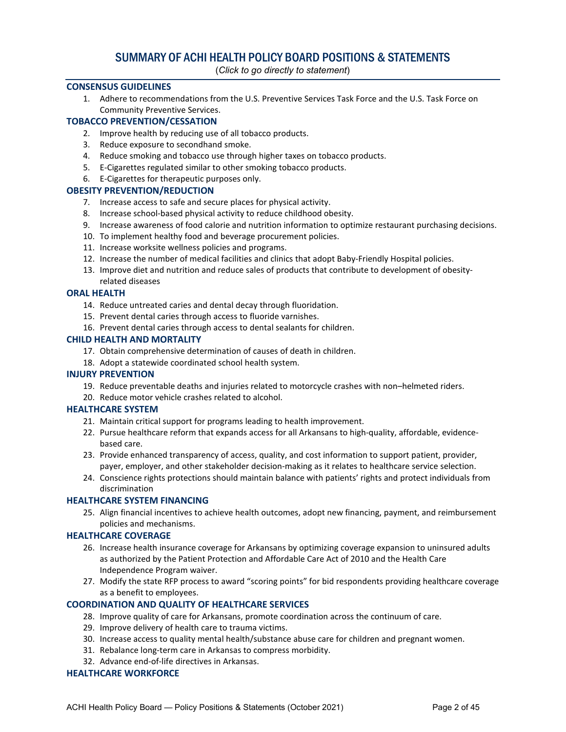# SUMMARY OF ACHI HEALTH POLICY BOARD POSITIONS & STATEMENTS

(*Click to go directly to statement*)

### CONSENSUS GUIDELINES

1. Adhere to recommendations from the U.S. Preventive Services Task Force and the U.S. Task Force on Community Preventive Services.

### TOBACCO PREVENTION/CESSATION

2. Improve health by reducing use of all tobacco products.
3. Reduce exposure to secondhand smoke.
4. Reduce smoking and tobacco use through higher taxes on tobacco products.
5. E-Cigarettes regulated similar to other smoking tobacco products.
6. E-Cigarettes for therapeutic purposes only.

### OBESITY PREVENTION/REDUCTION

7. Increase access to safe and secure places for physical activity.
8. Increase school-based physical activity to reduce childhood obesity.
9. Increase awareness of food calorie and nutrition information to optimize restaurant purchasing decisions.
10. To implement healthy food and beverage procurement policies.
11. Increase worksite wellness policies and programs.
12. Increase the number of medical facilities and clinics that adopt Baby-Friendly Hospital policies.
13. Improve diet and nutrition and reduce sales of products that contribute to development of obesity-related diseases

### ORAL HEALTH

14. Reduce untreated caries and dental decay through fluoridation.
15. Prevent dental caries through access to fluoride varnishes.
16. Prevent dental caries through access to dental sealants for children.

### CHILD HEALTH AND MORTALITY

17. Obtain comprehensive determination of causes of death in children.
18. Adopt a statewide coordinated school health system.

### INJURY PREVENTION

19. Reduce preventable deaths and injuries related to motorcycle crashes with non–helmeted riders.
20. Reduce motor vehicle crashes related to alcohol.

### HEALTHCARE SYSTEM

21. Maintain critical support for programs leading to health improvement.
22. Pursue healthcare reform that expands access for all Arkansans to high-quality, affordable, evidence-based care.
23. Provide enhanced transparency of access, quality, and cost information to support patient, provider, payer, employer, and other stakeholder decision-making as it relates to healthcare service selection.
24. Conscience rights protections should maintain balance with patients' rights and protect individuals from discrimination

### HEALTHCARE SYSTEM FINANCING

25. Align financial incentives to achieve health outcomes, adopt new financing, payment, and reimbursement policies and mechanisms.

### HEALTHCARE COVERAGE

26. Increase health insurance coverage for Arkansans by optimizing coverage expansion to uninsured adults as authorized by the Patient Protection and Affordable Care Act of 2010 and the Health Care Independence Program waiver.
27. Modify the state RFP process to award "scoring points" for bid respondents providing healthcare coverage as a benefit to employees.

### COORDINATION AND QUALITY OF HEALTHCARE SERVICES

28. Improve quality of care for Arkansans, promote coordination across the continuum of care.
29. Improve delivery of health care to trauma victims.
30. Increase access to quality mental health/substance abuse care for children and pregnant women.
31. Rebalance long-term care in Arkansas to compress morbidity.
32. Advance end-of-life directives in Arkansas.

### HEALTHCARE WORKFORCE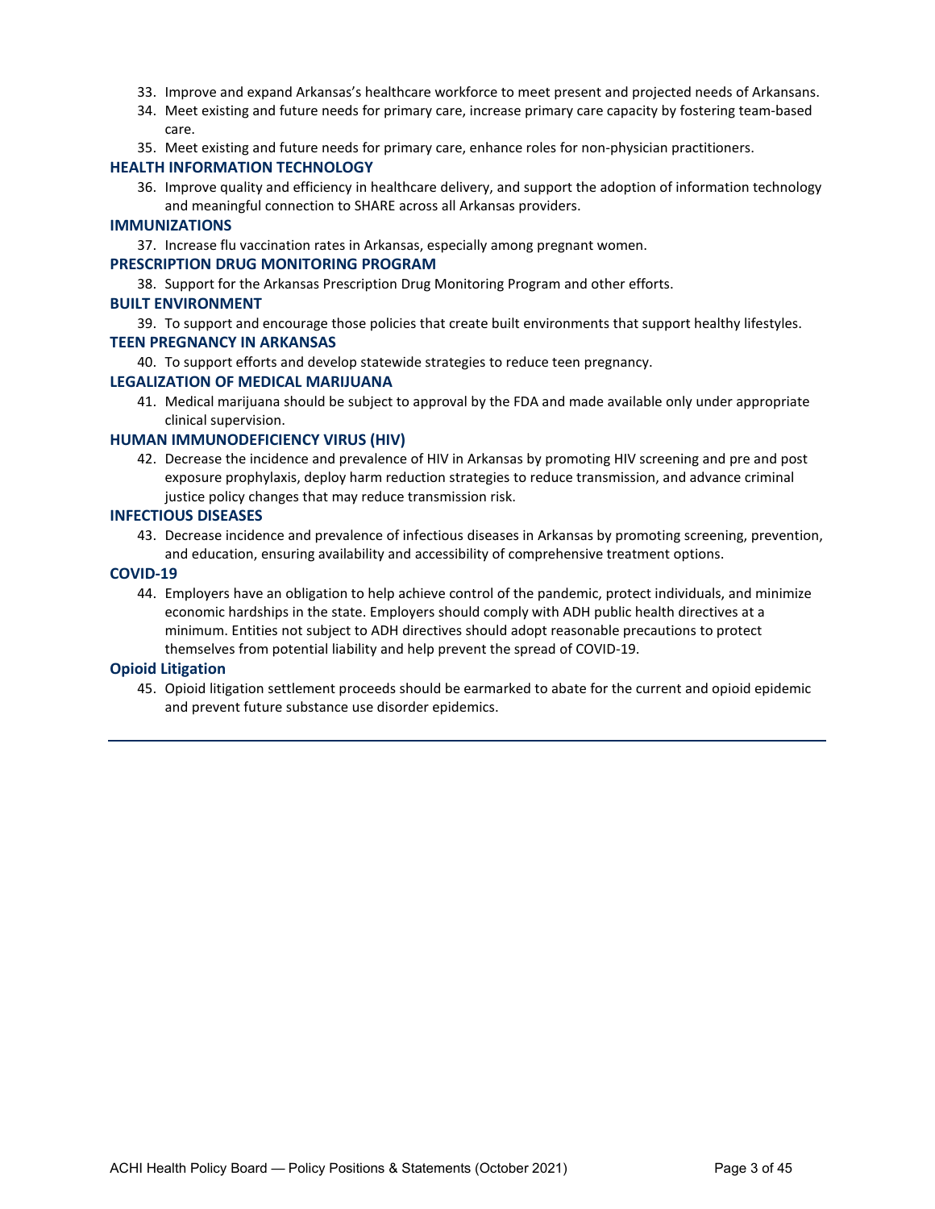33. Improve and expand Arkansas's healthcare workforce to meet present and projected needs of Arkansans.
34. Meet existing and future needs for primary care, increase primary care capacity by fostering team-based care.
35. Meet existing and future needs for primary care, enhance roles for non-physician practitioners.

### HEALTH INFORMATION TECHNOLOGY

36. Improve quality and efficiency in healthcare delivery, and support the adoption of information technology and meaningful connection to SHARE across all Arkansas providers.

### IMMUNIZATIONS

37. Increase flu vaccination rates in Arkansas, especially among pregnant women.

### PRESCRIPTION DRUG MONITORING PROGRAM

38. Support for the Arkansas Prescription Drug Monitoring Program and other efforts.

### BUILT ENVIRONMENT

39. To support and encourage those policies that create built environments that support healthy lifestyles.

### TEEN PREGNANCY IN ARKANSAS

40. To support efforts and develop statewide strategies to reduce teen pregnancy.

### LEGALIZATION OF MEDICAL MARIJUANA

41. Medical marijuana should be subject to approval by the FDA and made available only under appropriate clinical supervision.

### HUMAN IMMUNODEFICIENCY VIRUS (HIV)

42. Decrease the incidence and prevalence of HIV in Arkansas by promoting HIV screening and pre and post exposure prophylaxis, deploy harm reduction strategies to reduce transmission, and advance criminal justice policy changes that may reduce transmission risk.

### INFECTIOUS DISEASES

43. Decrease incidence and prevalence of infectious diseases in Arkansas by promoting screening, prevention, and education, ensuring availability and accessibility of comprehensive treatment options.

### COVID-19

44. Employers have an obligation to help achieve control of the pandemic, protect individuals, and minimize economic hardships in the state. Employers should comply with ADH public health directives at a minimum. Entities not subject to ADH directives should adopt reasonable precautions to protect themselves from potential liability and help prevent the spread of COVID-19.

### Opioid Litigation

45. Opioid litigation settlement proceeds should be earmarked to abate for the current and opioid epidemic and prevent future substance use disorder epidemics.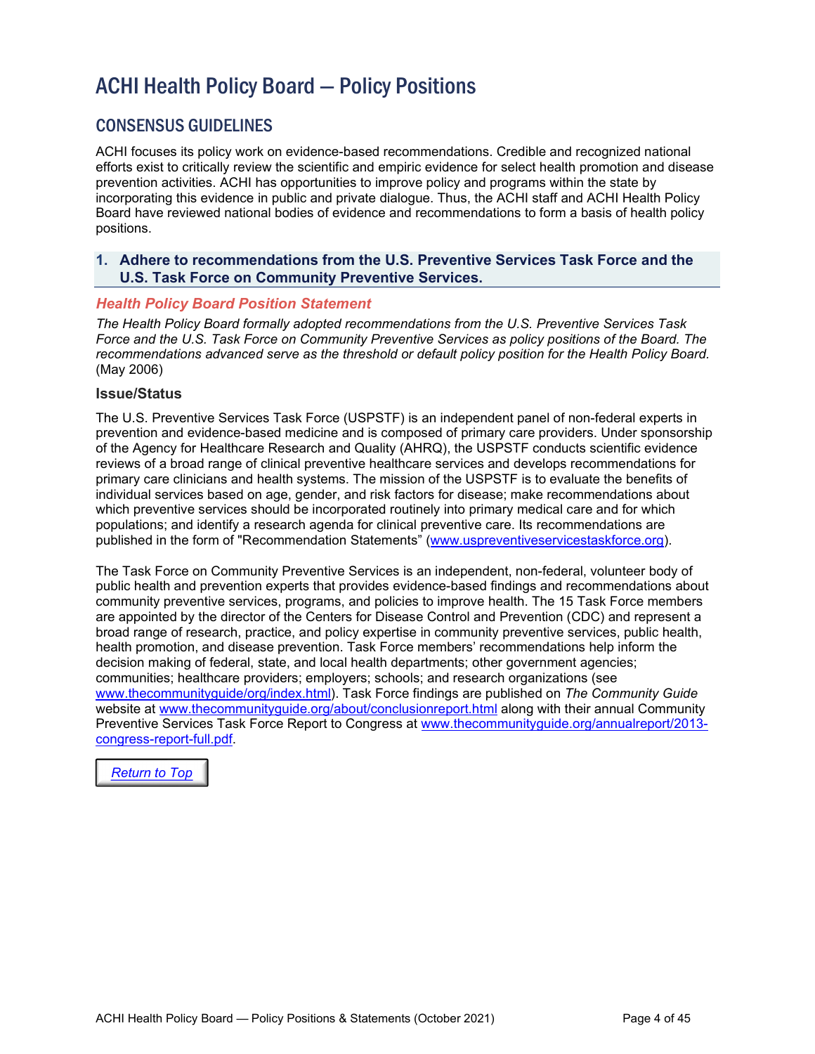# ACHI Health Policy Board — Policy Positions

## CONSENSUS GUIDELINES

ACHI focuses its policy work on evidence-based recommendations. Credible and recognized national efforts exist to critically review the scientific and empiric evidence for select health promotion and disease prevention activities. ACHI has opportunities to improve policy and programs within the state by incorporating this evidence in public and private dialogue. Thus, the ACHI staff and ACHI Health Policy Board have reviewed national bodies of evidence and recommendations to form a basis of health policy positions.

### 1. Adhere to recommendations from the U.S. Preventive Services Task Force and the U.S. Task Force on Community Preventive Services.

#### *Health Policy Board Position Statement*

*The Health Policy Board formally adopted recommendations from the U.S. Preventive Services Task Force and the U.S. Task Force on Community Preventive Services as policy positions of the Board. The recommendations advanced serve as the threshold or default policy position for the Health Policy Board.* (May 2006)

#### Issue/Status

The U.S. Preventive Services Task Force (USPSTF) is an independent panel of non-federal experts in prevention and evidence-based medicine and is composed of primary care providers. Under sponsorship of the Agency for Healthcare Research and Quality (AHRQ), the USPSTF conducts scientific evidence reviews of a broad range of clinical preventive healthcare services and develops recommendations for primary care clinicians and health systems. The mission of the USPSTF is to evaluate the benefits of individual services based on age, gender, and risk factors for disease; make recommendations about which preventive services should be incorporated routinely into primary medical care and for which populations; and identify a research agenda for clinical preventive care. Its recommendations are published in the form of "Recommendation Statements" (www.uspreventiveservicestaskforce.org).

The Task Force on Community Preventive Services is an independent, non-federal, volunteer body of public health and prevention experts that provides evidence-based findings and recommendations about community preventive services, programs, and policies to improve health. The 15 Task Force members are appointed by the director of the Centers for Disease Control and Prevention (CDC) and represent a broad range of research, practice, and policy expertise in community preventive services, public health, health promotion, and disease prevention. Task Force members' recommendations help inform the decision making of federal, state, and local health departments; other government agencies; communities; healthcare providers; employers; schools; and research organizations (see www.thecommunityguide/org/index.html). Task Force findings are published on *The Community Guide* website at www.thecommunityguide.org/about/conclusionreport.html along with their annual Community Preventive Services Task Force Report to Congress at www.thecommunityguide.org/annualreport/2013-congress-report-full.pdf.

*Return to Top*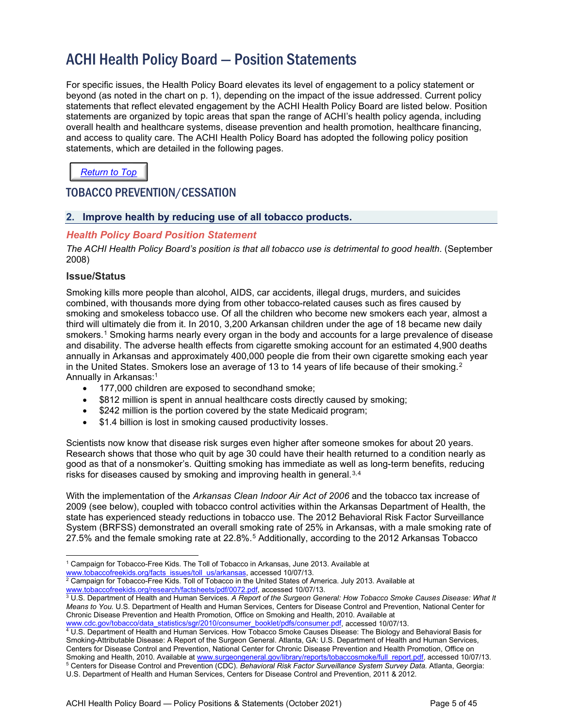# ACHI Health Policy Board — Position Statements

For specific issues, the Health Policy Board elevates its level of engagement to a policy statement or beyond (as noted in the chart on p. 1), depending on the impact of the issue addressed. Current policy statements that reflect elevated engagement by the ACHI Health Policy Board are listed below. Position statements are organized by topic areas that span the range of ACHI's health policy agenda, including overall health and healthcare systems, disease prevention and health promotion, healthcare financing, and access to quality care. The ACHI Health Policy Board has adopted the following policy position statements, which are detailed in the following pages.

*Return to Top*

## TOBACCO PREVENTION/CESSATION

### 2. Improve health by reducing use of all tobacco products.

#### *Health Policy Board Position Statement*

*The ACHI Health Policy Board's position is that all tobacco use is detrimental to good health*. (September 2008)

#### Issue/Status

Smoking kills more people than alcohol, AIDS, car accidents, illegal drugs, murders, and suicides combined, with thousands more dying from other tobacco-related causes such as fires caused by smoking and smokeless tobacco use. Of all the children who become new smokers each year, almost a third will ultimately die from it. In 2010, 3,200 Arkansan children under the age of 18 became new daily smokers.[1] Smoking harms nearly every organ in the body and accounts for a large prevalence of disease and disability. The adverse health effects from cigarette smoking account for an estimated 4,900 deaths annually in Arkansas and approximately 400,000 people die from their own cigarette smoking each year in the United States. Smokers lose an average of 13 to 14 years of life because of their smoking.[2] Annually in Arkansas:[1]

- 177,000 children are exposed to secondhand smoke;
- $812 million is spent in annual healthcare costs directly caused by smoking;
- $242 million is the portion covered by the state Medicaid program;
- $1.4 billion is lost in smoking caused productivity losses.

Scientists now know that disease risk surges even higher after someone smokes for about 20 years. Research shows that those who quit by age 30 could have their health returned to a condition nearly as good as that of a nonsmoker's. Quitting smoking has immediate as well as long-term benefits, reducing risks for diseases caused by smoking and improving health in general.[3,4]

With the implementation of the *Arkansas Clean Indoor Air Act of 2006* and the tobacco tax increase of 2009 (see below), coupled with tobacco control activities within the Arkansas Department of Health, the state has experienced steady reductions in tobacco use. The 2012 Behavioral Risk Factor Surveillance System (BRFSS) demonstrated an overall smoking rate of 25% in Arkansas, with a male smoking rate of 27.5% and the female smoking rate at 22.8%.[5] Additionally, according to the 2012 Arkansas Tobacco

---

[1] Campaign for Tobacco-Free Kids. The Toll of Tobacco in Arkansas, June 2013. Available at www.tobaccofreekids.org/facts_issues/toll_us/arkansas, accessed 10/07/13.

[2] Campaign for Tobacco-Free Kids. Toll of Tobacco in the United States of America. July 2013. Available at www.tobaccofreekids.org/research/factsheets/pdf/0072.pdf, accessed 10/07/13.

[3] U.S. Department of Health and Human Services. *A Report of the Surgeon General: How Tobacco Smoke Causes Disease: What It Means to You.* U.S. Department of Health and Human Services, Centers for Disease Control and Prevention, National Center for Chronic Disease Prevention and Health Promotion, Office on Smoking and Health, 2010. Available at www.cdc.gov/tobacco/data_statistics/sgr/2010/consumer_booklet/pdfs/consumer.pdf, accessed 10/07/13.

[4] U.S. Department of Health and Human Services. How Tobacco Smoke Causes Disease: The Biology and Behavioral Basis for Smoking-Attributable Disease: A Report of the Surgeon General. Atlanta, GA: U.S. Department of Health and Human Services, Centers for Disease Control and Prevention, National Center for Chronic Disease Prevention and Health Promotion, Office on Smoking and Health, 2010. Available at www.surgeongeneral.gov/library/reports/tobaccosmoke/full_report.pdf, accessed 10/07/13.

[5] Centers for Disease Control and Prevention (CDC). *Behavioral Risk Factor Surveillance System Survey Data.* Atlanta, Georgia: U.S. Department of Health and Human Services, Centers for Disease Control and Prevention, 2011 & 2012.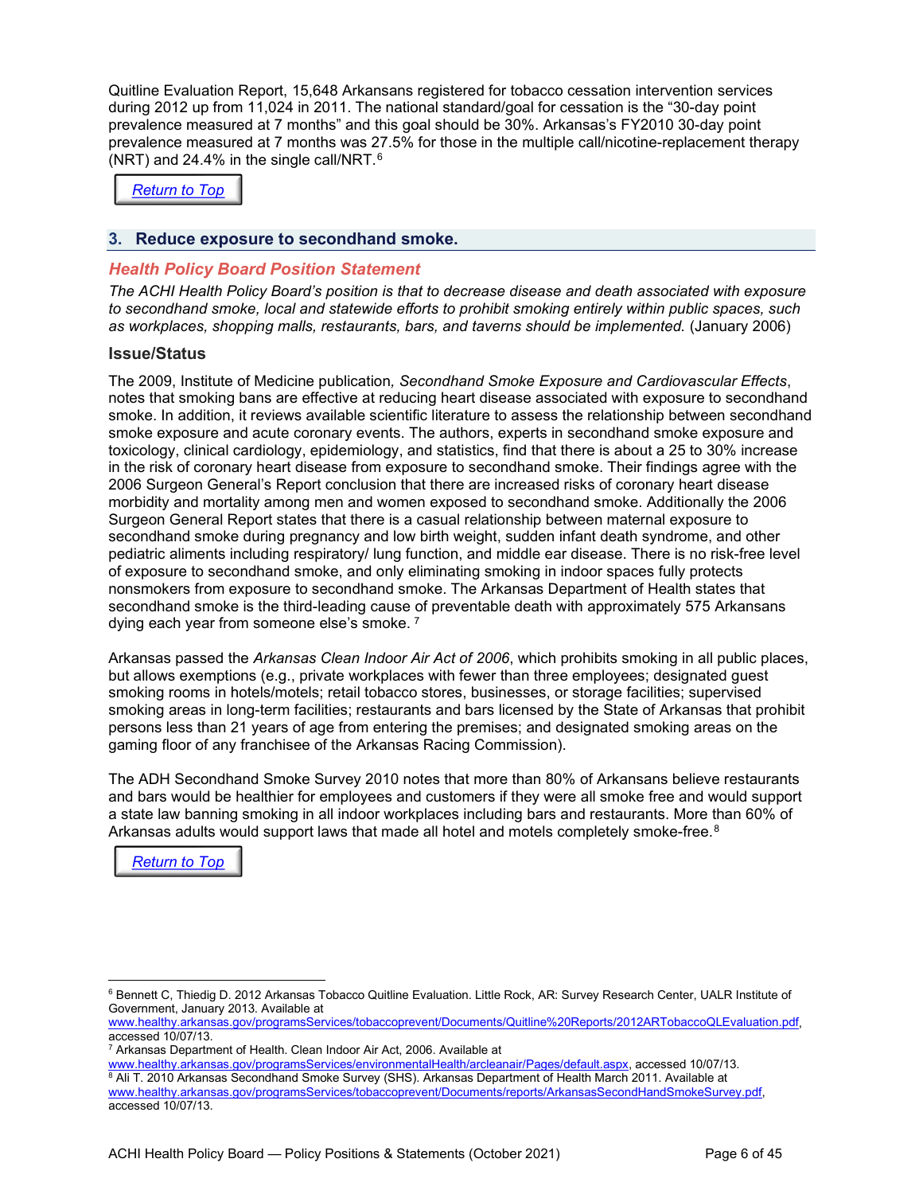Quitline Evaluation Report, 15,648 Arkansans registered for tobacco cessation intervention services during 2012 up from 11,024 in 2011. The national standard/goal for cessation is the "30-day point prevalence measured at 7 months" and this goal should be 30%. Arkansas's FY2010 30-day point prevalence measured at 7 months was 27.5% for those in the multiple call/nicotine-replacement therapy (NRT) and 24.4% in the single call/NRT.[6]

Return to Top

## 3. Reduce exposure to secondhand smoke.

### Health Policy Board Position Statement

*The ACHI Health Policy Board's position is that to decrease disease and death associated with exposure to secondhand smoke, local and statewide efforts to prohibit smoking entirely within public spaces, such as workplaces, shopping malls, restaurants, bars, and taverns should be implemented.* (January 2006)

### Issue/Status

The 2009, Institute of Medicine publication, *Secondhand Smoke Exposure and Cardiovascular Effects*, notes that smoking bans are effective at reducing heart disease associated with exposure to secondhand smoke. In addition, it reviews available scientific literature to assess the relationship between secondhand smoke exposure and acute coronary events. The authors, experts in secondhand smoke exposure and toxicology, clinical cardiology, epidemiology, and statistics, find that there is about a 25 to 30% increase in the risk of coronary heart disease from exposure to secondhand smoke. Their findings agree with the 2006 Surgeon General's Report conclusion that there are increased risks of coronary heart disease morbidity and mortality among men and women exposed to secondhand smoke. Additionally the 2006 Surgeon General Report states that there is a casual relationship between maternal exposure to secondhand smoke during pregnancy and low birth weight, sudden infant death syndrome, and other pediatric aliments including respiratory/ lung function, and middle ear disease. There is no risk-free level of exposure to secondhand smoke, and only eliminating smoking in indoor spaces fully protects nonsmokers from exposure to secondhand smoke. The Arkansas Department of Health states that secondhand smoke is the third-leading cause of preventable death with approximately 575 Arkansans dying each year from someone else's smoke.[7]

Arkansas passed the *Arkansas Clean Indoor Air Act of 2006*, which prohibits smoking in all public places, but allows exemptions (e.g., private workplaces with fewer than three employees; designated guest smoking rooms in hotels/motels; retail tobacco stores, businesses, or storage facilities; supervised smoking areas in long-term facilities; restaurants and bars licensed by the State of Arkansas that prohibit persons less than 21 years of age from entering the premises; and designated smoking areas on the gaming floor of any franchisee of the Arkansas Racing Commission).

The ADH Secondhand Smoke Survey 2010 notes that more than 80% of Arkansans believe restaurants and bars would be healthier for employees and customers if they were all smoke free and would support a state law banning smoking in all indoor workplaces including bars and restaurants. More than 60% of Arkansas adults would support laws that made all hotel and motels completely smoke-free.[8]

Return to Top

---

[6] Bennett C, Thiedig D. 2012 Arkansas Tobacco Quitline Evaluation. Little Rock, AR: Survey Research Center, UALR Institute of Government, January 2013. Available at www.healthy.arkansas.gov/programsServices/tobaccoprevent/Documents/Quitline%20Reports/2012ARTobaccoQLEvaluation.pdf, accessed 10/07/13.

[7] Arkansas Department of Health. Clean Indoor Air Act, 2006. Available at www.healthy.arkansas.gov/programsServices/environmentalHealth/arcleanair/Pages/default.aspx, accessed 10/07/13.

[8] Ali T. 2010 Arkansas Secondhand Smoke Survey (SHS). Arkansas Department of Health March 2011. Available at www.healthy.arkansas.gov/programsServices/tobaccoprevent/Documents/reports/ArkansasSecondHandSmokeSurvey.pdf, accessed 10/07/13.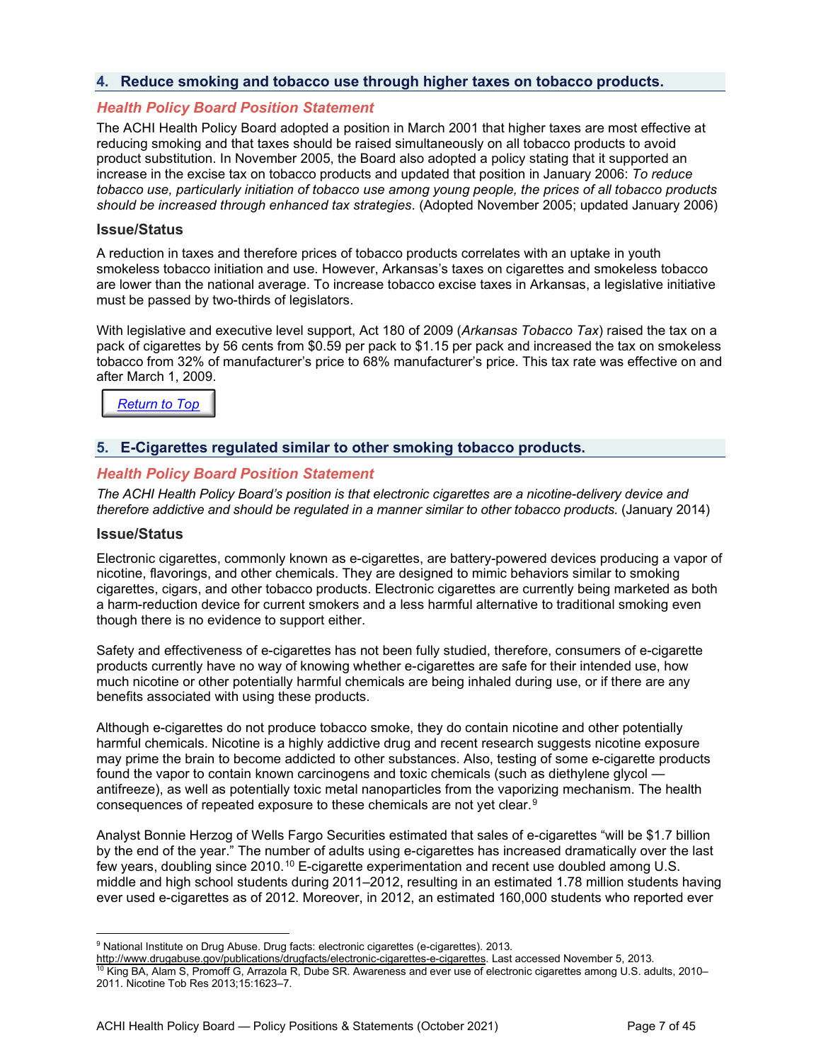## 4. Reduce smoking and tobacco use through higher taxes on tobacco products.

### *Health Policy Board Position Statement*

The ACHI Health Policy Board adopted a position in March 2001 that higher taxes are most effective at reducing smoking and that taxes should be raised simultaneously on all tobacco products to avoid product substitution. In November 2005, the Board also adopted a policy stating that it supported an increase in the excise tax on tobacco products and updated that position in January 2006: *To reduce tobacco use, particularly initiation of tobacco use among young people, the prices of all tobacco products should be increased through enhanced tax strategies*. (Adopted November 2005; updated January 2006)

### Issue/Status

A reduction in taxes and therefore prices of tobacco products correlates with an uptake in youth smokeless tobacco initiation and use. However, Arkansas's taxes on cigarettes and smokeless tobacco are lower than the national average. To increase tobacco excise taxes in Arkansas, a legislative initiative must be passed by two-thirds of legislators.

With legislative and executive level support, Act 180 of 2009 (*Arkansas Tobacco Tax*) raised the tax on a pack of cigarettes by 56 cents from $0.59 per pack to $1.15 per pack and increased the tax on smokeless tobacco from 32% of manufacturer's price to 68% manufacturer's price. This tax rate was effective on and after March 1, 2009.

Return to Top

## 5. E-Cigarettes regulated similar to other smoking tobacco products.

### *Health Policy Board Position Statement*

*The ACHI Health Policy Board's position is that electronic cigarettes are a nicotine-delivery device and therefore addictive and should be regulated in a manner similar to other tobacco products.* (January 2014)

### Issue/Status

Electronic cigarettes, commonly known as e-cigarettes, are battery-powered devices producing a vapor of nicotine, flavorings, and other chemicals. They are designed to mimic behaviors similar to smoking cigarettes, cigars, and other tobacco products. Electronic cigarettes are currently being marketed as both a harm-reduction device for current smokers and a less harmful alternative to traditional smoking even though there is no evidence to support either.

Safety and effectiveness of e-cigarettes has not been fully studied, therefore, consumers of e-cigarette products currently have no way of knowing whether e-cigarettes are safe for their intended use, how much nicotine or other potentially harmful chemicals are being inhaled during use, or if there are any benefits associated with using these products.

Although e-cigarettes do not produce tobacco smoke, they do contain nicotine and other potentially harmful chemicals. Nicotine is a highly addictive drug and recent research suggests nicotine exposure may prime the brain to become addicted to other substances. Also, testing of some e-cigarette products found the vapor to contain known carcinogens and toxic chemicals (such as diethylene glycol — antifreeze), as well as potentially toxic metal nanoparticles from the vaporizing mechanism. The health consequences of repeated exposure to these chemicals are not yet clear.[9]

Analyst Bonnie Herzog of Wells Fargo Securities estimated that sales of e-cigarettes "will be $1.7 billion by the end of the year." The number of adults using e-cigarettes has increased dramatically over the last few years, doubling since 2010.[10] E-cigarette experimentation and recent use doubled among U.S. middle and high school students during 2011–2012, resulting in an estimated 1.78 million students having ever used e-cigarettes as of 2012. Moreover, in 2012, an estimated 160,000 students who reported ever

---

[9] National Institute on Drug Abuse. Drug facts: electronic cigarettes (e-cigarettes). 2013. http://www.drugabuse.gov/publications/drugfacts/electronic-cigarettes-e-cigarettes. Last accessed November 5, 2013.

[10] King BA, Alam S, Promoff G, Arrazola R, Dube SR. Awareness and ever use of electronic cigarettes among U.S. adults, 2010–2011. Nicotine Tob Res 2013;15:1623–7.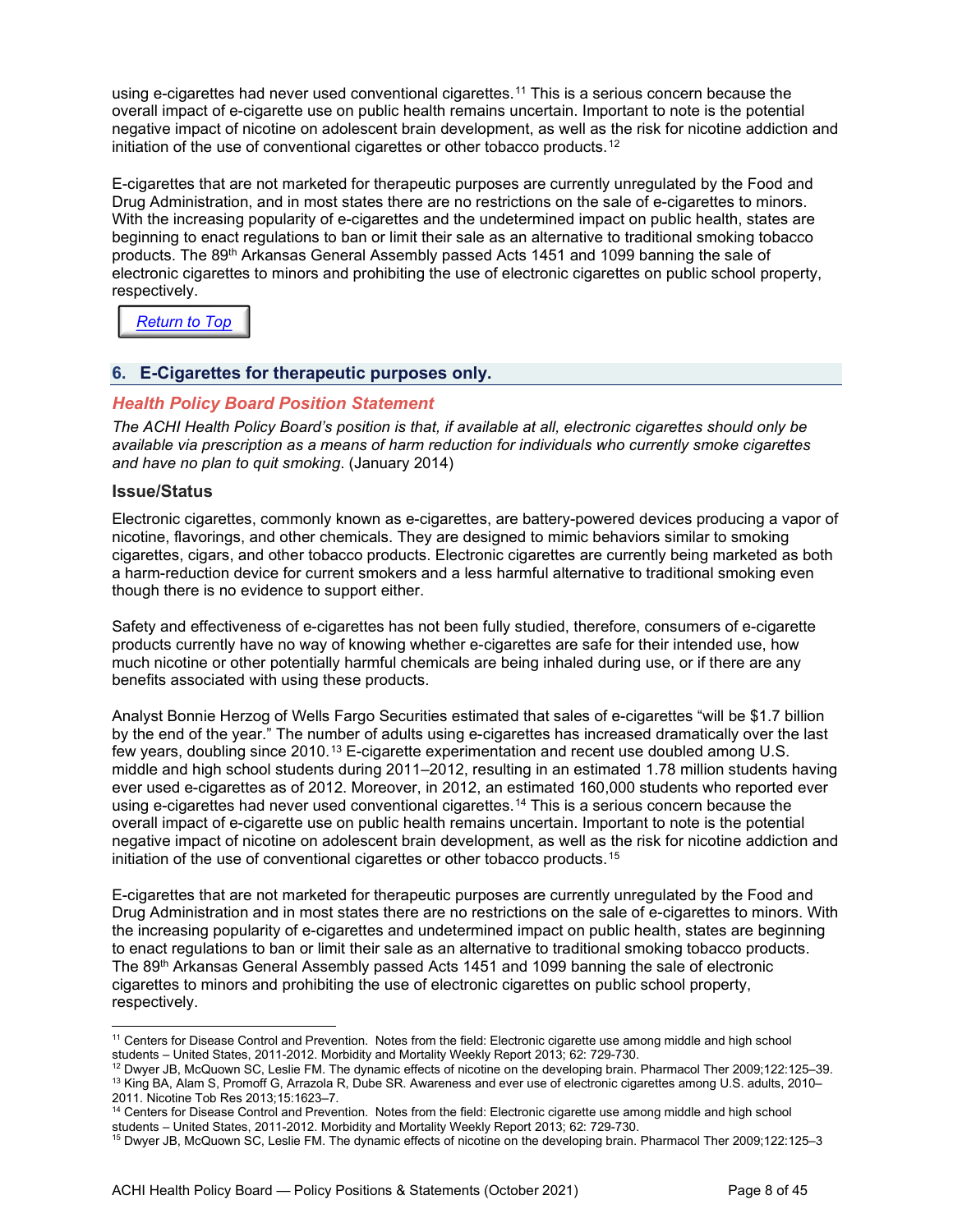using e-cigarettes had never used conventional cigarettes.[11] This is a serious concern because the overall impact of e-cigarette use on public health remains uncertain. Important to note is the potential negative impact of nicotine on adolescent brain development, as well as the risk for nicotine addiction and initiation of the use of conventional cigarettes or other tobacco products.[12]

E-cigarettes that are not marketed for therapeutic purposes are currently unregulated by the Food and Drug Administration, and in most states there are no restrictions on the sale of e-cigarettes to minors. With the increasing popularity of e-cigarettes and the undetermined impact on public health, states are beginning to enact regulations to ban or limit their sale as an alternative to traditional smoking tobacco products. The 89th Arkansas General Assembly passed Acts 1451 and 1099 banning the sale of electronic cigarettes to minors and prohibiting the use of electronic cigarettes on public school property, respectively.

Return to Top

## 6. E-Cigarettes for therapeutic purposes only.

### *Health Policy Board Position Statement*

*The ACHI Health Policy Board's position is that, if available at all, electronic cigarettes should only be available via prescription as a means of harm reduction for individuals who currently smoke cigarettes and have no plan to quit smoking*. (January 2014)

### Issue/Status

Electronic cigarettes, commonly known as e-cigarettes, are battery-powered devices producing a vapor of nicotine, flavorings, and other chemicals. They are designed to mimic behaviors similar to smoking cigarettes, cigars, and other tobacco products. Electronic cigarettes are currently being marketed as both a harm-reduction device for current smokers and a less harmful alternative to traditional smoking even though there is no evidence to support either.

Safety and effectiveness of e-cigarettes has not been fully studied, therefore, consumers of e-cigarette products currently have no way of knowing whether e-cigarettes are safe for their intended use, how much nicotine or other potentially harmful chemicals are being inhaled during use, or if there are any benefits associated with using these products.

Analyst Bonnie Herzog of Wells Fargo Securities estimated that sales of e-cigarettes "will be \$1.7 billion by the end of the year." The number of adults using e-cigarettes has increased dramatically over the last few years, doubling since 2010.[13] E-cigarette experimentation and recent use doubled among U.S. middle and high school students during 2011–2012, resulting in an estimated 1.78 million students having ever used e-cigarettes as of 2012. Moreover, in 2012, an estimated 160,000 students who reported ever using e-cigarettes had never used conventional cigarettes.[14] This is a serious concern because the overall impact of e-cigarette use on public health remains uncertain. Important to note is the potential negative impact of nicotine on adolescent brain development, as well as the risk for nicotine addiction and initiation of the use of conventional cigarettes or other tobacco products.[15]

E-cigarettes that are not marketed for therapeutic purposes are currently unregulated by the Food and Drug Administration and in most states there are no restrictions on the sale of e-cigarettes to minors. With the increasing popularity of e-cigarettes and undetermined impact on public health, states are beginning to enact regulations to ban or limit their sale as an alternative to traditional smoking tobacco products. The 89th Arkansas General Assembly passed Acts 1451 and 1099 banning the sale of electronic cigarettes to minors and prohibiting the use of electronic cigarettes on public school property, respectively.

---

[11] Centers for Disease Control and Prevention. Notes from the field: Electronic cigarette use among middle and high school students – United States, 2011-2012. Morbidity and Mortality Weekly Report 2013; 62: 729-730.

[12] Dwyer JB, McQuown SC, Leslie FM. The dynamic effects of nicotine on the developing brain. Pharmacol Ther 2009;122:125–39.

[13] King BA, Alam S, Promoff G, Arrazola R, Dube SR. Awareness and ever use of electronic cigarettes among U.S. adults, 2010–2011. Nicotine Tob Res 2013;15:1623–7.

[14] Centers for Disease Control and Prevention. Notes from the field: Electronic cigarette use among middle and high school students – United States, 2011-2012. Morbidity and Mortality Weekly Report 2013; 62: 729-730.

[15] Dwyer JB, McQuown SC, Leslie FM. The dynamic effects of nicotine on the developing brain. Pharmacol Ther 2009;122:125–3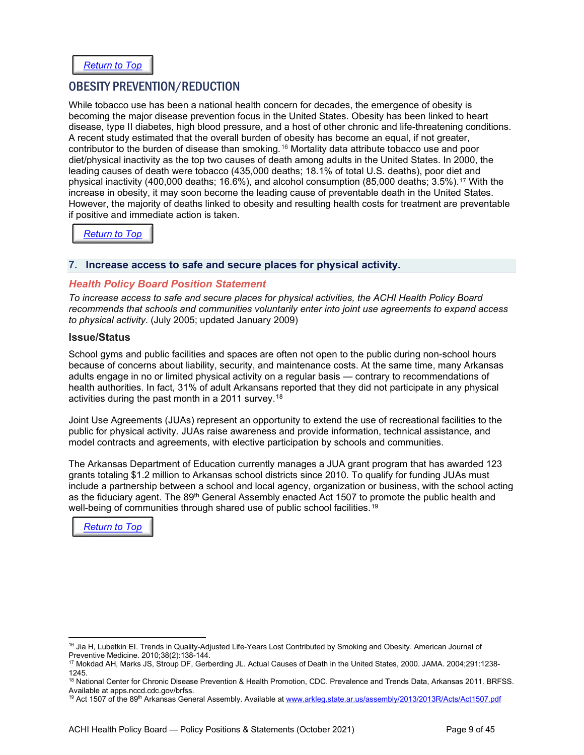[Return to Top]

## OBESITY PREVENTION/REDUCTION

While tobacco use has been a national health concern for decades, the emergence of obesity is becoming the major disease prevention focus in the United States. Obesity has been linked to heart disease, type II diabetes, high blood pressure, and a host of other chronic and life-threatening conditions. A recent study estimated that the overall burden of obesity has become an equal, if not greater, contributor to the burden of disease than smoking.[16] Mortality data attribute tobacco use and poor diet/physical inactivity as the top two causes of death among adults in the United States. In 2000, the leading causes of death were tobacco (435,000 deaths; 18.1% of total U.S. deaths), poor diet and physical inactivity (400,000 deaths; 16.6%), and alcohol consumption (85,000 deaths; 3.5%).[17] With the increase in obesity, it may soon become the leading cause of preventable death in the United States. However, the majority of deaths linked to obesity and resulting health costs for treatment are preventable if positive and immediate action is taken.

[Return to Top]

### 7. Increase access to safe and secure places for physical activity.

#### *Health Policy Board Position Statement*

*To increase access to safe and secure places for physical activities, the ACHI Health Policy Board recommends that schools and communities voluntarily enter into joint use agreements to expand access to physical activity*. (July 2005; updated January 2009)

#### Issue/Status

School gyms and public facilities and spaces are often not open to the public during non-school hours because of concerns about liability, security, and maintenance costs. At the same time, many Arkansas adults engage in no or limited physical activity on a regular basis — contrary to recommendations of health authorities. In fact, 31% of adult Arkansans reported that they did not participate in any physical activities during the past month in a 2011 survey.[18]

Joint Use Agreements (JUAs) represent an opportunity to extend the use of recreational facilities to the public for physical activity. JUAs raise awareness and provide information, technical assistance, and model contracts and agreements, with elective participation by schools and communities.

The Arkansas Department of Education currently manages a JUA grant program that has awarded 123 grants totaling $1.2 million to Arkansas school districts since 2010. To qualify for funding JUAs must include a partnership between a school and local agency, organization or business, with the school acting as the fiduciary agent. The 89th General Assembly enacted Act 1507 to promote the public health and well-being of communities through shared use of public school facilities.[19]

[Return to Top]

---

[16] Jia H, Lubetkin EI. Trends in Quality-Adjusted Life-Years Lost Contributed by Smoking and Obesity. American Journal of Preventive Medicine. 2010;38(2):138-144.

[17] Mokdad AH, Marks JS, Stroup DF, Gerberding JL. Actual Causes of Death in the United States, 2000. JAMA. 2004;291:1238-1245.

[18] National Center for Chronic Disease Prevention & Health Promotion, CDC. Prevalence and Trends Data, Arkansas 2011. BRFSS. Available at apps.nccd.cdc.gov/brfss.

[19] Act 1507 of the 89th Arkansas General Assembly. Available at www.arkleg.state.ar.us/assembly/2013/2013R/Acts/Act1507.pdf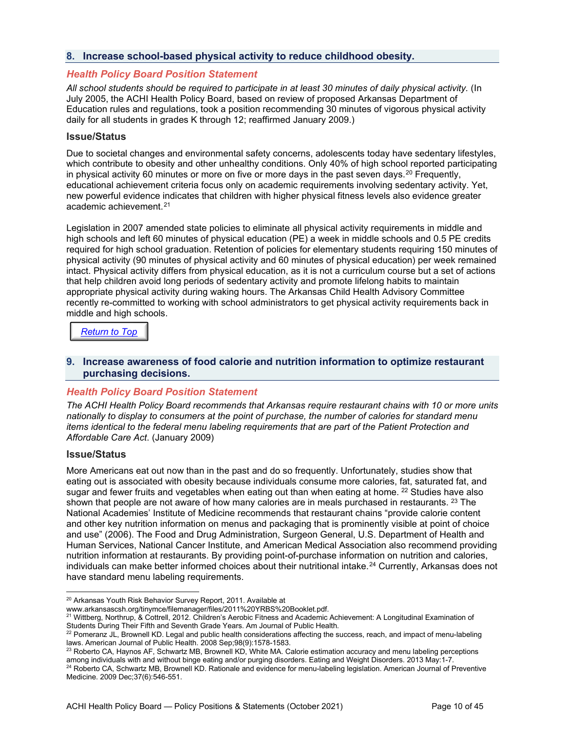## 8. Increase school-based physical activity to reduce childhood obesity.

### Health Policy Board Position Statement

*All school students should be required to participate in at least 30 minutes of daily physical activity.* (In July 2005, the ACHI Health Policy Board, based on review of proposed Arkansas Department of Education rules and regulations, took a position recommending 30 minutes of vigorous physical activity daily for all students in grades K through 12; reaffirmed January 2009.)

### Issue/Status

Due to societal changes and environmental safety concerns, adolescents today have sedentary lifestyles, which contribute to obesity and other unhealthy conditions. Only 40% of high school reported participating in physical activity 60 minutes or more on five or more days in the past seven days.[20] Frequently, educational achievement criteria focus only on academic requirements involving sedentary activity. Yet, new powerful evidence indicates that children with higher physical fitness levels also evidence greater academic achievement.[21]

Legislation in 2007 amended state policies to eliminate all physical activity requirements in middle and high schools and left 60 minutes of physical education (PE) a week in middle schools and 0.5 PE credits required for high school graduation. Retention of policies for elementary students requiring 150 minutes of physical activity (90 minutes of physical activity and 60 minutes of physical education) per week remained intact. Physical activity differs from physical education, as it is not a curriculum course but a set of actions that help children avoid long periods of sedentary activity and promote lifelong habits to maintain appropriate physical activity during waking hours. The Arkansas Child Health Advisory Committee recently re-committed to working with school administrators to get physical activity requirements back in middle and high schools.

Return to Top

## 9. Increase awareness of food calorie and nutrition information to optimize restaurant purchasing decisions.

### Health Policy Board Position Statement

*The ACHI Health Policy Board recommends that Arkansas require restaurant chains with 10 or more units nationally to display to consumers at the point of purchase, the number of calories for standard menu items identical to the federal menu labeling requirements that are part of the Patient Protection and Affordable Care Act*. (January 2009)

### Issue/Status

More Americans eat out now than in the past and do so frequently. Unfortunately, studies show that eating out is associated with obesity because individuals consume more calories, fat, saturated fat, and sugar and fewer fruits and vegetables when eating out than when eating at home. [22] Studies have also shown that people are not aware of how many calories are in meals purchased in restaurants. [23] The National Academies' Institute of Medicine recommends that restaurant chains "provide calorie content and other key nutrition information on menus and packaging that is prominently visible at point of choice and use" (2006). The Food and Drug Administration, Surgeon General, U.S. Department of Health and Human Services, National Cancer Institute, and American Medical Association also recommend providing nutrition information at restaurants. By providing point-of-purchase information on nutrition and calories, individuals can make better informed choices about their nutritional intake.[24] Currently, Arkansas does not have standard menu labeling requirements.

---

[20] Arkansas Youth Risk Behavior Survey Report, 2011. Available at www.arkansascsh.org/tinymce/filemanager/files/2011%20YRBS%20Booklet.pdf.

[21] Wittberg, Northrup, & Cottrell, 2012. Children's Aerobic Fitness and Academic Achievement: A Longitudinal Examination of Students During Their Fifth and Seventh Grade Years. Am Journal of Public Health.

[22] Pomeranz JL, Brownell KD. Legal and public health considerations affecting the success, reach, and impact of menu-labeling laws. American Journal of Public Health. 2008 Sep;98(9):1578-1583.

[23] Roberto CA, Haynos AF, Schwartz MB, Brownell KD, White MA. Calorie estimation accuracy and menu labeling perceptions among individuals with and without binge eating and/or purging disorders. Eating and Weight Disorders. 2013 May:1-7.

[24] Roberto CA, Schwartz MB, Brownell KD. Rationale and evidence for menu-labeling legislation. American Journal of Preventive Medicine. 2009 Dec;37(6):546-551.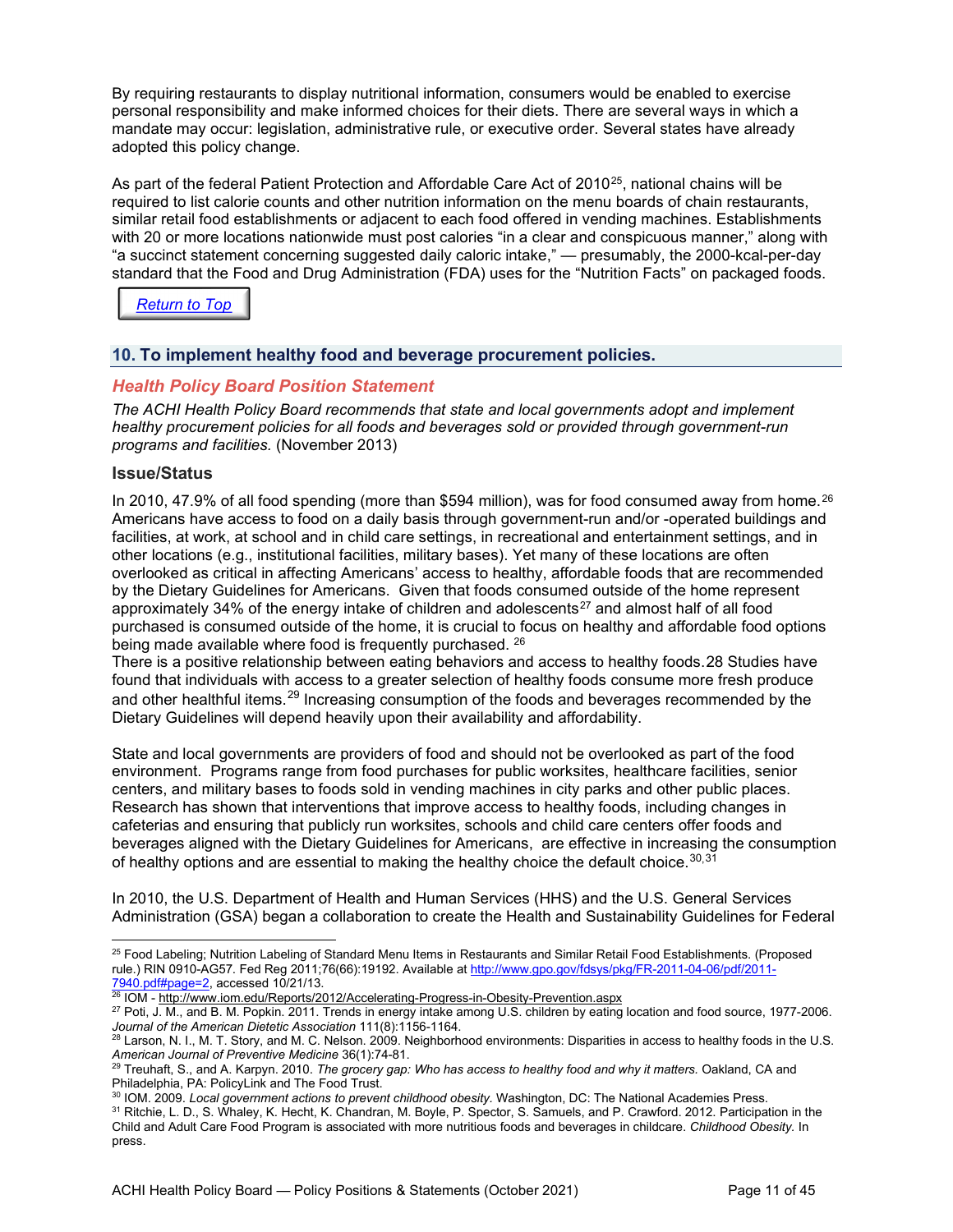By requiring restaurants to display nutritional information, consumers would be enabled to exercise personal responsibility and make informed choices for their diets. There are several ways in which a mandate may occur: legislation, administrative rule, or executive order. Several states have already adopted this policy change.

As part of the federal Patient Protection and Affordable Care Act of 2010[25], national chains will be required to list calorie counts and other nutrition information on the menu boards of chain restaurants, similar retail food establishments or adjacent to each food offered in vending machines. Establishments with 20 or more locations nationwide must post calories "in a clear and conspicuous manner," along with "a succinct statement concerning suggested daily caloric intake," — presumably, the 2000-kcal-per-day standard that the Food and Drug Administration (FDA) uses for the "Nutrition Facts" on packaged foods.

Return to Top

## 10. To implement healthy food and beverage procurement policies.

### Health Policy Board Position Statement

*The ACHI Health Policy Board recommends that state and local governments adopt and implement healthy procurement policies for all foods and beverages sold or provided through government-run programs and facilities.* (November 2013)

### Issue/Status

In 2010, 47.9% of all food spending (more than $594 million), was for food consumed away from home.[26] Americans have access to food on a daily basis through government-run and/or -operated buildings and facilities, at work, at school and in child care settings, in recreational and entertainment settings, and in other locations (e.g., institutional facilities, military bases). Yet many of these locations are often overlooked as critical in affecting Americans' access to healthy, affordable foods that are recommended by the Dietary Guidelines for Americans. Given that foods consumed outside of the home represent approximately 34% of the energy intake of children and adolescents[27] and almost half of all food purchased is consumed outside of the home, it is crucial to focus on healthy and affordable food options being made available where food is frequently purchased.[26]
There is a positive relationship between eating behaviors and access to healthy foods.28 Studies have found that individuals with access to a greater selection of healthy foods consume more fresh produce and other healthful items.[29] Increasing consumption of the foods and beverages recommended by the Dietary Guidelines will depend heavily upon their availability and affordability.

State and local governments are providers of food and should not be overlooked as part of the food environment. Programs range from food purchases for public worksites, healthcare facilities, senior centers, and military bases to foods sold in vending machines in city parks and other public places. Research has shown that interventions that improve access to healthy foods, including changes in cafeterias and ensuring that publicly run worksites, schools and child care centers offer foods and beverages aligned with the Dietary Guidelines for Americans, are effective in increasing the consumption of healthy options and are essential to making the healthy choice the default choice.[30,31]

In 2010, the U.S. Department of Health and Human Services (HHS) and the U.S. General Services Administration (GSA) began a collaboration to create the Health and Sustainability Guidelines for Federal

---

[25] Food Labeling; Nutrition Labeling of Standard Menu Items in Restaurants and Similar Retail Food Establishments. (Proposed rule.) RIN 0910-AG57. Fed Reg 2011;76(66):19192. Available at http://www.gpo.gov/fdsys/pkg/FR-2011-04-06/pdf/2011-7940.pdf#page=2, accessed 10/21/13.

[26] IOM - http://www.iom.edu/Reports/2012/Accelerating-Progress-in-Obesity-Prevention.aspx

[27] Poti, J. M., and B. M. Popkin. 2011. Trends in energy intake among U.S. children by eating location and food source, 1977-2006. *Journal of the American Dietetic Association* 111(8):1156-1164.

[28] Larson, N. I., M. T. Story, and M. C. Nelson. 2009. Neighborhood environments: Disparities in access to healthy foods in the U.S. *American Journal of Preventive Medicine* 36(1):74-81.

[29] Treuhaft, S., and A. Karpyn. 2010. *The grocery gap: Who has access to healthy food and why it matters.* Oakland, CA and Philadelphia, PA: PolicyLink and The Food Trust.

[30] IOM. 2009. *Local government actions to prevent childhood obesity.* Washington, DC: The National Academies Press.

[31] Ritchie, L. D., S. Whaley, K. Hecht, K. Chandran, M. Boyle, P. Spector, S. Samuels, and P. Crawford. 2012. Participation in the Child and Adult Care Food Program is associated with more nutritious foods and beverages in childcare. *Childhood Obesity.* In press.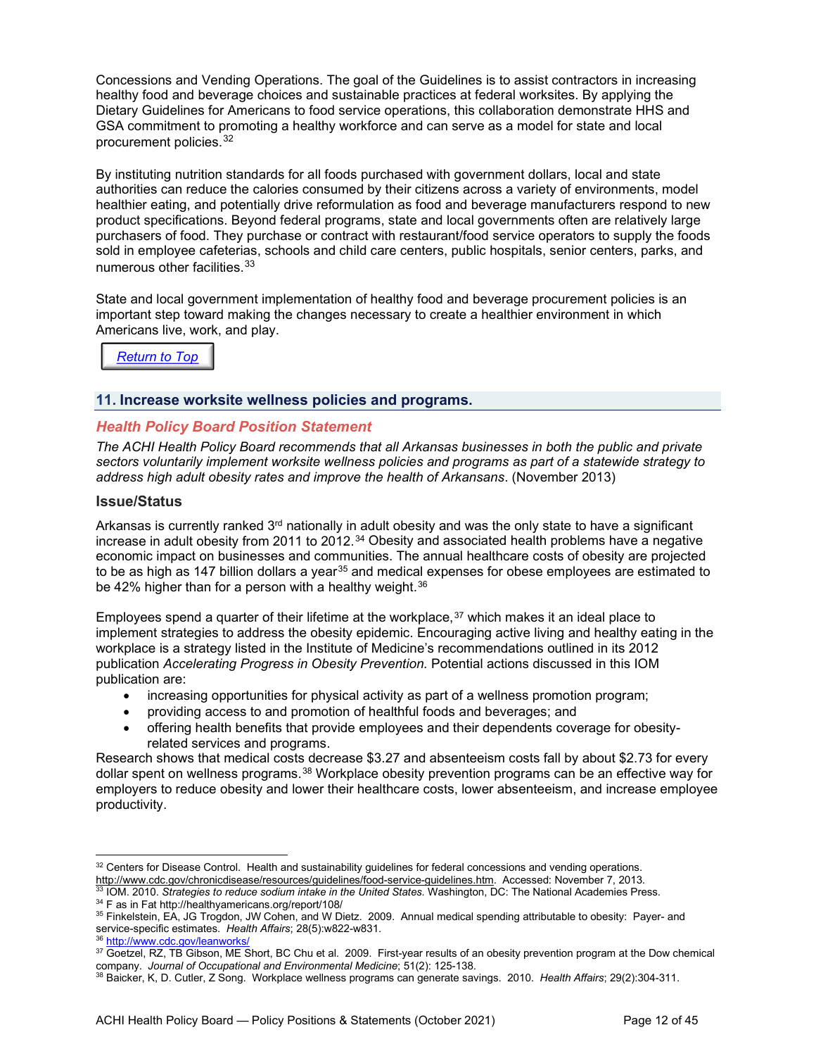Concessions and Vending Operations. The goal of the Guidelines is to assist contractors in increasing healthy food and beverage choices and sustainable practices at federal worksites. By applying the Dietary Guidelines for Americans to food service operations, this collaboration demonstrate HHS and GSA commitment to promoting a healthy workforce and can serve as a model for state and local procurement policies.[32]

By instituting nutrition standards for all foods purchased with government dollars, local and state authorities can reduce the calories consumed by their citizens across a variety of environments, model healthier eating, and potentially drive reformulation as food and beverage manufacturers respond to new product specifications. Beyond federal programs, state and local governments often are relatively large purchasers of food. They purchase or contract with restaurant/food service operators to supply the foods sold in employee cafeterias, schools and child care centers, public hospitals, senior centers, parks, and numerous other facilities.[33]

State and local government implementation of healthy food and beverage procurement policies is an important step toward making the changes necessary to create a healthier environment in which Americans live, work, and play.

Return to Top

## 11. Increase worksite wellness policies and programs.

### *Health Policy Board Position Statement*

*The ACHI Health Policy Board recommends that all Arkansas businesses in both the public and private sectors voluntarily implement worksite wellness policies and programs as part of a statewide strategy to address high adult obesity rates and improve the health of Arkansans*. (November 2013)

### Issue/Status

Arkansas is currently ranked 3rd nationally in adult obesity and was the only state to have a significant increase in adult obesity from 2011 to 2012.[34] Obesity and associated health problems have a negative economic impact on businesses and communities. The annual healthcare costs of obesity are projected to be as high as 147 billion dollars a year[35] and medical expenses for obese employees are estimated to be 42% higher than for a person with a healthy weight.[36]

Employees spend a quarter of their lifetime at the workplace,[37] which makes it an ideal place to implement strategies to address the obesity epidemic. Encouraging active living and healthy eating in the workplace is a strategy listed in the Institute of Medicine's recommendations outlined in its 2012 publication *Accelerating Progress in Obesity Prevention.* Potential actions discussed in this IOM publication are:

- increasing opportunities for physical activity as part of a wellness promotion program;
- providing access to and promotion of healthful foods and beverages; and
- offering health benefits that provide employees and their dependents coverage for obesity-related services and programs.

Research shows that medical costs decrease $3.27 and absenteeism costs fall by about $2.73 for every dollar spent on wellness programs.[38] Workplace obesity prevention programs can be an effective way for employers to reduce obesity and lower their healthcare costs, lower absenteeism, and increase employee productivity.

---

[32] Centers for Disease Control. Health and sustainability guidelines for federal concessions and vending operations. http://www.cdc.gov/chronicdisease/resources/guidelines/food-service-guidelines.htm. Accessed: November 7, 2013.

[33] IOM. 2010. *Strategies to reduce sodium intake in the United States.* Washington, DC: The National Academies Press.

[34] F as in Fat http://healthyamericans.org/report/108/

[35] Finkelstein, EA, JG Trogdon, JW Cohen, and W Dietz. 2009. Annual medical spending attributable to obesity: Payer- and service-specific estimates. *Health Affairs*; 28(5):w822-w831.

[36] http://www.cdc.gov/leanworks/

[37] Goetzel, RZ, TB Gibson, ME Short, BC Chu et al. 2009. First-year results of an obesity prevention program at the Dow chemical company. *Journal of Occupational and Environmental Medicine*; 51(2): 125-138.

[38] Baicker, K, D. Cutler, Z Song. Workplace wellness programs can generate savings. 2010. *Health Affairs*; 29(2):304-311.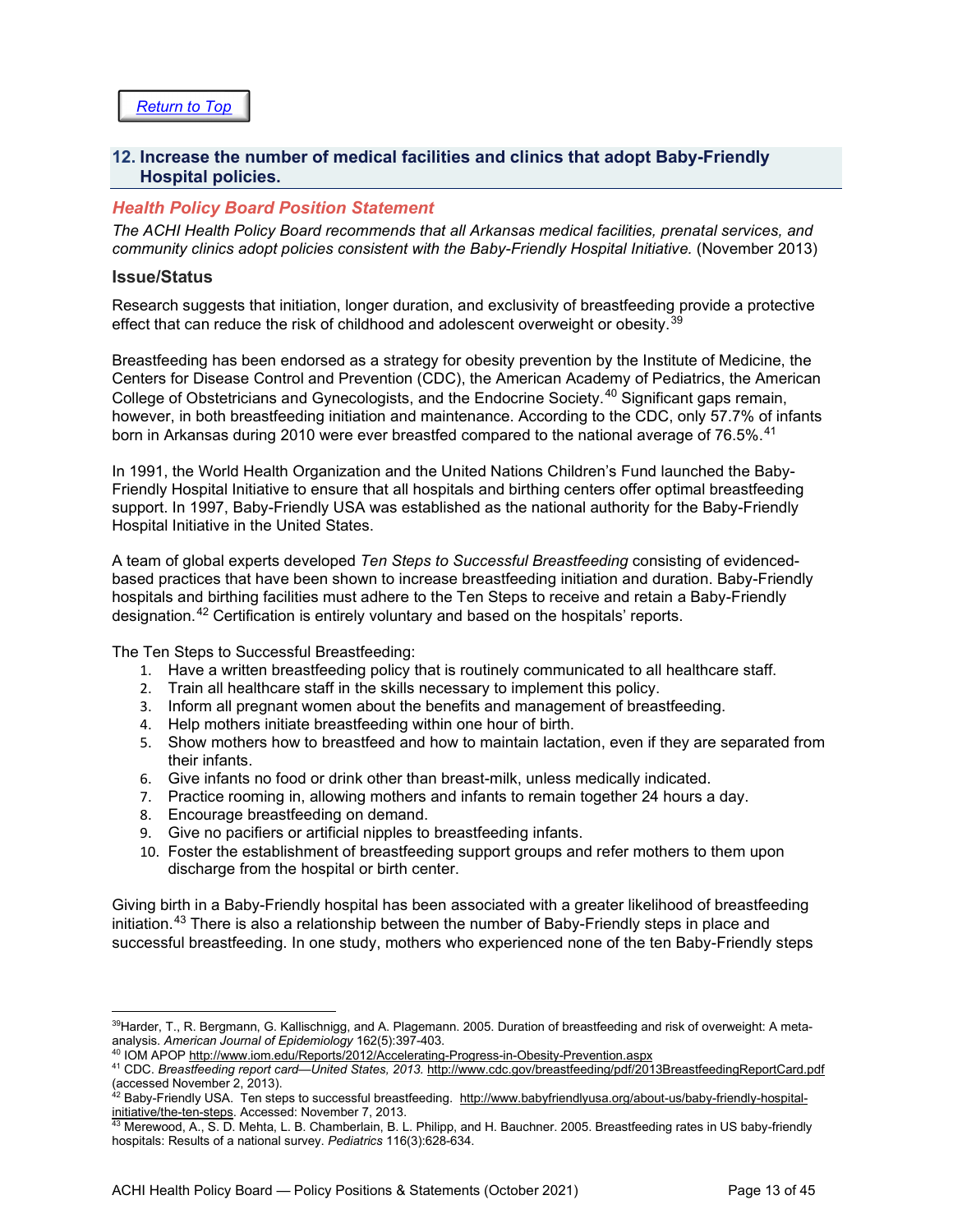Return to Top

## 12. Increase the number of medical facilities and clinics that adopt Baby-Friendly Hospital policies.

### Health Policy Board Position Statement

*The ACHI Health Policy Board recommends that all Arkansas medical facilities, prenatal services, and community clinics adopt policies consistent with the Baby-Friendly Hospital Initiative.* (November 2013)

### Issue/Status

Research suggests that initiation, longer duration, and exclusivity of breastfeeding provide a protective effect that can reduce the risk of childhood and adolescent overweight or obesity.[39]

Breastfeeding has been endorsed as a strategy for obesity prevention by the Institute of Medicine, the Centers for Disease Control and Prevention (CDC), the American Academy of Pediatrics, the American College of Obstetricians and Gynecologists, and the Endocrine Society.[40] Significant gaps remain, however, in both breastfeeding initiation and maintenance. According to the CDC, only 57.7% of infants born in Arkansas during 2010 were ever breastfed compared to the national average of 76.5%.[41]

In 1991, the World Health Organization and the United Nations Children's Fund launched the Baby-Friendly Hospital Initiative to ensure that all hospitals and birthing centers offer optimal breastfeeding support. In 1997, Baby-Friendly USA was established as the national authority for the Baby-Friendly Hospital Initiative in the United States.

A team of global experts developed *Ten Steps to Successful Breastfeeding* consisting of evidenced-based practices that have been shown to increase breastfeeding initiation and duration. Baby-Friendly hospitals and birthing facilities must adhere to the Ten Steps to receive and retain a Baby-Friendly designation.[42] Certification is entirely voluntary and based on the hospitals' reports.

The Ten Steps to Successful Breastfeeding:

1. Have a written breastfeeding policy that is routinely communicated to all healthcare staff.
2. Train all healthcare staff in the skills necessary to implement this policy.
3. Inform all pregnant women about the benefits and management of breastfeeding.
4. Help mothers initiate breastfeeding within one hour of birth.
5. Show mothers how to breastfeed and how to maintain lactation, even if they are separated from their infants.
6. Give infants no food or drink other than breast-milk, unless medically indicated.
7. Practice rooming in, allowing mothers and infants to remain together 24 hours a day.
8. Encourage breastfeeding on demand.
9. Give no pacifiers or artificial nipples to breastfeeding infants.
10. Foster the establishment of breastfeeding support groups and refer mothers to them upon discharge from the hospital or birth center.

Giving birth in a Baby-Friendly hospital has been associated with a greater likelihood of breastfeeding initiation.[43] There is also a relationship between the number of Baby-Friendly steps in place and successful breastfeeding. In one study, mothers who experienced none of the ten Baby-Friendly steps

---

[39] Harder, T., R. Bergmann, G. Kallischnigg, and A. Plagemann. 2005. Duration of breastfeeding and risk of overweight: A meta-analysis. *American Journal of Epidemiology* 162(5):397-403.

[40] IOM APOP http://www.iom.edu/Reports/2012/Accelerating-Progress-in-Obesity-Prevention.aspx

[41] CDC. *Breastfeeding report card—United States, 2013.* http://www.cdc.gov/breastfeeding/pdf/2013BreastfeedingReportCard.pdf (accessed November 2, 2013).

[42] Baby-Friendly USA. Ten steps to successful breastfeeding. http://www.babyfriendlyusa.org/about-us/baby-friendly-hospital-initiative/the-ten-steps. Accessed: November 7, 2013.

[43] Merewood, A., S. D. Mehta, L. B. Chamberlain, B. L. Philipp, and H. Bauchner. 2005. Breastfeeding rates in US baby-friendly hospitals: Results of a national survey. *Pediatrics* 116(3):628-634.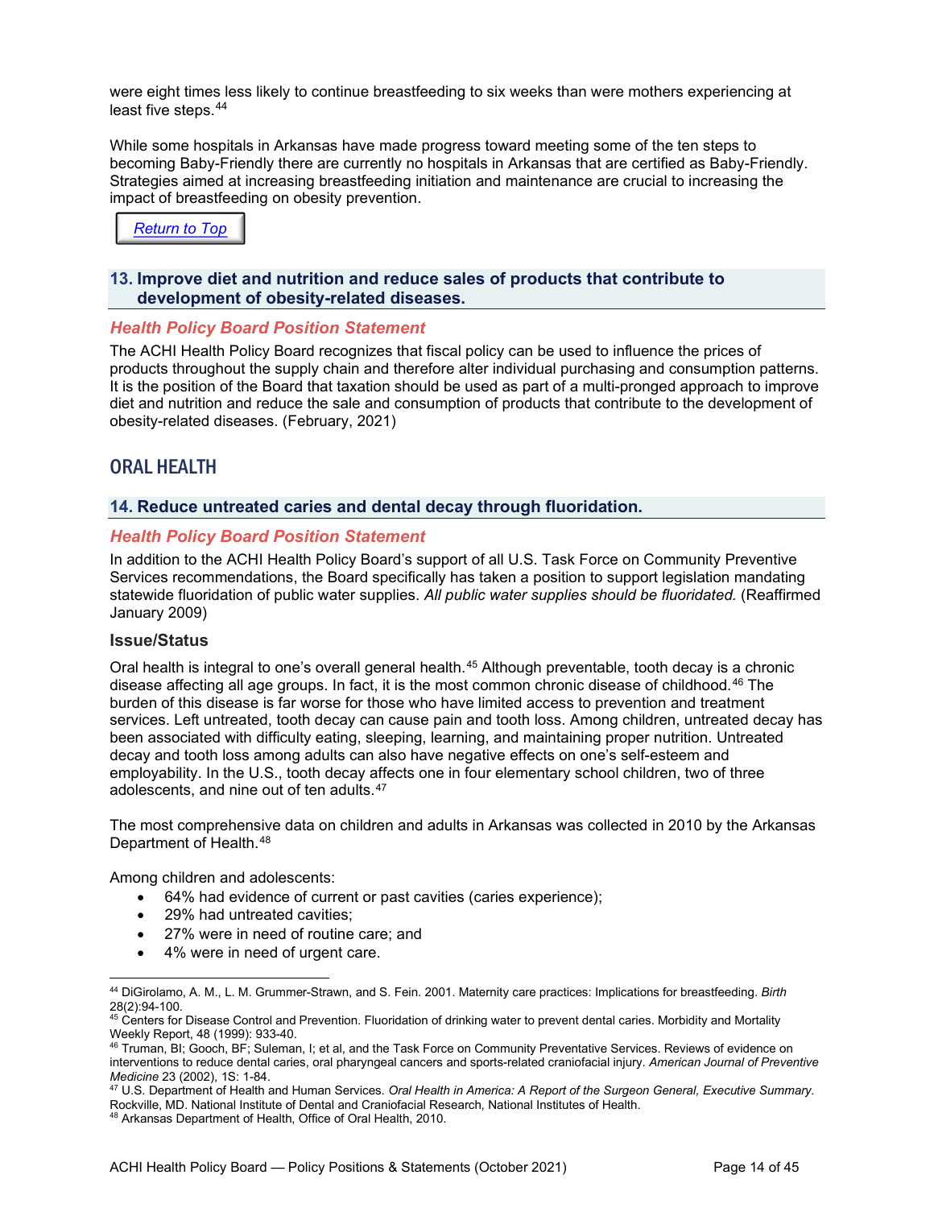were eight times less likely to continue breastfeeding to six weeks than were mothers experiencing at least five steps.[44]

While some hospitals in Arkansas have made progress toward meeting some of the ten steps to becoming Baby-Friendly there are currently no hospitals in Arkansas that are certified as Baby-Friendly. Strategies aimed at increasing breastfeeding initiation and maintenance are crucial to increasing the impact of breastfeeding on obesity prevention.

Return to Top

### 13. Improve diet and nutrition and reduce sales of products that contribute to development of obesity-related diseases.

#### *Health Policy Board Position Statement*

The ACHI Health Policy Board recognizes that fiscal policy can be used to influence the prices of products throughout the supply chain and therefore alter individual purchasing and consumption patterns. It is the position of the Board that taxation should be used as part of a multi-pronged approach to improve diet and nutrition and reduce the sale and consumption of products that contribute to the development of obesity-related diseases. (February, 2021)

## ORAL HEALTH

### 14. Reduce untreated caries and dental decay through fluoridation.

#### *Health Policy Board Position Statement*

In addition to the ACHI Health Policy Board's support of all U.S. Task Force on Community Preventive Services recommendations, the Board specifically has taken a position to support legislation mandating statewide fluoridation of public water supplies. *All public water supplies should be fluoridated.* (Reaffirmed January 2009)

#### Issue/Status

Oral health is integral to one's overall general health.[45] Although preventable, tooth decay is a chronic disease affecting all age groups. In fact, it is the most common chronic disease of childhood.[46] The burden of this disease is far worse for those who have limited access to prevention and treatment services. Left untreated, tooth decay can cause pain and tooth loss. Among children, untreated decay has been associated with difficulty eating, sleeping, learning, and maintaining proper nutrition. Untreated decay and tooth loss among adults can also have negative effects on one's self-esteem and employability. In the U.S., tooth decay affects one in four elementary school children, two of three adolescents, and nine out of ten adults.[47]

The most comprehensive data on children and adults in Arkansas was collected in 2010 by the Arkansas Department of Health.[48]

Among children and adolescents:

- 64% had evidence of current or past cavities (caries experience);
- 29% had untreated cavities;
- 27% were in need of routine care; and
- 4% were in need of urgent care.

---

[44] DiGirolamo, A. M., L. M. Grummer-Strawn, and S. Fein. 2001. Maternity care practices: Implications for breastfeeding. *Birth* 28(2):94-100.

[45] Centers for Disease Control and Prevention. Fluoridation of drinking water to prevent dental caries. Morbidity and Mortality Weekly Report, 48 (1999): 933-40.

[46] Truman, BI; Gooch, BF; Suleman, I; et al, and the Task Force on Community Preventative Services. Reviews of evidence on interventions to reduce dental caries, oral pharyngeal cancers and sports-related craniofacial injury. *American Journal of Preventive Medicine* 23 (2002), 1S: 1-84.

[47] U.S. Department of Health and Human Services. *Oral Health in America: A Report of the Surgeon General, Executive Summary.* Rockville, MD. National Institute of Dental and Craniofacial Research, National Institutes of Health.

[48] Arkansas Department of Health, Office of Oral Health, 2010.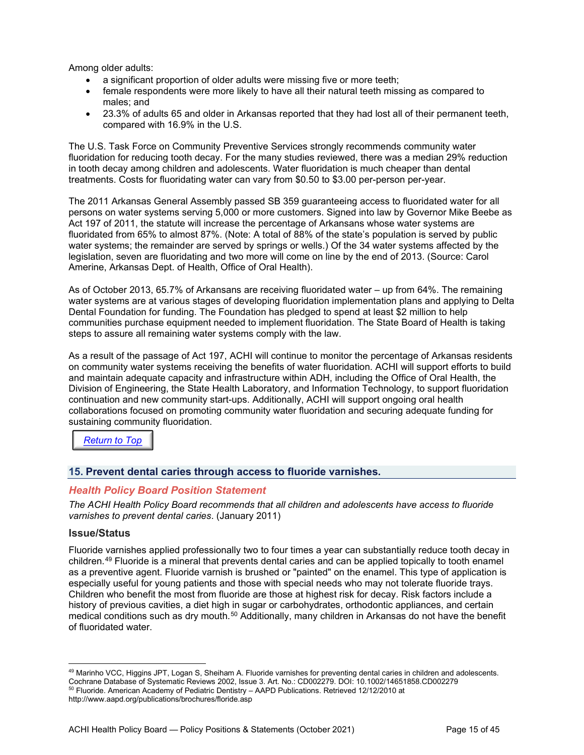Among older adults:

- a significant proportion of older adults were missing five or more teeth;
- female respondents were more likely to have all their natural teeth missing as compared to males; and
- 23.3% of adults 65 and older in Arkansas reported that they had lost all of their permanent teeth, compared with 16.9% in the U.S.

The U.S. Task Force on Community Preventive Services strongly recommends community water fluoridation for reducing tooth decay. For the many studies reviewed, there was a median 29% reduction in tooth decay among children and adolescents. Water fluoridation is much cheaper than dental treatments. Costs for fluoridating water can vary from $0.50 to $3.00 per-person per-year.

The 2011 Arkansas General Assembly passed SB 359 guaranteeing access to fluoridated water for all persons on water systems serving 5,000 or more customers. Signed into law by Governor Mike Beebe as Act 197 of 2011, the statute will increase the percentage of Arkansans whose water systems are fluoridated from 65% to almost 87%. (Note: A total of 88% of the state's population is served by public water systems; the remainder are served by springs or wells.) Of the 34 water systems affected by the legislation, seven are fluoridating and two more will come on line by the end of 2013. (Source: Carol Amerine, Arkansas Dept. of Health, Office of Oral Health).

As of October 2013, 65.7% of Arkansans are receiving fluoridated water – up from 64%. The remaining water systems are at various stages of developing fluoridation implementation plans and applying to Delta Dental Foundation for funding. The Foundation has pledged to spend at least $2 million to help communities purchase equipment needed to implement fluoridation. The State Board of Health is taking steps to assure all remaining water systems comply with the law.

As a result of the passage of Act 197, ACHI will continue to monitor the percentage of Arkansas residents on community water systems receiving the benefits of water fluoridation. ACHI will support efforts to build and maintain adequate capacity and infrastructure within ADH, including the Office of Oral Health, the Division of Engineering, the State Health Laboratory, and Information Technology, to support fluoridation continuation and new community start-ups. Additionally, ACHI will support ongoing oral health collaborations focused on promoting community water fluoridation and securing adequate funding for sustaining community fluoridation.

Return to Top

## 15. Prevent dental caries through access to fluoride varnishes.

### *Health Policy Board Position Statement*

*The ACHI Health Policy Board recommends that all children and adolescents have access to fluoride varnishes to prevent dental caries.* (January 2011)

### Issue/Status

Fluoride varnishes applied professionally two to four times a year can substantially reduce tooth decay in children.[49] Fluoride is a mineral that prevents dental caries and can be applied topically to tooth enamel as a preventive agent. Fluoride varnish is brushed or "painted" on the enamel. This type of application is especially useful for young patients and those with special needs who may not tolerate fluoride trays. Children who benefit the most from fluoride are those at highest risk for decay. Risk factors include a history of previous cavities, a diet high in sugar or carbohydrates, orthodontic appliances, and certain medical conditions such as dry mouth.[50] Additionally, many children in Arkansas do not have the benefit of fluoridated water.

---

[49] Marinho VCC, Higgins JPT, Logan S, Sheiham A. Fluoride varnishes for preventing dental caries in children and adolescents. Cochrane Database of Systematic Reviews 2002, Issue 3. Art. No.: CD002279. DOI: 10.1002/14651858.CD002279

[50] Fluoride. American Academy of Pediatric Dentistry – AAPD Publications. Retrieved 12/12/2010 at http://www.aapd.org/publications/brochures/floride.asp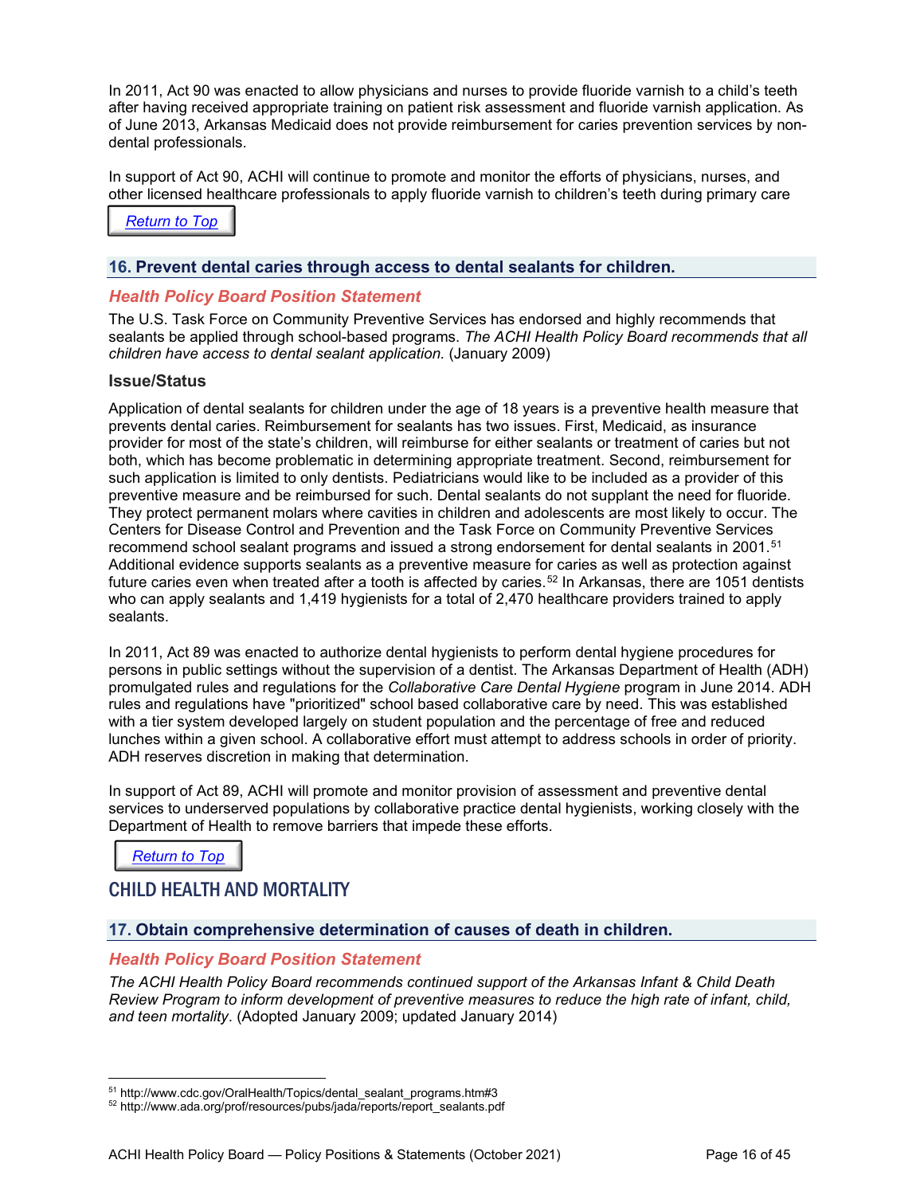In 2011, Act 90 was enacted to allow physicians and nurses to provide fluoride varnish to a child's teeth after having received appropriate training on patient risk assessment and fluoride varnish application. As of June 2013, Arkansas Medicaid does not provide reimbursement for caries prevention services by non-dental professionals.

In support of Act 90, ACHI will continue to promote and monitor the efforts of physicians, nurses, and other licensed healthcare professionals to apply fluoride varnish to children's teeth during primary care

Return to Top

## 16. Prevent dental caries through access to dental sealants for children.

### Health Policy Board Position Statement

The U.S. Task Force on Community Preventive Services has endorsed and highly recommends that sealants be applied through school-based programs. *The ACHI Health Policy Board recommends that all children have access to dental sealant application.* (January 2009)

### Issue/Status

Application of dental sealants for children under the age of 18 years is a preventive health measure that prevents dental caries. Reimbursement for sealants has two issues. First, Medicaid, as insurance provider for most of the state's children, will reimburse for either sealants or treatment of caries but not both, which has become problematic in determining appropriate treatment. Second, reimbursement for such application is limited to only dentists. Pediatricians would like to be included as a provider of this preventive measure and be reimbursed for such. Dental sealants do not supplant the need for fluoride. They protect permanent molars where cavities in children and adolescents are most likely to occur. The Centers for Disease Control and Prevention and the Task Force on Community Preventive Services recommend school sealant programs and issued a strong endorsement for dental sealants in 2001.[51] Additional evidence supports sealants as a preventive measure for caries as well as protection against future caries even when treated after a tooth is affected by caries.[52] In Arkansas, there are 1051 dentists who can apply sealants and 1,419 hygienists for a total of 2,470 healthcare providers trained to apply sealants.

In 2011, Act 89 was enacted to authorize dental hygienists to perform dental hygiene procedures for persons in public settings without the supervision of a dentist. The Arkansas Department of Health (ADH) promulgated rules and regulations for the *Collaborative Care Dental Hygiene* program in June 2014. ADH rules and regulations have "prioritized" school based collaborative care by need. This was established with a tier system developed largely on student population and the percentage of free and reduced lunches within a given school. A collaborative effort must attempt to address schools in order of priority. ADH reserves discretion in making that determination.

In support of Act 89, ACHI will promote and monitor provision of assessment and preventive dental services to underserved populations by collaborative practice dental hygienists, working closely with the Department of Health to remove barriers that impede these efforts.

Return to Top

# CHILD HEALTH AND MORTALITY

## 17. Obtain comprehensive determination of causes of death in children.

### Health Policy Board Position Statement

*The ACHI Health Policy Board recommends continued support of the Arkansas Infant & Child Death Review Program to inform development of preventive measures to reduce the high rate of infant, child, and teen mortality*. (Adopted January 2009; updated January 2014)

---

[51] http://www.cdc.gov/OralHealth/Topics/dental_sealant_programs.htm#3

[52] http://www.ada.org/prof/resources/pubs/jada/reports/report_sealants.pdf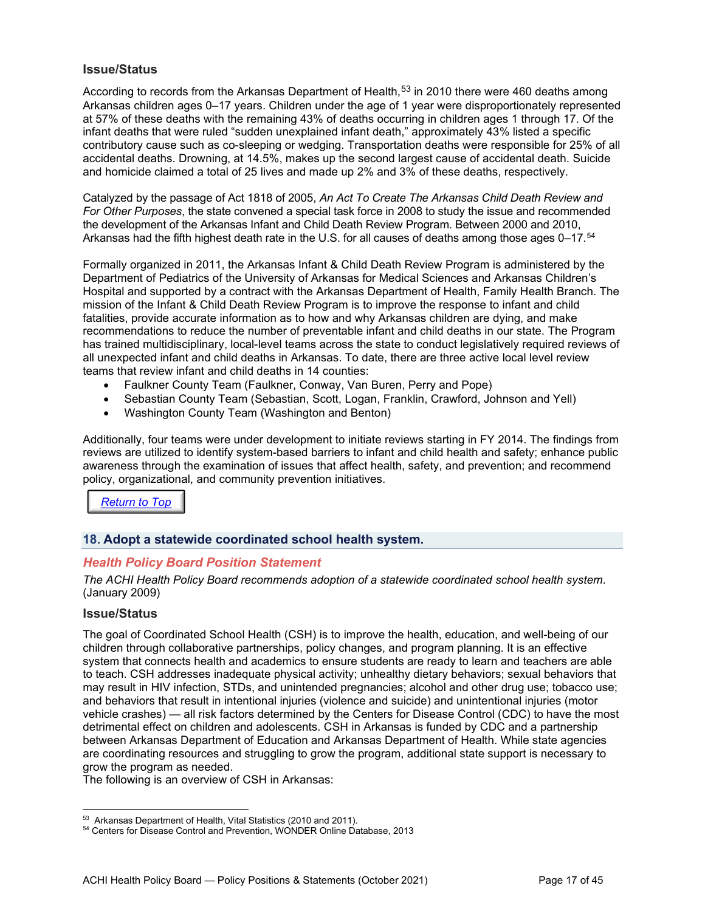### Issue/Status

According to records from the Arkansas Department of Health,[53] in 2010 there were 460 deaths among Arkansas children ages 0–17 years. Children under the age of 1 year were disproportionately represented at 57% of these deaths with the remaining 43% of deaths occurring in children ages 1 through 17. Of the infant deaths that were ruled "sudden unexplained infant death," approximately 43% listed a specific contributory cause such as co-sleeping or wedging. Transportation deaths were responsible for 25% of all accidental deaths. Drowning, at 14.5%, makes up the second largest cause of accidental death. Suicide and homicide claimed a total of 25 lives and made up 2% and 3% of these deaths, respectively.

Catalyzed by the passage of Act 1818 of 2005, *An Act To Create The Arkansas Child Death Review and For Other Purposes*, the state convened a special task force in 2008 to study the issue and recommended the development of the Arkansas Infant and Child Death Review Program. Between 2000 and 2010, Arkansas had the fifth highest death rate in the U.S. for all causes of deaths among those ages 0–17.[54]

Formally organized in 2011, the Arkansas Infant & Child Death Review Program is administered by the Department of Pediatrics of the University of Arkansas for Medical Sciences and Arkansas Children's Hospital and supported by a contract with the Arkansas Department of Health, Family Health Branch. The mission of the Infant & Child Death Review Program is to improve the response to infant and child fatalities, provide accurate information as to how and why Arkansas children are dying, and make recommendations to reduce the number of preventable infant and child deaths in our state. The Program has trained multidisciplinary, local-level teams across the state to conduct legislatively required reviews of all unexpected infant and child deaths in Arkansas. To date, there are three active local level review teams that review infant and child deaths in 14 counties:

- Faulkner County Team (Faulkner, Conway, Van Buren, Perry and Pope)
- Sebastian County Team (Sebastian, Scott, Logan, Franklin, Crawford, Johnson and Yell)
- Washington County Team (Washington and Benton)

Additionally, four teams were under development to initiate reviews starting in FY 2014. The findings from reviews are utilized to identify system-based barriers to infant and child health and safety; enhance public awareness through the examination of issues that affect health, safety, and prevention; and recommend policy, organizational, and community prevention initiatives.

[Return to Top]

## 18. Adopt a statewide coordinated school health system.

### *Health Policy Board Position Statement*

*The ACHI Health Policy Board recommends adoption of a statewide coordinated school health system.* (January 2009)

### Issue/Status

The goal of Coordinated School Health (CSH) is to improve the health, education, and well-being of our children through collaborative partnerships, policy changes, and program planning. It is an effective system that connects health and academics to ensure students are ready to learn and teachers are able to teach. CSH addresses inadequate physical activity; unhealthy dietary behaviors; sexual behaviors that may result in HIV infection, STDs, and unintended pregnancies; alcohol and other drug use; tobacco use; and behaviors that result in intentional injuries (violence and suicide) and unintentional injuries (motor vehicle crashes) — all risk factors determined by the Centers for Disease Control (CDC) to have the most detrimental effect on children and adolescents. CSH in Arkansas is funded by CDC and a partnership between Arkansas Department of Education and Arkansas Department of Health. While state agencies are coordinating resources and struggling to grow the program, additional state support is necessary to grow the program as needed.

The following is an overview of CSH in Arkansas:

---

[53] Arkansas Department of Health, Vital Statistics (2010 and 2011).

[54] Centers for Disease Control and Prevention, WONDER Online Database, 2013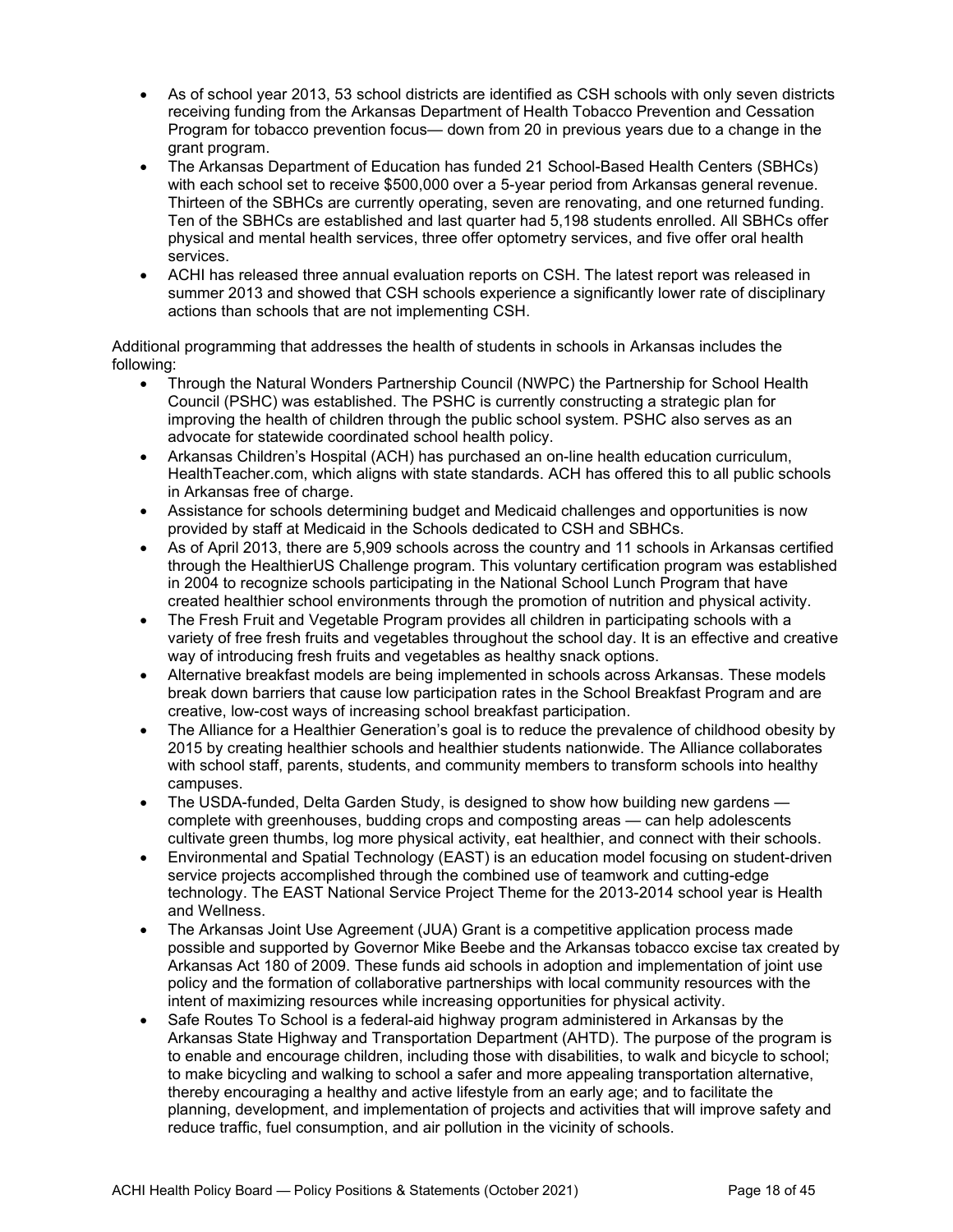- As of school year 2013, 53 school districts are identified as CSH schools with only seven districts receiving funding from the Arkansas Department of Health Tobacco Prevention and Cessation Program for tobacco prevention focus— down from 20 in previous years due to a change in the grant program.
- The Arkansas Department of Education has funded 21 School-Based Health Centers (SBHCs) with each school set to receive $500,000 over a 5-year period from Arkansas general revenue. Thirteen of the SBHCs are currently operating, seven are renovating, and one returned funding. Ten of the SBHCs are established and last quarter had 5,198 students enrolled. All SBHCs offer physical and mental health services, three offer optometry services, and five offer oral health services.
- ACHI has released three annual evaluation reports on CSH. The latest report was released in summer 2013 and showed that CSH schools experience a significantly lower rate of disciplinary actions than schools that are not implementing CSH.

Additional programming that addresses the health of students in schools in Arkansas includes the following:

- Through the Natural Wonders Partnership Council (NWPC) the Partnership for School Health Council (PSHC) was established. The PSHC is currently constructing a strategic plan for improving the health of children through the public school system. PSHC also serves as an advocate for statewide coordinated school health policy.
- Arkansas Children's Hospital (ACH) has purchased an on-line health education curriculum, HealthTeacher.com, which aligns with state standards. ACH has offered this to all public schools in Arkansas free of charge.
- Assistance for schools determining budget and Medicaid challenges and opportunities is now provided by staff at Medicaid in the Schools dedicated to CSH and SBHCs.
- As of April 2013, there are 5,909 schools across the country and 11 schools in Arkansas certified through the HealthierUS Challenge program. This voluntary certification program was established in 2004 to recognize schools participating in the National School Lunch Program that have created healthier school environments through the promotion of nutrition and physical activity.
- The Fresh Fruit and Vegetable Program provides all children in participating schools with a variety of free fresh fruits and vegetables throughout the school day. It is an effective and creative way of introducing fresh fruits and vegetables as healthy snack options.
- Alternative breakfast models are being implemented in schools across Arkansas. These models break down barriers that cause low participation rates in the School Breakfast Program and are creative, low-cost ways of increasing school breakfast participation.
- The Alliance for a Healthier Generation's goal is to reduce the prevalence of childhood obesity by 2015 by creating healthier schools and healthier students nationwide. The Alliance collaborates with school staff, parents, students, and community members to transform schools into healthy campuses.
- The USDA-funded, Delta Garden Study, is designed to show how building new gardens — complete with greenhouses, budding crops and composting areas — can help adolescents cultivate green thumbs, log more physical activity, eat healthier, and connect with their schools.
- Environmental and Spatial Technology (EAST) is an education model focusing on student-driven service projects accomplished through the combined use of teamwork and cutting-edge technology. The EAST National Service Project Theme for the 2013-2014 school year is Health and Wellness.
- The Arkansas Joint Use Agreement (JUA) Grant is a competitive application process made possible and supported by Governor Mike Beebe and the Arkansas tobacco excise tax created by Arkansas Act 180 of 2009. These funds aid schools in adoption and implementation of joint use policy and the formation of collaborative partnerships with local community resources with the intent of maximizing resources while increasing opportunities for physical activity.
- Safe Routes To School is a federal-aid highway program administered in Arkansas by the Arkansas State Highway and Transportation Department (AHTD). The purpose of the program is to enable and encourage children, including those with disabilities, to walk and bicycle to school; to make bicycling and walking to school a safer and more appealing transportation alternative, thereby encouraging a healthy and active lifestyle from an early age; and to facilitate the planning, development, and implementation of projects and activities that will improve safety and reduce traffic, fuel consumption, and air pollution in the vicinity of schools.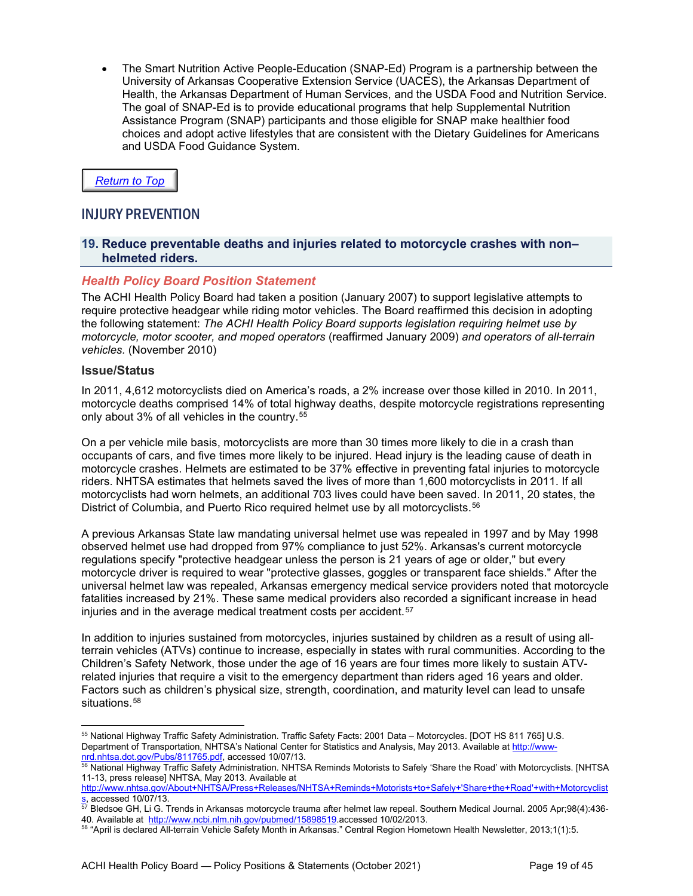- The Smart Nutrition Active People-Education (SNAP-Ed) Program is a partnership between the University of Arkansas Cooperative Extension Service (UACES), the Arkansas Department of Health, the Arkansas Department of Human Services, and the USDA Food and Nutrition Service. The goal of SNAP-Ed is to provide educational programs that help Supplemental Nutrition Assistance Program (SNAP) participants and those eligible for SNAP make healthier food choices and adopt active lifestyles that are consistent with the Dietary Guidelines for Americans and USDA Food Guidance System.

[Return to Top]

## INJURY PREVENTION

### 19. Reduce preventable deaths and injuries related to motorcycle crashes with non–helmeted riders.

#### *Health Policy Board Position Statement*

The ACHI Health Policy Board had taken a position (January 2007) to support legislative attempts to require protective headgear while riding motor vehicles. The Board reaffirmed this decision in adopting the following statement: *The ACHI Health Policy Board supports legislation requiring helmet use by motorcycle, motor scooter, and moped operators* (reaffirmed January 2009) *and operators of all-terrain vehicles.* (November 2010)

#### Issue/Status

In 2011, 4,612 motorcyclists died on America's roads, a 2% increase over those killed in 2010. In 2011, motorcycle deaths comprised 14% of total highway deaths, despite motorcycle registrations representing only about 3% of all vehicles in the country.[55]

On a per vehicle mile basis, motorcyclists are more than 30 times more likely to die in a crash than occupants of cars, and five times more likely to be injured. Head injury is the leading cause of death in motorcycle crashes. Helmets are estimated to be 37% effective in preventing fatal injuries to motorcycle riders. NHTSA estimates that helmets saved the lives of more than 1,600 motorcyclists in 2011. If all motorcyclists had worn helmets, an additional 703 lives could have been saved. In 2011, 20 states, the District of Columbia, and Puerto Rico required helmet use by all motorcyclists.[56]

A previous Arkansas State law mandating universal helmet use was repealed in 1997 and by May 1998 observed helmet use had dropped from 97% compliance to just 52%. Arkansas's current motorcycle regulations specify "protective headgear unless the person is 21 years of age or older," but every motorcycle driver is required to wear "protective glasses, goggles or transparent face shields." After the universal helmet law was repealed, Arkansas emergency medical service providers noted that motorcycle fatalities increased by 21%. These same medical providers also recorded a significant increase in head injuries and in the average medical treatment costs per accident.[57]

In addition to injuries sustained from motorcycles, injuries sustained by children as a result of using all-terrain vehicles (ATVs) continue to increase, especially in states with rural communities. According to the Children's Safety Network, those under the age of 16 years are four times more likely to sustain ATV-related injuries that require a visit to the emergency department than riders aged 16 years and older. Factors such as children's physical size, strength, coordination, and maturity level can lead to unsafe situations.[58]

---

[55] National Highway Traffic Safety Administration. Traffic Safety Facts: 2001 Data – Motorcycles. [DOT HS 811 765] U.S. Department of Transportation, NHTSA's National Center for Statistics and Analysis, May 2013. Available at http://www-nrd.nhtsa.dot.gov/Pubs/811765.pdf, accessed 10/07/13.

[56] National Highway Traffic Safety Administration. NHTSA Reminds Motorists to Safely 'Share the Road' with Motorcyclists. [NHTSA 11-13, press release] NHTSA, May 2013. Available at http://www.nhtsa.gov/About+NHTSA/Press+Releases/NHTSA+Reminds+Motorists+to+Safely+'Share+the+Road'+with+Motorcyclists, accessed 10/07/13.

[57] Bledsoe GH, Li G. Trends in Arkansas motorcycle trauma after helmet law repeal. Southern Medical Journal. 2005 Apr;98(4):436-40. Available at http://www.ncbi.nlm.nih.gov/pubmed/15898519.accessed 10/02/2013.

[58] "April is declared All-terrain Vehicle Safety Month in Arkansas." Central Region Hometown Health Newsletter, 2013;1(1):5.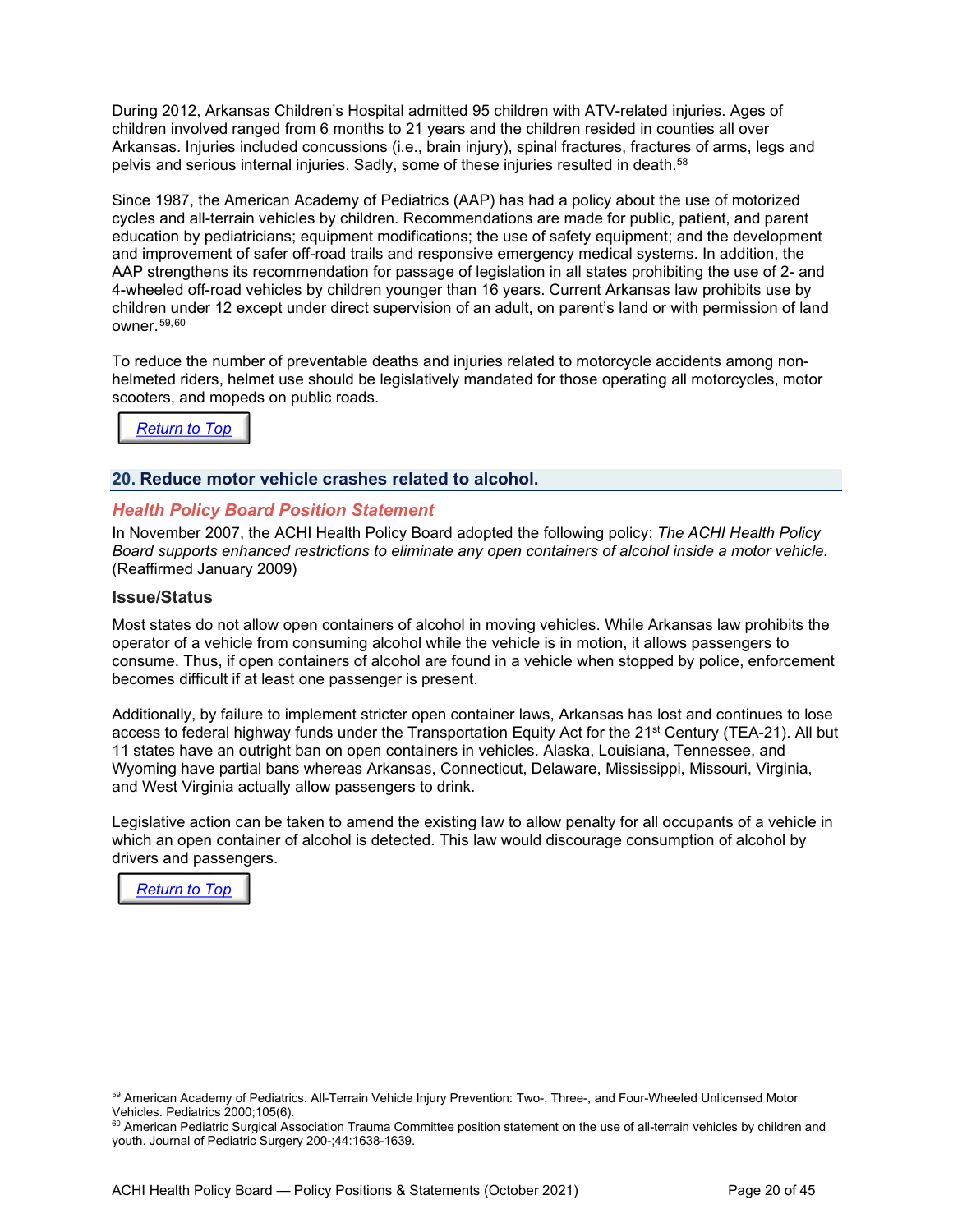During 2012, Arkansas Children's Hospital admitted 95 children with ATV-related injuries. Ages of children involved ranged from 6 months to 21 years and the children resided in counties all over Arkansas. Injuries included concussions (i.e., brain injury), spinal fractures, fractures of arms, legs and pelvis and serious internal injuries. Sadly, some of these injuries resulted in death.[58]

Since 1987, the American Academy of Pediatrics (AAP) has had a policy about the use of motorized cycles and all-terrain vehicles by children. Recommendations are made for public, patient, and parent education by pediatricians; equipment modifications; the use of safety equipment; and the development and improvement of safer off-road trails and responsive emergency medical systems. In addition, the AAP strengthens its recommendation for passage of legislation in all states prohibiting the use of 2- and 4-wheeled off-road vehicles by children younger than 16 years. Current Arkansas law prohibits use by children under 12 except under direct supervision of an adult, on parent's land or with permission of land owner.[59,60]

To reduce the number of preventable deaths and injuries related to motorcycle accidents among non-helmeted riders, helmet use should be legislatively mandated for those operating all motorcycles, motor scooters, and mopeds on public roads.

Return to Top

## 20. Reduce motor vehicle crashes related to alcohol.

### *Health Policy Board Position Statement*

In November 2007, the ACHI Health Policy Board adopted the following policy: *The ACHI Health Policy Board supports enhanced restrictions to eliminate any open containers of alcohol inside a motor vehicle.* (Reaffirmed January 2009)

### Issue/Status

Most states do not allow open containers of alcohol in moving vehicles. While Arkansas law prohibits the operator of a vehicle from consuming alcohol while the vehicle is in motion, it allows passengers to consume. Thus, if open containers of alcohol are found in a vehicle when stopped by police, enforcement becomes difficult if at least one passenger is present.

Additionally, by failure to implement stricter open container laws, Arkansas has lost and continues to lose access to federal highway funds under the Transportation Equity Act for the 21st Century (TEA-21). All but 11 states have an outright ban on open containers in vehicles. Alaska, Louisiana, Tennessee, and Wyoming have partial bans whereas Arkansas, Connecticut, Delaware, Mississippi, Missouri, Virginia, and West Virginia actually allow passengers to drink.

Legislative action can be taken to amend the existing law to allow penalty for all occupants of a vehicle in which an open container of alcohol is detected. This law would discourage consumption of alcohol by drivers and passengers.

Return to Top

---

[59] American Academy of Pediatrics. All-Terrain Vehicle Injury Prevention: Two-, Three-, and Four-Wheeled Unlicensed Motor Vehicles. Pediatrics 2000;105(6).

[60] American Pediatric Surgical Association Trauma Committee position statement on the use of all-terrain vehicles by children and youth. Journal of Pediatric Surgery 200-;44:1638-1639.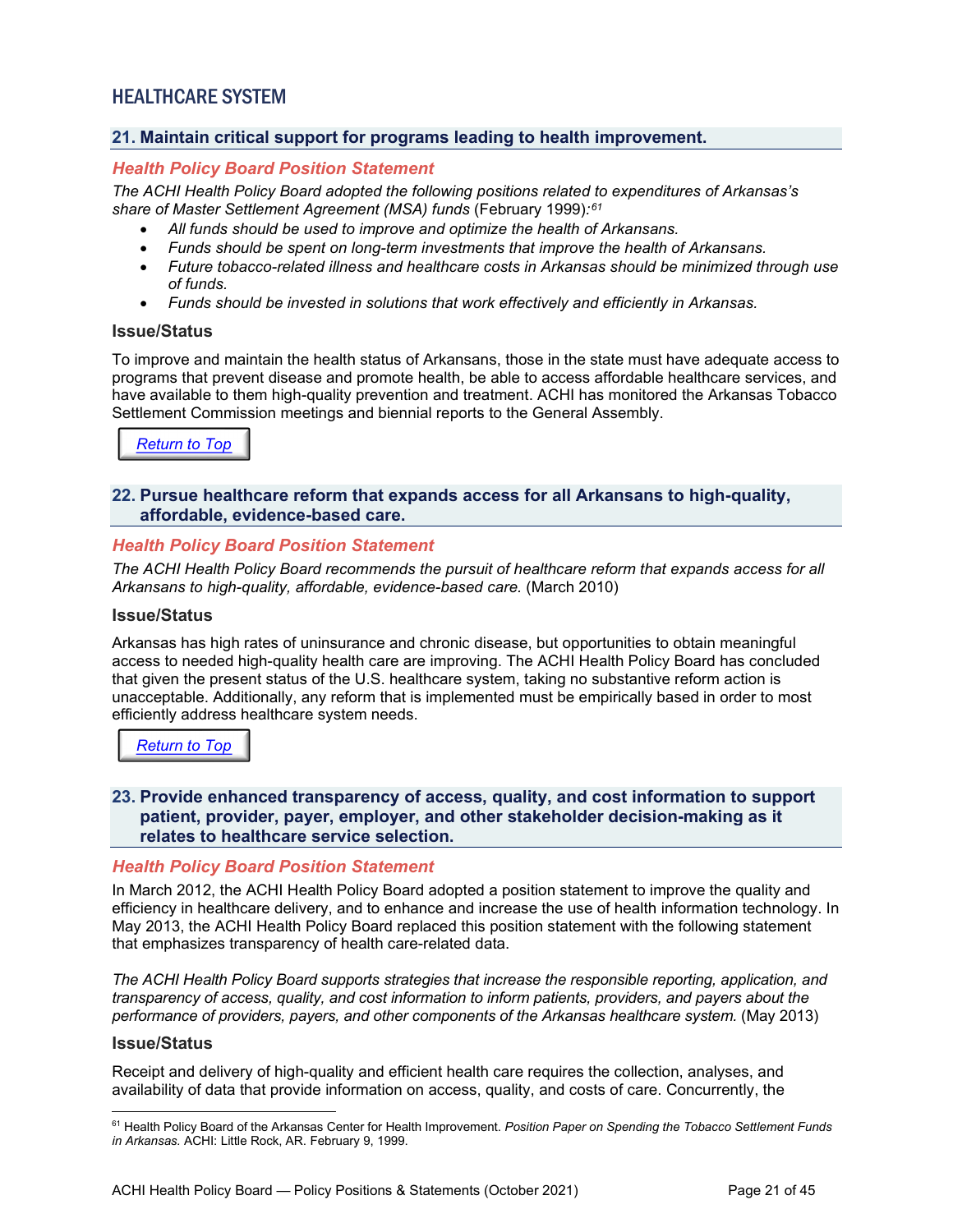## HEALTHCARE SYSTEM

### 21. Maintain critical support for programs leading to health improvement.

#### *Health Policy Board Position Statement*

*The ACHI Health Policy Board adopted the following positions related to expenditures of Arkansas's share of Master Settlement Agreement (MSA) funds* (February 1999)*:*[61]

- *All funds should be used to improve and optimize the health of Arkansans.*
- *Funds should be spent on long-term investments that improve the health of Arkansans.*
- *Future tobacco-related illness and healthcare costs in Arkansas should be minimized through use of funds.*
- *Funds should be invested in solutions that work effectively and efficiently in Arkansas.*

#### Issue/Status

To improve and maintain the health status of Arkansans, those in the state must have adequate access to programs that prevent disease and promote health, be able to access affordable healthcare services, and have available to them high-quality prevention and treatment. ACHI has monitored the Arkansas Tobacco Settlement Commission meetings and biennial reports to the General Assembly.

Return to Top

### 22. Pursue healthcare reform that expands access for all Arkansans to high-quality, affordable, evidence-based care.

#### *Health Policy Board Position Statement*

*The ACHI Health Policy Board recommends the pursuit of healthcare reform that expands access for all Arkansans to high-quality, affordable, evidence-based care.* (March 2010)

#### Issue/Status

Arkansas has high rates of uninsurance and chronic disease, but opportunities to obtain meaningful access to needed high-quality health care are improving. The ACHI Health Policy Board has concluded that given the present status of the U.S. healthcare system, taking no substantive reform action is unacceptable. Additionally, any reform that is implemented must be empirically based in order to most efficiently address healthcare system needs.

Return to Top

### 23. Provide enhanced transparency of access, quality, and cost information to support patient, provider, payer, employer, and other stakeholder decision-making as it relates to healthcare service selection.

#### *Health Policy Board Position Statement*

In March 2012, the ACHI Health Policy Board adopted a position statement to improve the quality and efficiency in healthcare delivery, and to enhance and increase the use of health information technology. In May 2013, the ACHI Health Policy Board replaced this position statement with the following statement that emphasizes transparency of health care-related data.

*The ACHI Health Policy Board supports strategies that increase the responsible reporting, application, and transparency of access, quality, and cost information to inform patients, providers, and payers about the performance of providers, payers, and other components of the Arkansas healthcare system.* (May 2013)

#### Issue/Status

Receipt and delivery of high-quality and efficient health care requires the collection, analyses, and availability of data that provide information on access, quality, and costs of care. Concurrently, the

---

[61] Health Policy Board of the Arkansas Center for Health Improvement. *Position Paper on Spending the Tobacco Settlement Funds in Arkansas.* ACHI: Little Rock, AR. February 9, 1999.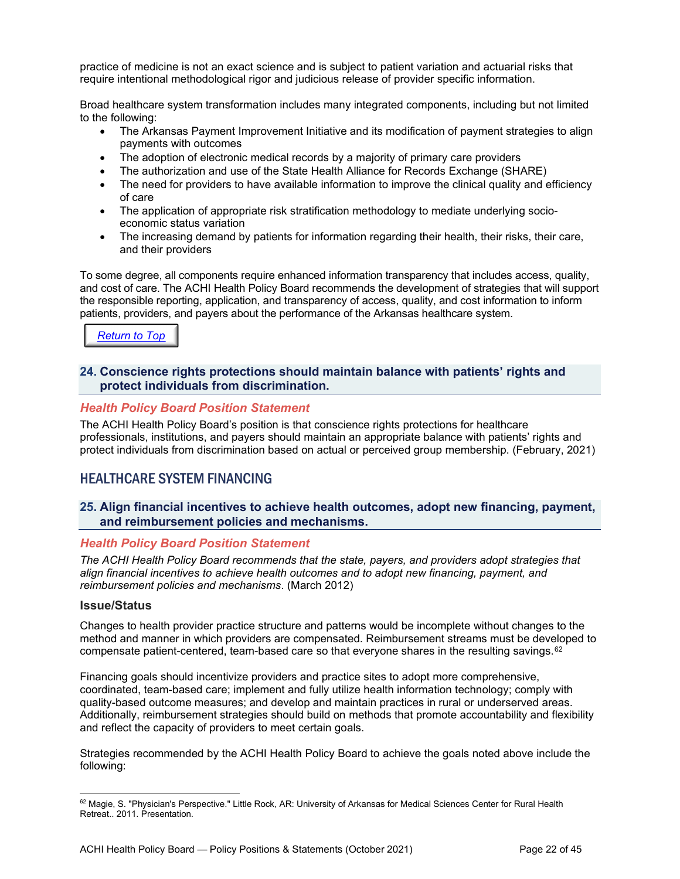practice of medicine is not an exact science and is subject to patient variation and actuarial risks that require intentional methodological rigor and judicious release of provider specific information.

Broad healthcare system transformation includes many integrated components, including but not limited to the following:

- The Arkansas Payment Improvement Initiative and its modification of payment strategies to align payments with outcomes
- The adoption of electronic medical records by a majority of primary care providers
- The authorization and use of the State Health Alliance for Records Exchange (SHARE)
- The need for providers to have available information to improve the clinical quality and efficiency of care
- The application of appropriate risk stratification methodology to mediate underlying socio-economic status variation
- The increasing demand by patients for information regarding their health, their risks, their care, and their providers

To some degree, all components require enhanced information transparency that includes access, quality, and cost of care. The ACHI Health Policy Board recommends the development of strategies that will support the responsible reporting, application, and transparency of access, quality, and cost information to inform patients, providers, and payers about the performance of the Arkansas healthcare system.

Return to Top

### 24. Conscience rights protections should maintain balance with patients' rights and protect individuals from discrimination.

#### *Health Policy Board Position Statement*

The ACHI Health Policy Board's position is that conscience rights protections for healthcare professionals, institutions, and payers should maintain an appropriate balance with patients' rights and protect individuals from discrimination based on actual or perceived group membership. (February, 2021)

## HEALTHCARE SYSTEM FINANCING

### 25. Align financial incentives to achieve health outcomes, adopt new financing, payment, and reimbursement policies and mechanisms.

#### *Health Policy Board Position Statement*

*The ACHI Health Policy Board recommends that the state, payers, and providers adopt strategies that align financial incentives to achieve health outcomes and to adopt new financing, payment, and reimbursement policies and mechanisms*. (March 2012)

#### Issue/Status

Changes to health provider practice structure and patterns would be incomplete without changes to the method and manner in which providers are compensated. Reimbursement streams must be developed to compensate patient-centered, team-based care so that everyone shares in the resulting savings.[62]

Financing goals should incentivize providers and practice sites to adopt more comprehensive, coordinated, team-based care; implement and fully utilize health information technology; comply with quality-based outcome measures; and develop and maintain practices in rural or underserved areas. Additionally, reimbursement strategies should build on methods that promote accountability and flexibility and reflect the capacity of providers to meet certain goals.

Strategies recommended by the ACHI Health Policy Board to achieve the goals noted above include the following:

---

[62] Magie, S. "Physician's Perspective." Little Rock, AR: University of Arkansas for Medical Sciences Center for Rural Health Retreat.. 2011. Presentation.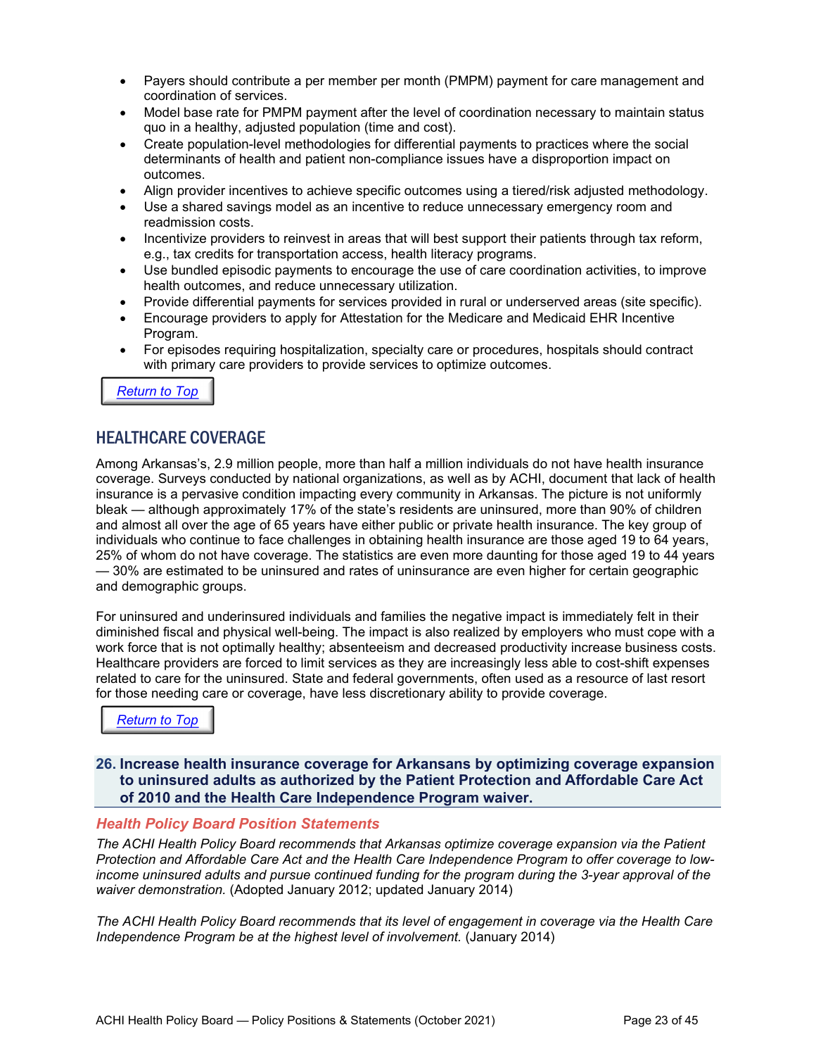- Payers should contribute a per member per month (PMPM) payment for care management and coordination of services.
- Model base rate for PMPM payment after the level of coordination necessary to maintain status quo in a healthy, adjusted population (time and cost).
- Create population-level methodologies for differential payments to practices where the social determinants of health and patient non-compliance issues have a disproportion impact on outcomes.
- Align provider incentives to achieve specific outcomes using a tiered/risk adjusted methodology.
- Use a shared savings model as an incentive to reduce unnecessary emergency room and readmission costs.
- Incentivize providers to reinvest in areas that will best support their patients through tax reform, e.g., tax credits for transportation access, health literacy programs.
- Use bundled episodic payments to encourage the use of care coordination activities, to improve health outcomes, and reduce unnecessary utilization.
- Provide differential payments for services provided in rural or underserved areas (site specific).
- Encourage providers to apply for Attestation for the Medicare and Medicaid EHR Incentive Program.
- For episodes requiring hospitalization, specialty care or procedures, hospitals should contract with primary care providers to provide services to optimize outcomes.

Return to Top

## HEALTHCARE COVERAGE

Among Arkansas's, 2.9 million people, more than half a million individuals do not have health insurance coverage. Surveys conducted by national organizations, as well as by ACHI, document that lack of health insurance is a pervasive condition impacting every community in Arkansas. The picture is not uniformly bleak — although approximately 17% of the state's residents are uninsured, more than 90% of children and almost all over the age of 65 years have either public or private health insurance. The key group of individuals who continue to face challenges in obtaining health insurance are those aged 19 to 64 years, 25% of whom do not have coverage. The statistics are even more daunting for those aged 19 to 44 years — 30% are estimated to be uninsured and rates of uninsurance are even higher for certain geographic and demographic groups.

For uninsured and underinsured individuals and families the negative impact is immediately felt in their diminished fiscal and physical well-being. The impact is also realized by employers who must cope with a work force that is not optimally healthy; absenteeism and decreased productivity increase business costs. Healthcare providers are forced to limit services as they are increasingly less able to cost-shift expenses related to care for the uninsured. State and federal governments, often used as a resource of last resort for those needing care or coverage, have less discretionary ability to provide coverage.

Return to Top

### 26. Increase health insurance coverage for Arkansans by optimizing coverage expansion to uninsured adults as authorized by the Patient Protection and Affordable Care Act of 2010 and the Health Care Independence Program waiver.

#### *Health Policy Board Position Statements*

*The ACHI Health Policy Board recommends that Arkansas optimize coverage expansion via the Patient Protection and Affordable Care Act and the Health Care Independence Program to offer coverage to low-income uninsured adults and pursue continued funding for the program during the 3-year approval of the waiver demonstration.* (Adopted January 2012; updated January 2014)

*The ACHI Health Policy Board recommends that its level of engagement in coverage via the Health Care Independence Program be at the highest level of involvement.* (January 2014)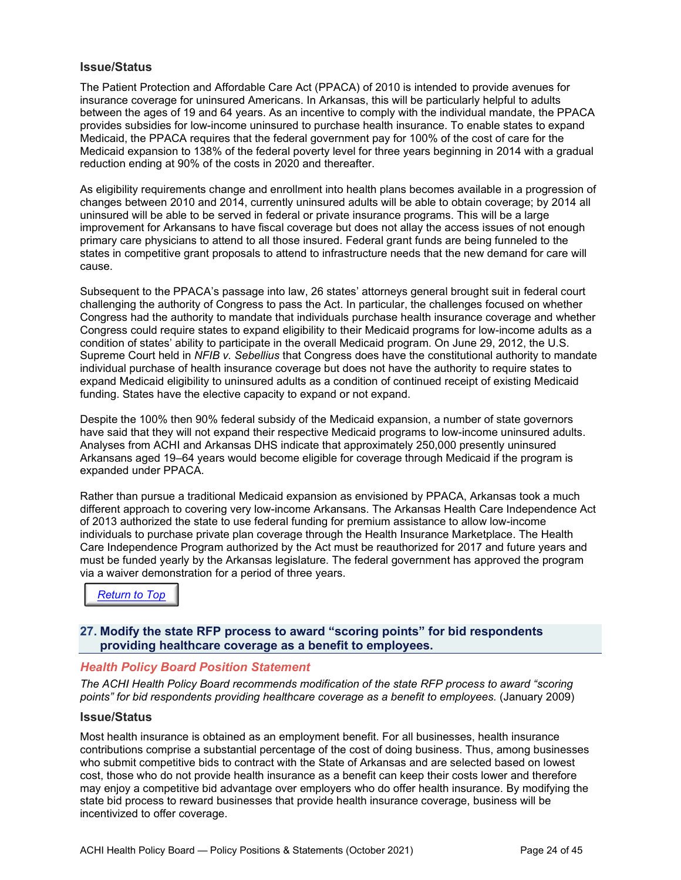### Issue/Status

The Patient Protection and Affordable Care Act (PPACA) of 2010 is intended to provide avenues for insurance coverage for uninsured Americans. In Arkansas, this will be particularly helpful to adults between the ages of 19 and 64 years. As an incentive to comply with the individual mandate, the PPACA provides subsidies for low-income uninsured to purchase health insurance. To enable states to expand Medicaid, the PPACA requires that the federal government pay for 100% of the cost of care for the Medicaid expansion to 138% of the federal poverty level for three years beginning in 2014 with a gradual reduction ending at 90% of the costs in 2020 and thereafter.

As eligibility requirements change and enrollment into health plans becomes available in a progression of changes between 2010 and 2014, currently uninsured adults will be able to obtain coverage; by 2014 all uninsured will be able to be served in federal or private insurance programs. This will be a large improvement for Arkansans to have fiscal coverage but does not allay the access issues of not enough primary care physicians to attend to all those insured. Federal grant funds are being funneled to the states in competitive grant proposals to attend to infrastructure needs that the new demand for care will cause.

Subsequent to the PPACA's passage into law, 26 states' attorneys general brought suit in federal court challenging the authority of Congress to pass the Act. In particular, the challenges focused on whether Congress had the authority to mandate that individuals purchase health insurance coverage and whether Congress could require states to expand eligibility to their Medicaid programs for low-income adults as a condition of states' ability to participate in the overall Medicaid program. On June 29, 2012, the U.S. Supreme Court held in *NFIB v. Sebellius* that Congress does have the constitutional authority to mandate individual purchase of health insurance coverage but does not have the authority to require states to expand Medicaid eligibility to uninsured adults as a condition of continued receipt of existing Medicaid funding. States have the elective capacity to expand or not expand.

Despite the 100% then 90% federal subsidy of the Medicaid expansion, a number of state governors have said that they will not expand their respective Medicaid programs to low-income uninsured adults. Analyses from ACHI and Arkansas DHS indicate that approximately 250,000 presently uninsured Arkansans aged 19–64 years would become eligible for coverage through Medicaid if the program is expanded under PPACA.

Rather than pursue a traditional Medicaid expansion as envisioned by PPACA, Arkansas took a much different approach to covering very low-income Arkansans. The Arkansas Health Care Independence Act of 2013 authorized the state to use federal funding for premium assistance to allow low-income individuals to purchase private plan coverage through the Health Insurance Marketplace. The Health Care Independence Program authorized by the Act must be reauthorized for 2017 and future years and must be funded yearly by the Arkansas legislature. The federal government has approved the program via a waiver demonstration for a period of three years.

Return to Top

## 27. Modify the state RFP process to award "scoring points" for bid respondents providing healthcare coverage as a benefit to employees.

### Health Policy Board Position Statement

*The ACHI Health Policy Board recommends modification of the state RFP process to award "scoring points" for bid respondents providing healthcare coverage as a benefit to employees.* (January 2009)

### Issue/Status

Most health insurance is obtained as an employment benefit. For all businesses, health insurance contributions comprise a substantial percentage of the cost of doing business. Thus, among businesses who submit competitive bids to contract with the State of Arkansas and are selected based on lowest cost, those who do not provide health insurance as a benefit can keep their costs lower and therefore may enjoy a competitive bid advantage over employers who do offer health insurance. By modifying the state bid process to reward businesses that provide health insurance coverage, business will be incentivized to offer coverage.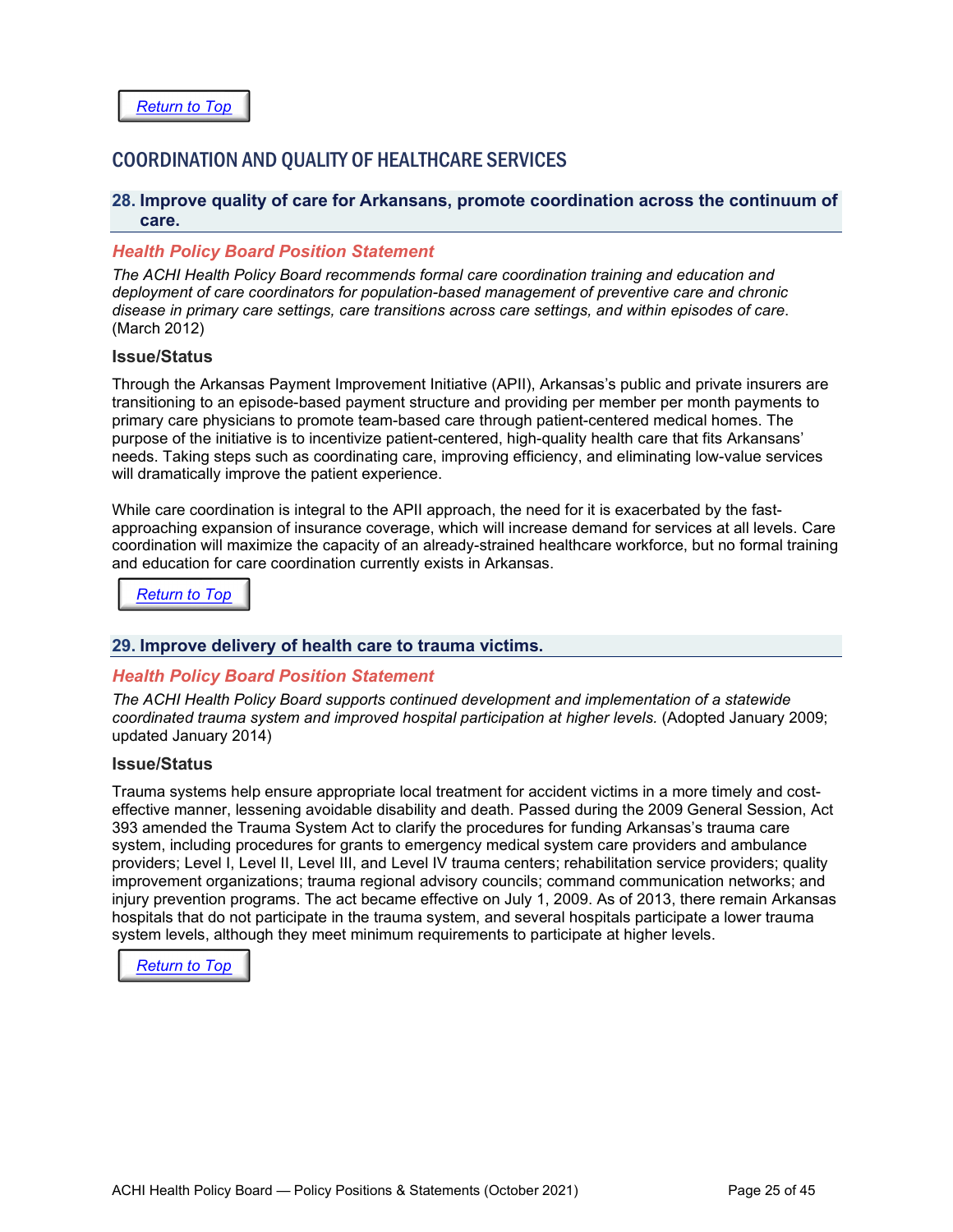Return to Top

## COORDINATION AND QUALITY OF HEALTHCARE SERVICES

### 28. Improve quality of care for Arkansans, promote coordination across the continuum of care.

#### Health Policy Board Position Statement

*The ACHI Health Policy Board recommends formal care coordination training and education and deployment of care coordinators for population-based management of preventive care and chronic disease in primary care settings, care transitions across care settings, and within episodes of care.* (March 2012)

#### Issue/Status

Through the Arkansas Payment Improvement Initiative (APII), Arkansas's public and private insurers are transitioning to an episode-based payment structure and providing per member per month payments to primary care physicians to promote team-based care through patient-centered medical homes. The purpose of the initiative is to incentivize patient-centered, high-quality health care that fits Arkansans' needs. Taking steps such as coordinating care, improving efficiency, and eliminating low-value services will dramatically improve the patient experience.

While care coordination is integral to the APII approach, the need for it is exacerbated by the fast-approaching expansion of insurance coverage, which will increase demand for services at all levels. Care coordination will maximize the capacity of an already-strained healthcare workforce, but no formal training and education for care coordination currently exists in Arkansas.

Return to Top

### 29. Improve delivery of health care to trauma victims.

#### Health Policy Board Position Statement

*The ACHI Health Policy Board supports continued development and implementation of a statewide coordinated trauma system and improved hospital participation at higher levels.* (Adopted January 2009; updated January 2014)

#### Issue/Status

Trauma systems help ensure appropriate local treatment for accident victims in a more timely and cost-effective manner, lessening avoidable disability and death. Passed during the 2009 General Session, Act 393 amended the Trauma System Act to clarify the procedures for funding Arkansas's trauma care system, including procedures for grants to emergency medical system care providers and ambulance providers; Level I, Level II, Level III, and Level IV trauma centers; rehabilitation service providers; quality improvement organizations; trauma regional advisory councils; command communication networks; and injury prevention programs. The act became effective on July 1, 2009. As of 2013, there remain Arkansas hospitals that do not participate in the trauma system, and several hospitals participate a lower trauma system levels, although they meet minimum requirements to participate at higher levels.

Return to Top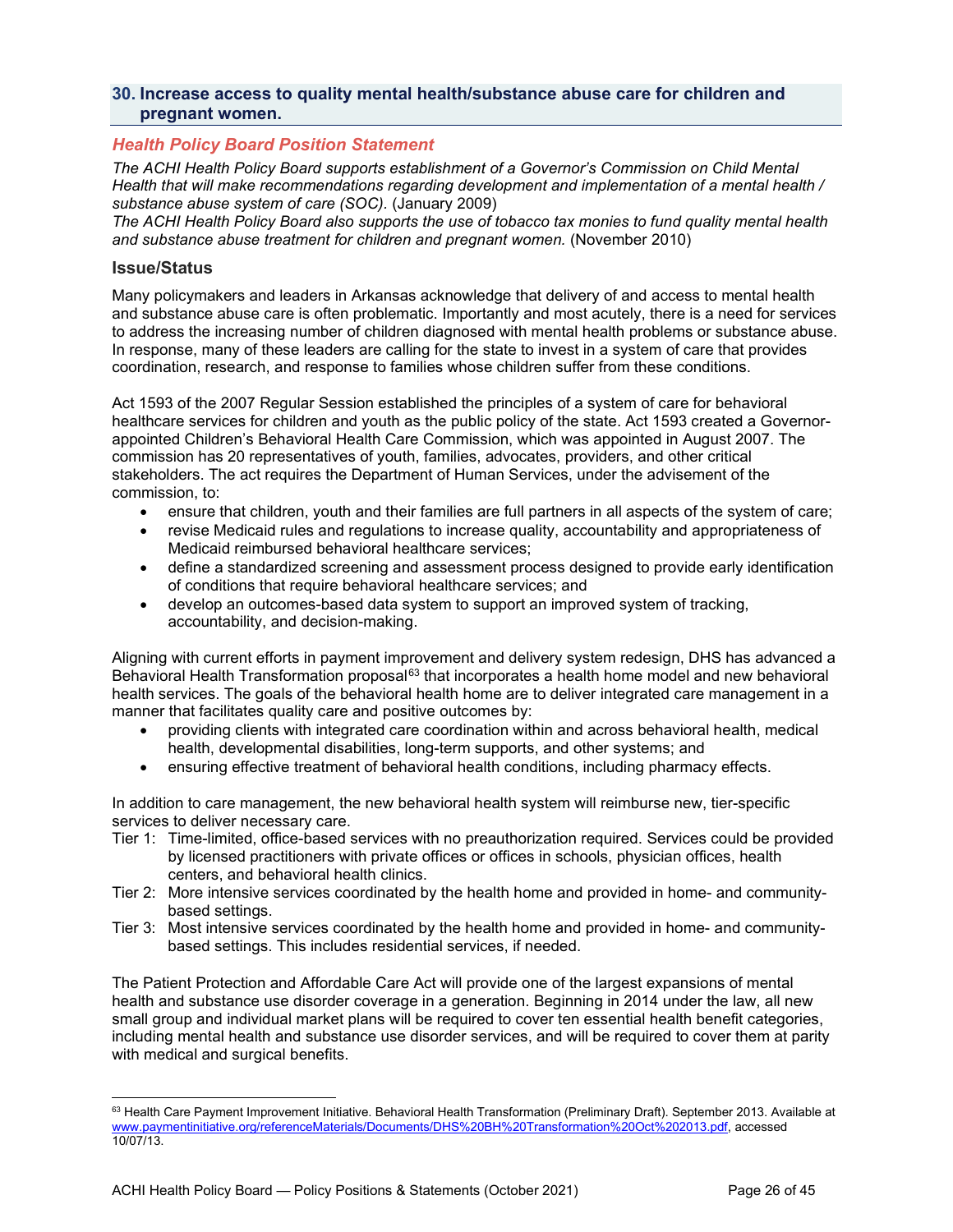## 30. Increase access to quality mental health/substance abuse care for children and pregnant women.

### *Health Policy Board Position Statement*

*The ACHI Health Policy Board supports establishment of a Governor's Commission on Child Mental Health that will make recommendations regarding development and implementation of a mental health / substance abuse system of care (SOC).* (January 2009)

*The ACHI Health Policy Board also supports the use of tobacco tax monies to fund quality mental health and substance abuse treatment for children and pregnant women.* (November 2010)

### Issue/Status

Many policymakers and leaders in Arkansas acknowledge that delivery of and access to mental health and substance abuse care is often problematic. Importantly and most acutely, there is a need for services to address the increasing number of children diagnosed with mental health problems or substance abuse. In response, many of these leaders are calling for the state to invest in a system of care that provides coordination, research, and response to families whose children suffer from these conditions.

Act 1593 of the 2007 Regular Session established the principles of a system of care for behavioral healthcare services for children and youth as the public policy of the state. Act 1593 created a Governor-appointed Children's Behavioral Health Care Commission, which was appointed in August 2007. The commission has 20 representatives of youth, families, advocates, providers, and other critical stakeholders. The act requires the Department of Human Services, under the advisement of the commission, to:

- ensure that children, youth and their families are full partners in all aspects of the system of care;
- revise Medicaid rules and regulations to increase quality, accountability and appropriateness of Medicaid reimbursed behavioral healthcare services;
- define a standardized screening and assessment process designed to provide early identification of conditions that require behavioral healthcare services; and
- develop an outcomes-based data system to support an improved system of tracking, accountability, and decision-making.

Aligning with current efforts in payment improvement and delivery system redesign, DHS has advanced a Behavioral Health Transformation proposal[63] that incorporates a health home model and new behavioral health services. The goals of the behavioral health home are to deliver integrated care management in a manner that facilitates quality care and positive outcomes by:

- providing clients with integrated care coordination within and across behavioral health, medical health, developmental disabilities, long-term supports, and other systems; and
- ensuring effective treatment of behavioral health conditions, including pharmacy effects.

In addition to care management, the new behavioral health system will reimburse new, tier-specific services to deliver necessary care.

Tier 1: Time-limited, office-based services with no preauthorization required. Services could be provided by licensed practitioners with private offices or offices in schools, physician offices, health centers, and behavioral health clinics.

Tier 2: More intensive services coordinated by the health home and provided in home- and community-based settings.

Tier 3: Most intensive services coordinated by the health home and provided in home- and community-based settings. This includes residential services, if needed.

The Patient Protection and Affordable Care Act will provide one of the largest expansions of mental health and substance use disorder coverage in a generation. Beginning in 2014 under the law, all new small group and individual market plans will be required to cover ten essential health benefit categories, including mental health and substance use disorder services, and will be required to cover them at parity with medical and surgical benefits.

---

[63] Health Care Payment Improvement Initiative. Behavioral Health Transformation (Preliminary Draft). September 2013. Available at www.paymentinitiative.org/referenceMaterials/Documents/DHS%20BH%20Transformation%20Oct%202013.pdf, accessed 10/07/13.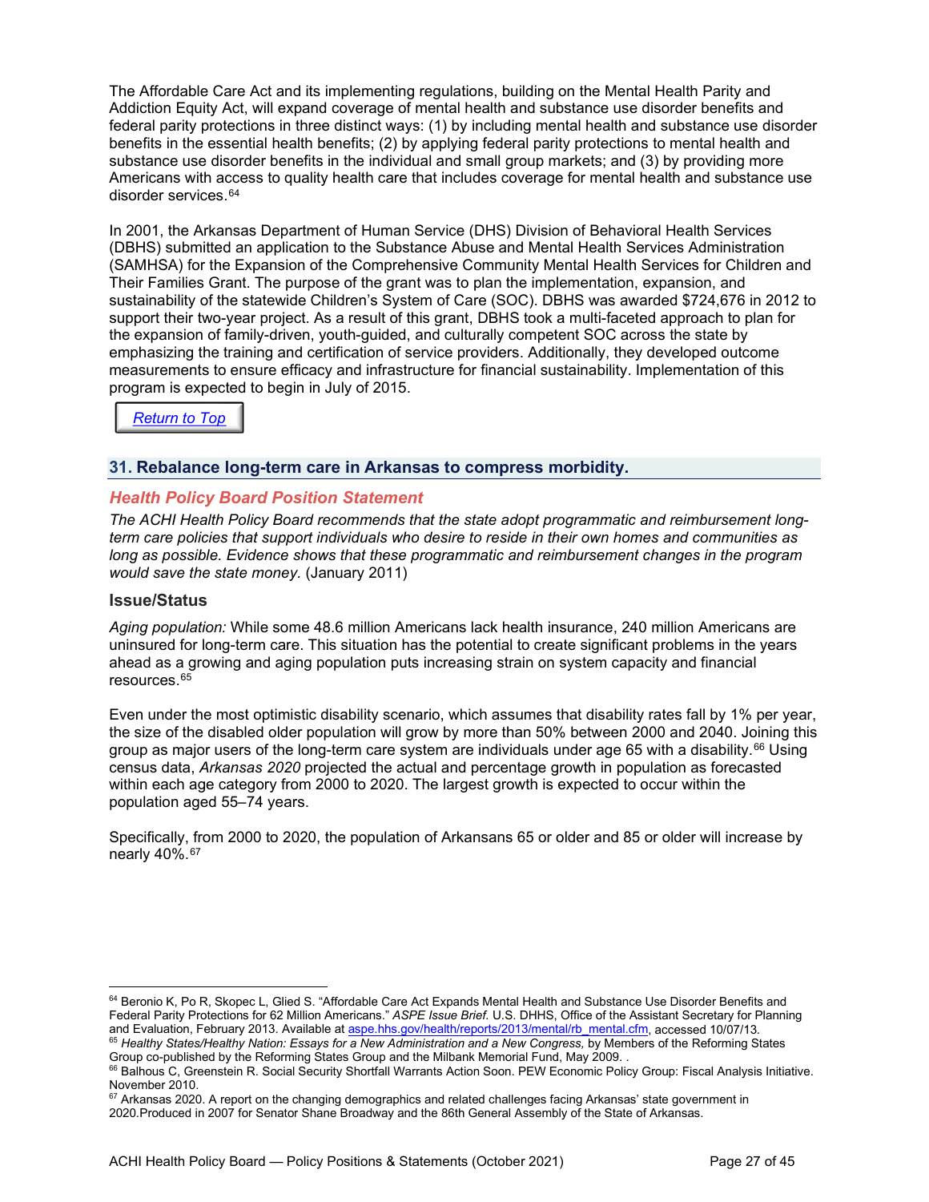The Affordable Care Act and its implementing regulations, building on the Mental Health Parity and Addiction Equity Act, will expand coverage of mental health and substance use disorder benefits and federal parity protections in three distinct ways: (1) by including mental health and substance use disorder benefits in the essential health benefits; (2) by applying federal parity protections to mental health and substance use disorder benefits in the individual and small group markets; and (3) by providing more Americans with access to quality health care that includes coverage for mental health and substance use disorder services.[64]

In 2001, the Arkansas Department of Human Service (DHS) Division of Behavioral Health Services (DBHS) submitted an application to the Substance Abuse and Mental Health Services Administration (SAMHSA) for the Expansion of the Comprehensive Community Mental Health Services for Children and Their Families Grant. The purpose of the grant was to plan the implementation, expansion, and sustainability of the statewide Children's System of Care (SOC). DBHS was awarded $724,676 in 2012 to support their two-year project. As a result of this grant, DBHS took a multi-faceted approach to plan for the expansion of family-driven, youth-guided, and culturally competent SOC across the state by emphasizing the training and certification of service providers. Additionally, they developed outcome measurements to ensure efficacy and infrastructure for financial sustainability. Implementation of this program is expected to begin in July of 2015.

[Return to Top]

## 31. Rebalance long-term care in Arkansas to compress morbidity.

### *Health Policy Board Position Statement*

*The ACHI Health Policy Board recommends that the state adopt programmatic and reimbursement long-term care policies that support individuals who desire to reside in their own homes and communities as long as possible. Evidence shows that these programmatic and reimbursement changes in the program would save the state money.* (January 2011)

### Issue/Status

*Aging population:* While some 48.6 million Americans lack health insurance, 240 million Americans are uninsured for long-term care. This situation has the potential to create significant problems in the years ahead as a growing and aging population puts increasing strain on system capacity and financial resources.[65]

Even under the most optimistic disability scenario, which assumes that disability rates fall by 1% per year, the size of the disabled older population will grow by more than 50% between 2000 and 2040. Joining this group as major users of the long-term care system are individuals under age 65 with a disability.[66] Using census data, *Arkansas 2020* projected the actual and percentage growth in population as forecasted within each age category from 2000 to 2020. The largest growth is expected to occur within the population aged 55–74 years.

Specifically, from 2000 to 2020, the population of Arkansans 65 or older and 85 or older will increase by nearly 40%.[67]

---

[64] Beronio K, Po R, Skopec L, Glied S. "Affordable Care Act Expands Mental Health and Substance Use Disorder Benefits and Federal Parity Protections for 62 Million Americans." *ASPE Issue Brief.* U.S. DHHS, Office of the Assistant Secretary for Planning and Evaluation, February 2013. Available at aspe.hhs.gov/health/reports/2013/mental/rb_mental.cfm, accessed 10/07/13.

[65] *Healthy States/Healthy Nation: Essays for a New Administration and a New Congress,* by Members of the Reforming States Group co-published by the Reforming States Group and the Milbank Memorial Fund, May 2009. .

[66] Balhous C, Greenstein R. Social Security Shortfall Warrants Action Soon. PEW Economic Policy Group: Fiscal Analysis Initiative. November 2010.

[67] Arkansas 2020. A report on the changing demographics and related challenges facing Arkansas' state government in 2020.Produced in 2007 for Senator Shane Broadway and the 86th General Assembly of the State of Arkansas.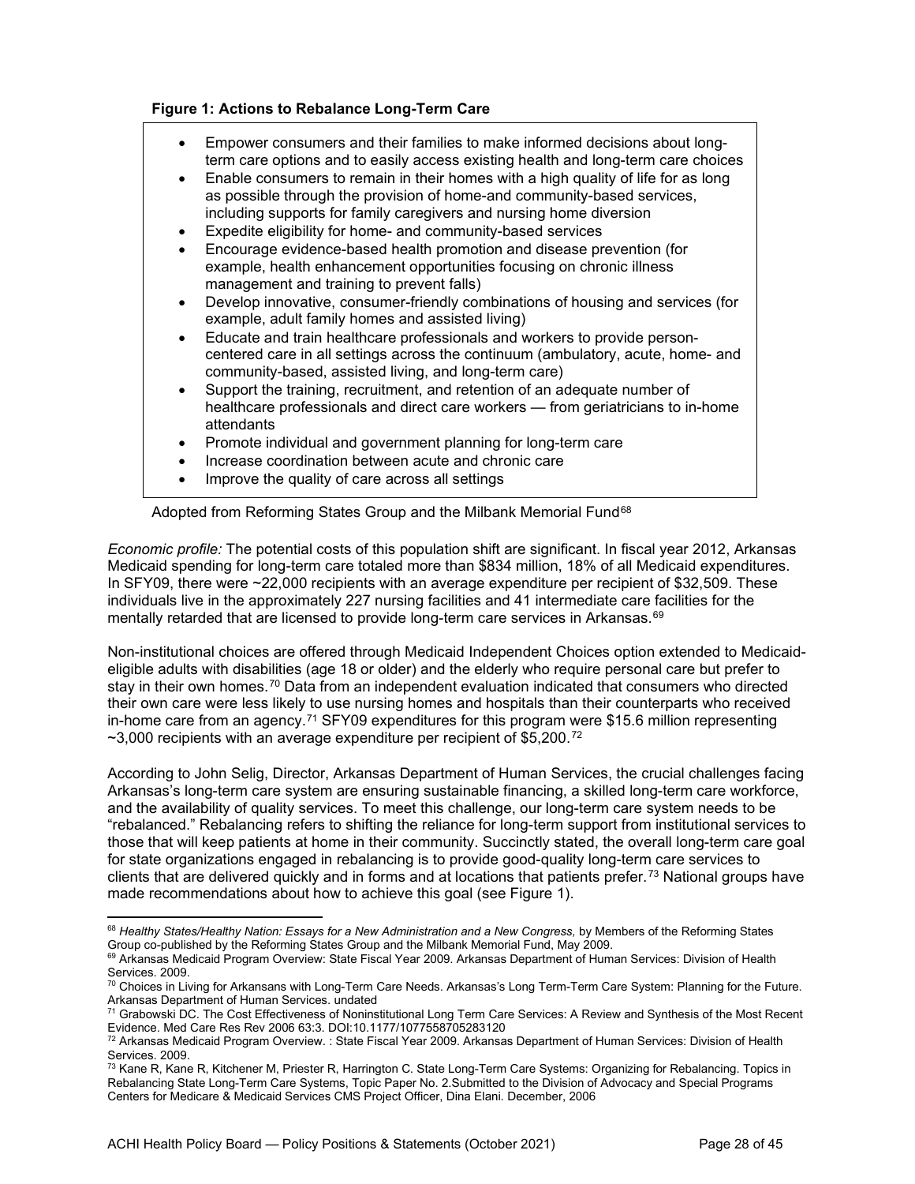**Figure 1: Actions to Rebalance Long-Term Care**

- Empower consumers and their families to make informed decisions about long-term care options and to easily access existing health and long-term care choices
- Enable consumers to remain in their homes with a high quality of life for as long as possible through the provision of home-and community-based services, including supports for family caregivers and nursing home diversion
- Expedite eligibility for home- and community-based services
- Encourage evidence-based health promotion and disease prevention (for example, health enhancement opportunities focusing on chronic illness management and training to prevent falls)
- Develop innovative, consumer-friendly combinations of housing and services (for example, adult family homes and assisted living)
- Educate and train healthcare professionals and workers to provide person-centered care in all settings across the continuum (ambulatory, acute, home- and community-based, assisted living, and long-term care)
- Support the training, recruitment, and retention of an adequate number of healthcare professionals and direct care workers — from geriatricians to in-home attendants
- Promote individual and government planning for long-term care
- Increase coordination between acute and chronic care
- Improve the quality of care across all settings

Adopted from Reforming States Group and the Milbank Memorial Fund[68]

*Economic profile:* The potential costs of this population shift are significant. In fiscal year 2012, Arkansas Medicaid spending for long-term care totaled more than $834 million, 18% of all Medicaid expenditures. In SFY09, there were ~22,000 recipients with an average expenditure per recipient of $32,509. These individuals live in the approximately 227 nursing facilities and 41 intermediate care facilities for the mentally retarded that are licensed to provide long-term care services in Arkansas.[69]

Non-institutional choices are offered through Medicaid Independent Choices option extended to Medicaid-eligible adults with disabilities (age 18 or older) and the elderly who require personal care but prefer to stay in their own homes.[70] Data from an independent evaluation indicated that consumers who directed their own care were less likely to use nursing homes and hospitals than their counterparts who received in-home care from an agency.[71] SFY09 expenditures for this program were $15.6 million representing ~3,000 recipients with an average expenditure per recipient of $5,200.[72]

According to John Selig, Director, Arkansas Department of Human Services, the crucial challenges facing Arkansas's long-term care system are ensuring sustainable financing, a skilled long-term care workforce, and the availability of quality services. To meet this challenge, our long-term care system needs to be "rebalanced." Rebalancing refers to shifting the reliance for long-term support from institutional services to those that will keep patients at home in their community. Succinctly stated, the overall long-term care goal for state organizations engaged in rebalancing is to provide good-quality long-term care services to clients that are delivered quickly and in forms and at locations that patients prefer.[73] National groups have made recommendations about how to achieve this goal (see Figure 1).

---

[68] *Healthy States/Healthy Nation: Essays for a New Administration and a New Congress,* by Members of the Reforming States Group co-published by the Reforming States Group and the Milbank Memorial Fund, May 2009.

[69] Arkansas Medicaid Program Overview: State Fiscal Year 2009. Arkansas Department of Human Services: Division of Health Services. 2009.

[70] Choices in Living for Arkansans with Long-Term Care Needs. Arkansas's Long Term-Term Care System: Planning for the Future. Arkansas Department of Human Services. undated

[71] Grabowski DC. The Cost Effectiveness of Noninstitutional Long Term Care Services: A Review and Synthesis of the Most Recent Evidence. Med Care Res Rev 2006 63:3. DOI:10.1177/1077558705283120

[72] Arkansas Medicaid Program Overview. : State Fiscal Year 2009. Arkansas Department of Human Services: Division of Health Services. 2009.

[73] Kane R, Kane R, Kitchener M, Priester R, Harrington C. State Long-Term Care Systems: Organizing for Rebalancing. Topics in Rebalancing State Long-Term Care Systems, Topic Paper No. 2.Submitted to the Division of Advocacy and Special Programs Centers for Medicare & Medicaid Services CMS Project Officer, Dina Elani. December, 2006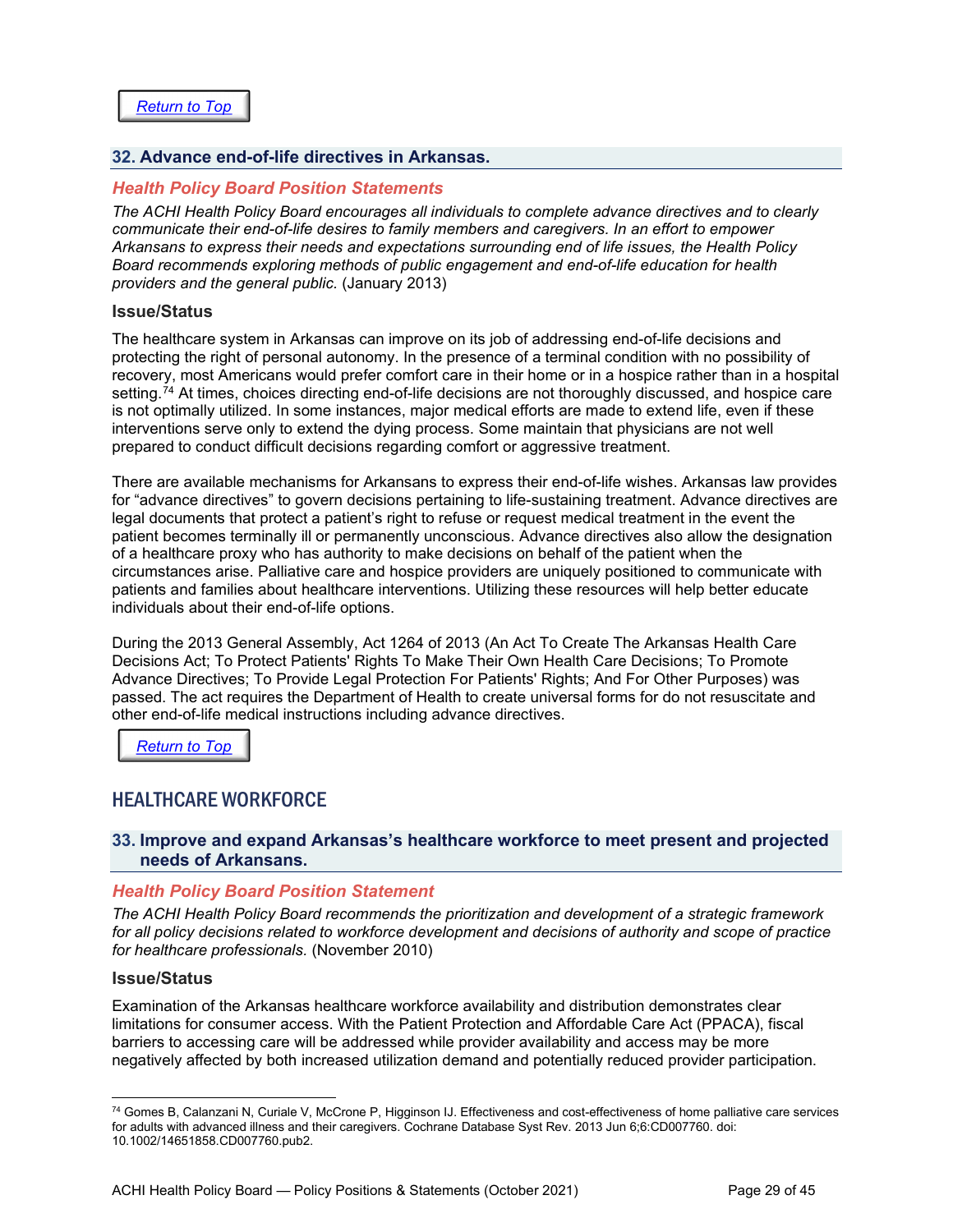[Return to Top](#)

### 32. Advance end-of-life directives in Arkansas.

#### Health Policy Board Position Statements

*The ACHI Health Policy Board encourages all individuals to complete advance directives and to clearly communicate their end-of-life desires to family members and caregivers. In an effort to empower Arkansans to express their needs and expectations surrounding end of life issues, the Health Policy Board recommends exploring methods of public engagement and end-of-life education for health providers and the general public.* (January 2013)

#### Issue/Status

The healthcare system in Arkansas can improve on its job of addressing end-of-life decisions and protecting the right of personal autonomy. In the presence of a terminal condition with no possibility of recovery, most Americans would prefer comfort care in their home or in a hospice rather than in a hospital setting.[74] At times, choices directing end-of-life decisions are not thoroughly discussed, and hospice care is not optimally utilized. In some instances, major medical efforts are made to extend life, even if these interventions serve only to extend the dying process. Some maintain that physicians are not well prepared to conduct difficult decisions regarding comfort or aggressive treatment.

There are available mechanisms for Arkansans to express their end-of-life wishes. Arkansas law provides for "advance directives" to govern decisions pertaining to life-sustaining treatment. Advance directives are legal documents that protect a patient's right to refuse or request medical treatment in the event the patient becomes terminally ill or permanently unconscious. Advance directives also allow the designation of a healthcare proxy who has authority to make decisions on behalf of the patient when the circumstances arise. Palliative care and hospice providers are uniquely positioned to communicate with patients and families about healthcare interventions. Utilizing these resources will help better educate individuals about their end-of-life options.

During the 2013 General Assembly, Act 1264 of 2013 (An Act To Create The Arkansas Health Care Decisions Act; To Protect Patients' Rights To Make Their Own Health Care Decisions; To Promote Advance Directives; To Provide Legal Protection For Patients' Rights; And For Other Purposes) was passed. The act requires the Department of Health to create universal forms for do not resuscitate and other end-of-life medical instructions including advance directives.

[Return to Top](#)

## HEALTHCARE WORKFORCE

### 33. Improve and expand Arkansas's healthcare workforce to meet present and projected needs of Arkansans.

#### Health Policy Board Position Statement

*The ACHI Health Policy Board recommends the prioritization and development of a strategic framework for all policy decisions related to workforce development and decisions of authority and scope of practice for healthcare professionals.* (November 2010)

#### Issue/Status

Examination of the Arkansas healthcare workforce availability and distribution demonstrates clear limitations for consumer access. With the Patient Protection and Affordable Care Act (PPACA), fiscal barriers to accessing care will be addressed while provider availability and access may be more negatively affected by both increased utilization demand and potentially reduced provider participation.

---

[74] Gomes B, Calanzani N, Curiale V, McCrone P, Higginson IJ. Effectiveness and cost-effectiveness of home palliative care services for adults with advanced illness and their caregivers. Cochrane Database Syst Rev. 2013 Jun 6;6:CD007760. doi: 10.1002/14651858.CD007760.pub2.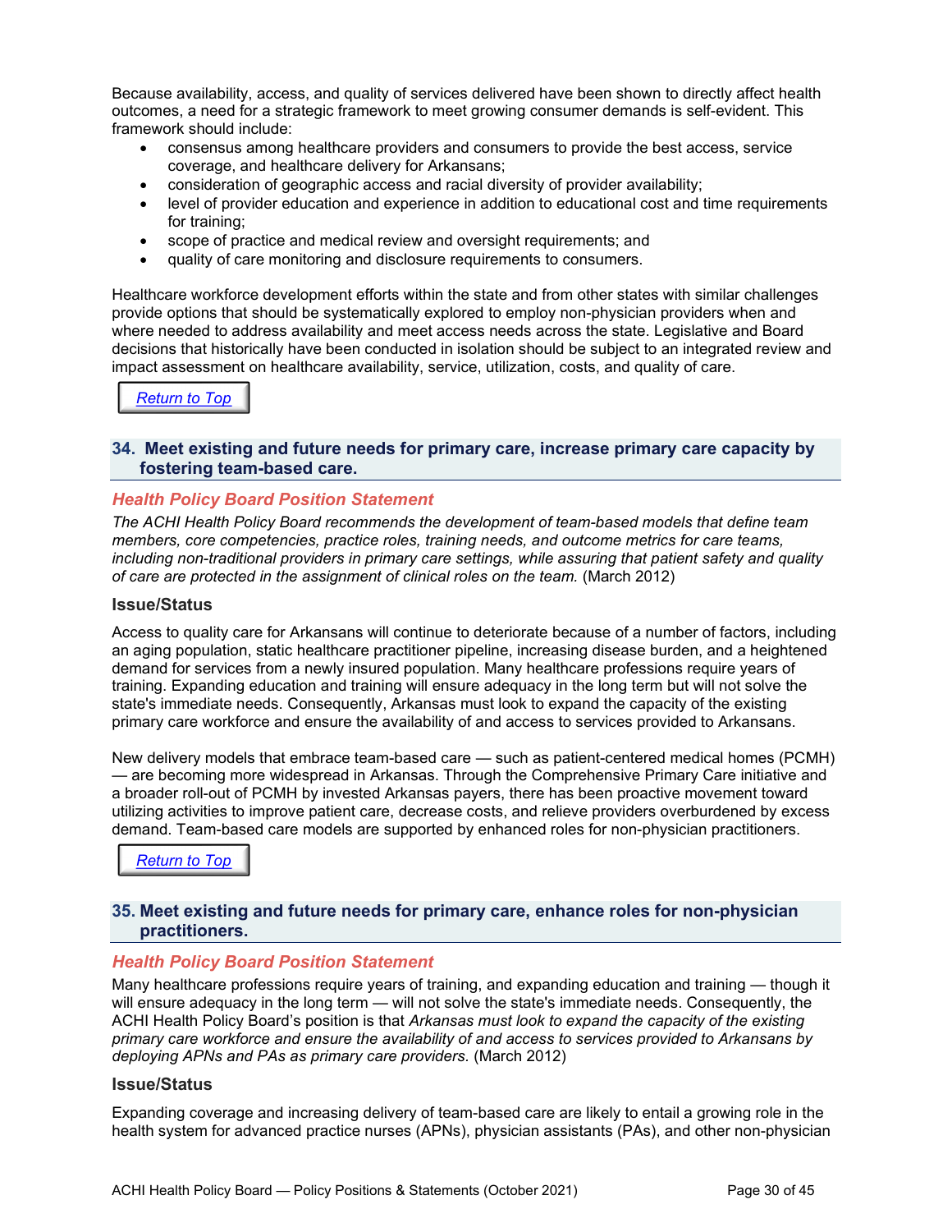Because availability, access, and quality of services delivered have been shown to directly affect health outcomes, a need for a strategic framework to meet growing consumer demands is self-evident. This framework should include:

- consensus among healthcare providers and consumers to provide the best access, service coverage, and healthcare delivery for Arkansans;
- consideration of geographic access and racial diversity of provider availability;
- level of provider education and experience in addition to educational cost and time requirements for training;
- scope of practice and medical review and oversight requirements; and
- quality of care monitoring and disclosure requirements to consumers.

Healthcare workforce development efforts within the state and from other states with similar challenges provide options that should be systematically explored to employ non-physician providers when and where needed to address availability and meet access needs across the state. Legislative and Board decisions that historically have been conducted in isolation should be subject to an integrated review and impact assessment on healthcare availability, service, utilization, costs, and quality of care.

Return to Top

## 34. Meet existing and future needs for primary care, increase primary care capacity by fostering team-based care.

### Health Policy Board Position Statement

*The ACHI Health Policy Board recommends the development of team-based models that define team members, core competencies, practice roles, training needs, and outcome metrics for care teams, including non-traditional providers in primary care settings, while assuring that patient safety and quality of care are protected in the assignment of clinical roles on the team.* (March 2012)

### Issue/Status

Access to quality care for Arkansans will continue to deteriorate because of a number of factors, including an aging population, static healthcare practitioner pipeline, increasing disease burden, and a heightened demand for services from a newly insured population. Many healthcare professions require years of training. Expanding education and training will ensure adequacy in the long term but will not solve the state's immediate needs. Consequently, Arkansas must look to expand the capacity of the existing primary care workforce and ensure the availability of and access to services provided to Arkansans.

New delivery models that embrace team-based care — such as patient-centered medical homes (PCMH) — are becoming more widespread in Arkansas. Through the Comprehensive Primary Care initiative and a broader roll-out of PCMH by invested Arkansas payers, there has been proactive movement toward utilizing activities to improve patient care, decrease costs, and relieve providers overburdened by excess demand. Team-based care models are supported by enhanced roles for non-physician practitioners.

Return to Top

## 35. Meet existing and future needs for primary care, enhance roles for non-physician practitioners.

### Health Policy Board Position Statement

Many healthcare professions require years of training, and expanding education and training — though it will ensure adequacy in the long term — will not solve the state's immediate needs. Consequently, the ACHI Health Policy Board's position is that *Arkansas must look to expand the capacity of the existing primary care workforce and ensure the availability of and access to services provided to Arkansans by deploying APNs and PAs as primary care providers.* (March 2012)

### Issue/Status

Expanding coverage and increasing delivery of team-based care are likely to entail a growing role in the health system for advanced practice nurses (APNs), physician assistants (PAs), and other non-physician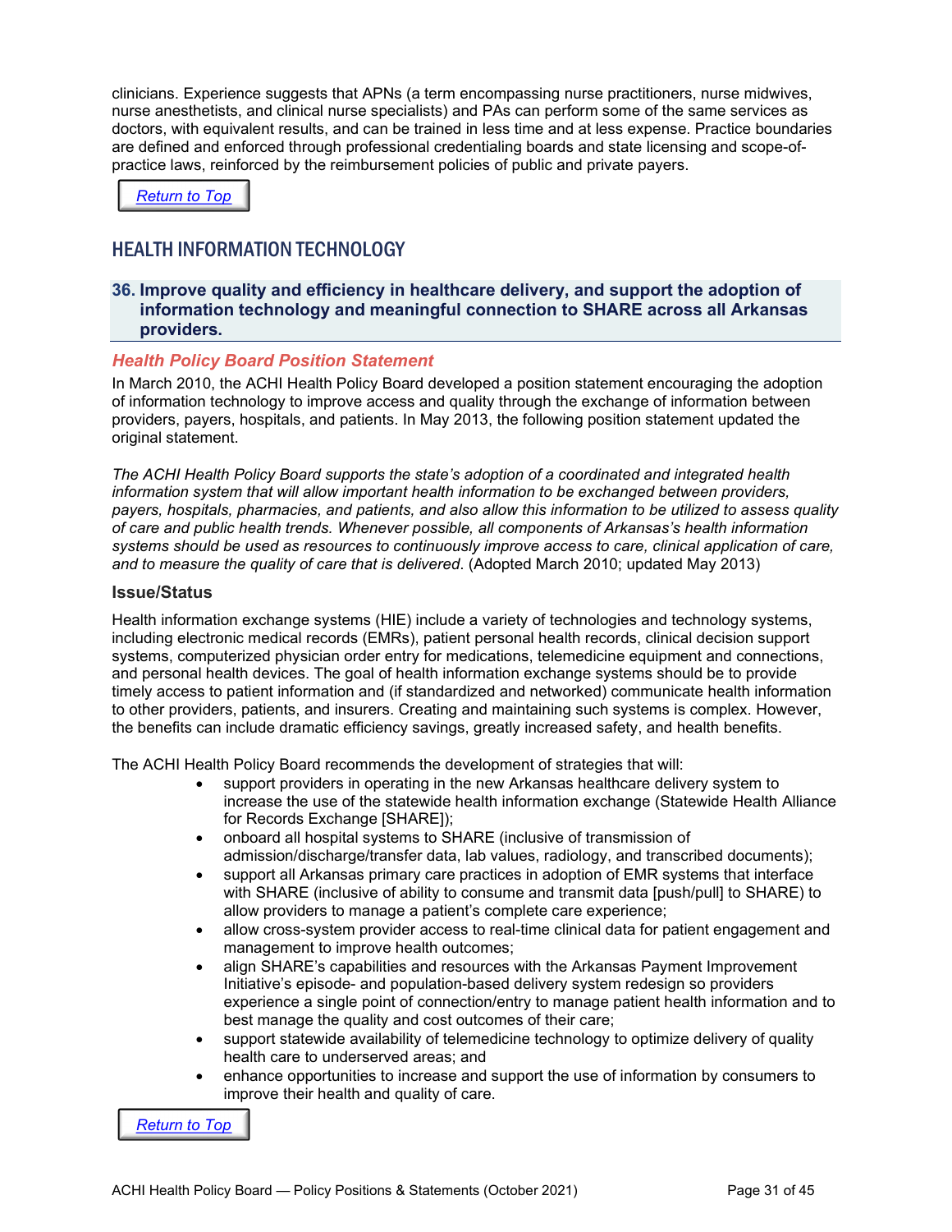clinicians. Experience suggests that APNs (a term encompassing nurse practitioners, nurse midwives, nurse anesthetists, and clinical nurse specialists) and PAs can perform some of the same services as doctors, with equivalent results, and can be trained in less time and at less expense. Practice boundaries are defined and enforced through professional credentialing boards and state licensing and scope-of-practice laws, reinforced by the reimbursement policies of public and private payers.

[Return to Top]

## HEALTH INFORMATION TECHNOLOGY

### 36. Improve quality and efficiency in healthcare delivery, and support the adoption of information technology and meaningful connection to SHARE across all Arkansas providers.

#### *Health Policy Board Position Statement*

In March 2010, the ACHI Health Policy Board developed a position statement encouraging the adoption of information technology to improve access and quality through the exchange of information between providers, payers, hospitals, and patients. In May 2013, the following position statement updated the original statement.

*The ACHI Health Policy Board supports the state's adoption of a coordinated and integrated health information system that will allow important health information to be exchanged between providers, payers, hospitals, pharmacies, and patients, and also allow this information to be utilized to assess quality of care and public health trends. Whenever possible, all components of Arkansas's health information systems should be used as resources to continuously improve access to care, clinical application of care, and to measure the quality of care that is delivered*. (Adopted March 2010; updated May 2013)

#### Issue/Status

Health information exchange systems (HIE) include a variety of technologies and technology systems, including electronic medical records (EMRs), patient personal health records, clinical decision support systems, computerized physician order entry for medications, telemedicine equipment and connections, and personal health devices. The goal of health information exchange systems should be to provide timely access to patient information and (if standardized and networked) communicate health information to other providers, patients, and insurers. Creating and maintaining such systems is complex. However, the benefits can include dramatic efficiency savings, greatly increased safety, and health benefits.

The ACHI Health Policy Board recommends the development of strategies that will:

- support providers in operating in the new Arkansas healthcare delivery system to increase the use of the statewide health information exchange (Statewide Health Alliance for Records Exchange [SHARE]);
- onboard all hospital systems to SHARE (inclusive of transmission of admission/discharge/transfer data, lab values, radiology, and transcribed documents);
- support all Arkansas primary care practices in adoption of EMR systems that interface with SHARE (inclusive of ability to consume and transmit data [push/pull] to SHARE) to allow providers to manage a patient's complete care experience;
- allow cross-system provider access to real-time clinical data for patient engagement and management to improve health outcomes;
- align SHARE's capabilities and resources with the Arkansas Payment Improvement Initiative's episode- and population-based delivery system redesign so providers experience a single point of connection/entry to manage patient health information and to best manage the quality and cost outcomes of their care;
- support statewide availability of telemedicine technology to optimize delivery of quality health care to underserved areas; and
- enhance opportunities to increase and support the use of information by consumers to improve their health and quality of care.

[Return to Top]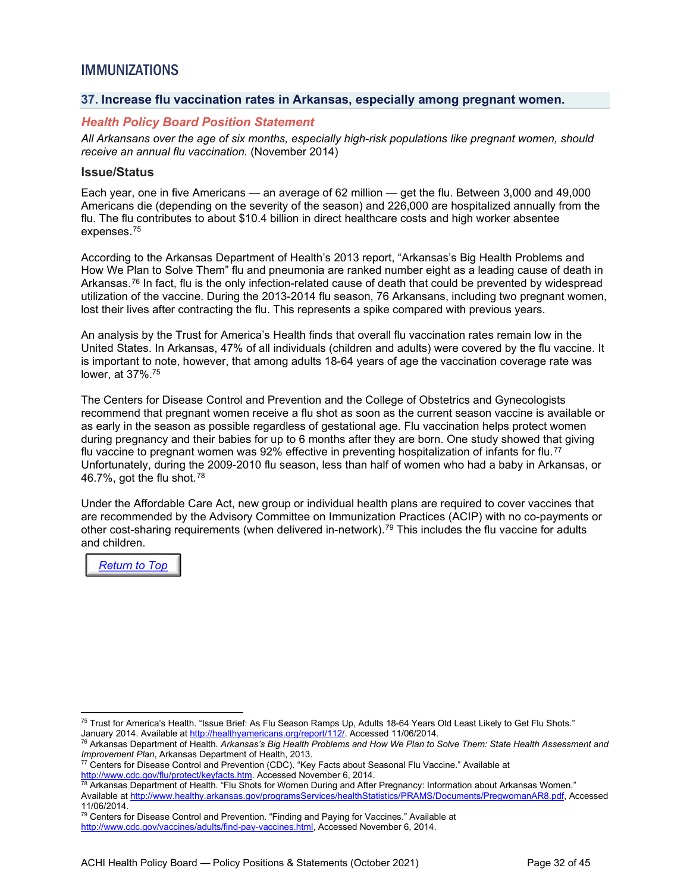## IMMUNIZATIONS

### 37. Increase flu vaccination rates in Arkansas, especially among pregnant women.

#### *Health Policy Board Position Statement*

*All Arkansans over the age of six months, especially high-risk populations like pregnant women, should receive an annual flu vaccination.* (November 2014)

#### Issue/Status

Each year, one in five Americans — an average of 62 million — get the flu. Between 3,000 and 49,000 Americans die (depending on the severity of the season) and 226,000 are hospitalized annually from the flu. The flu contributes to about $10.4 billion in direct healthcare costs and high worker absentee expenses.[75]

According to the Arkansas Department of Health's 2013 report, "Arkansas's Big Health Problems and How We Plan to Solve Them" flu and pneumonia are ranked number eight as a leading cause of death in Arkansas.[76] In fact, flu is the only infection-related cause of death that could be prevented by widespread utilization of the vaccine. During the 2013-2014 flu season, 76 Arkansans, including two pregnant women, lost their lives after contracting the flu. This represents a spike compared with previous years.

An analysis by the Trust for America's Health finds that overall flu vaccination rates remain low in the United States. In Arkansas, 47% of all individuals (children and adults) were covered by the flu vaccine. It is important to note, however, that among adults 18-64 years of age the vaccination coverage rate was lower, at 37%.[75]

The Centers for Disease Control and Prevention and the College of Obstetrics and Gynecologists recommend that pregnant women receive a flu shot as soon as the current season vaccine is available or as early in the season as possible regardless of gestational age. Flu vaccination helps protect women during pregnancy and their babies for up to 6 months after they are born. One study showed that giving flu vaccine to pregnant women was 92% effective in preventing hospitalization of infants for flu.[77] Unfortunately, during the 2009-2010 flu season, less than half of women who had a baby in Arkansas, or 46.7%, got the flu shot.[78]

Under the Affordable Care Act, new group or individual health plans are required to cover vaccines that are recommended by the Advisory Committee on Immunization Practices (ACIP) with no co-payments or other cost-sharing requirements (when delivered in-network).[79] This includes the flu vaccine for adults and children.

Return to Top

---

[75] Trust for America's Health. "Issue Brief: As Flu Season Ramps Up, Adults 18-64 Years Old Least Likely to Get Flu Shots." January 2014. Available at http://healthyamericans.org/report/112/. Accessed 11/06/2014.

[76] Arkansas Department of Health. *Arkansas's Big Health Problems and How We Plan to Solve Them: State Health Assessment and Improvement Plan*, Arkansas Department of Health, 2013.

[77] Centers for Disease Control and Prevention (CDC). "Key Facts about Seasonal Flu Vaccine." Available at http://www.cdc.gov/flu/protect/keyfacts.htm. Accessed November 6, 2014.

[78] Arkansas Department of Health. "Flu Shots for Women During and After Pregnancy: Information about Arkansas Women." Available at http://www.healthy.arkansas.gov/programsServices/healthStatistics/PRAMS/Documents/PregwomanAR8.pdf, Accessed 11/06/2014.

[79] Centers for Disease Control and Prevention. "Finding and Paying for Vaccines." Available at http://www.cdc.gov/vaccines/adults/find-pay-vaccines.html, Accessed November 6, 2014.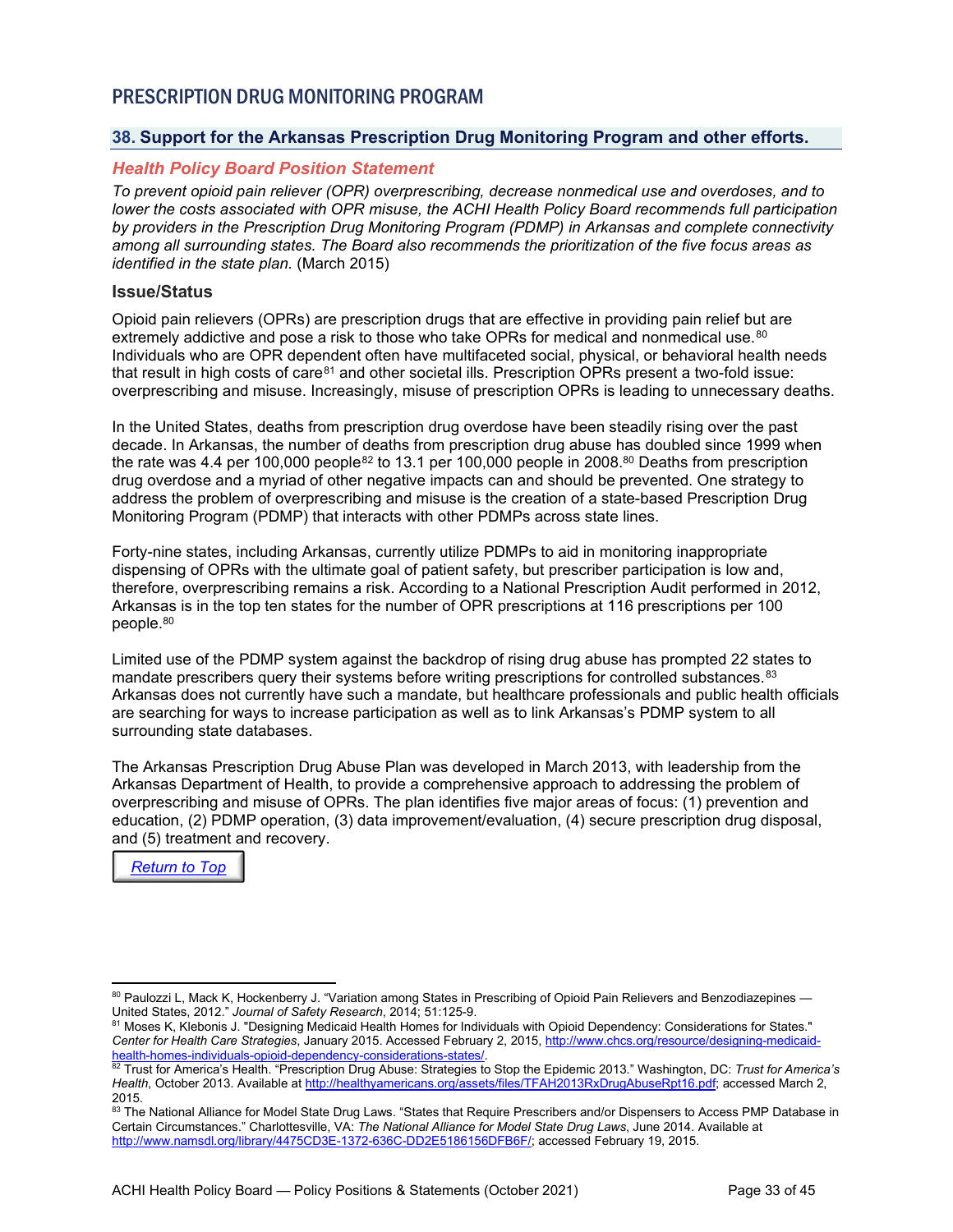## PRESCRIPTION DRUG MONITORING PROGRAM

### 38. Support for the Arkansas Prescription Drug Monitoring Program and other efforts.

#### *Health Policy Board Position Statement*

*To prevent opioid pain reliever (OPR) overprescribing, decrease nonmedical use and overdoses, and to lower the costs associated with OPR misuse, the ACHI Health Policy Board recommends full participation by providers in the Prescription Drug Monitoring Program (PDMP) in Arkansas and complete connectivity among all surrounding states. The Board also recommends the prioritization of the five focus areas as identified in the state plan.* (March 2015)

#### Issue/Status

Opioid pain relievers (OPRs) are prescription drugs that are effective in providing pain relief but are extremely addictive and pose a risk to those who take OPRs for medical and nonmedical use.[80] Individuals who are OPR dependent often have multifaceted social, physical, or behavioral health needs that result in high costs of care[81] and other societal ills. Prescription OPRs present a two-fold issue: overprescribing and misuse. Increasingly, misuse of prescription OPRs is leading to unnecessary deaths.

In the United States, deaths from prescription drug overdose have been steadily rising over the past decade. In Arkansas, the number of deaths from prescription drug abuse has doubled since 1999 when the rate was 4.4 per 100,000 people[82] to 13.1 per 100,000 people in 2008.[80] Deaths from prescription drug overdose and a myriad of other negative impacts can and should be prevented. One strategy to address the problem of overprescribing and misuse is the creation of a state-based Prescription Drug Monitoring Program (PDMP) that interacts with other PDMPs across state lines.

Forty-nine states, including Arkansas, currently utilize PDMPs to aid in monitoring inappropriate dispensing of OPRs with the ultimate goal of patient safety, but prescriber participation is low and, therefore, overprescribing remains a risk. According to a National Prescription Audit performed in 2012, Arkansas is in the top ten states for the number of OPR prescriptions at 116 prescriptions per 100 people.[80]

Limited use of the PDMP system against the backdrop of rising drug abuse has prompted 22 states to mandate prescribers query their systems before writing prescriptions for controlled substances.[83] Arkansas does not currently have such a mandate, but healthcare professionals and public health officials are searching for ways to increase participation as well as to link Arkansas's PDMP system to all surrounding state databases.

The Arkansas Prescription Drug Abuse Plan was developed in March 2013, with leadership from the Arkansas Department of Health, to provide a comprehensive approach to addressing the problem of overprescribing and misuse of OPRs. The plan identifies five major areas of focus: (1) prevention and education, (2) PDMP operation, (3) data improvement/evaluation, (4) secure prescription drug disposal, and (5) treatment and recovery.

[Return to Top]

---

[80] Paulozzi L, Mack K, Hockenberry J. "Variation among States in Prescribing of Opioid Pain Relievers and Benzodiazepines — United States, 2012." *Journal of Safety Research*, 2014; 51:125-9.

[81] Moses K, Klebonis J. "Designing Medicaid Health Homes for Individuals with Opioid Dependency: Considerations for States." *Center for Health Care Strategies*, January 2015. Accessed February 2, 2015, http://www.chcs.org/resource/designing-medicaid-health-homes-individuals-opioid-dependency-considerations-states/.

[82] Trust for America's Health. "Prescription Drug Abuse: Strategies to Stop the Epidemic 2013." Washington, DC: *Trust for America's Health*, October 2013. Available at http://healthyamericans.org/assets/files/TFAH2013RxDrugAbuseRpt16.pdf; accessed March 2, 2015.

[83] The National Alliance for Model State Drug Laws. "States that Require Prescribers and/or Dispensers to Access PMP Database in Certain Circumstances." Charlottesville, VA: *The National Alliance for Model State Drug Laws*, June 2014. Available at http://www.namsdl.org/library/4475CD3E-1372-636C-DD2E5186156DFB6F/; accessed February 19, 2015.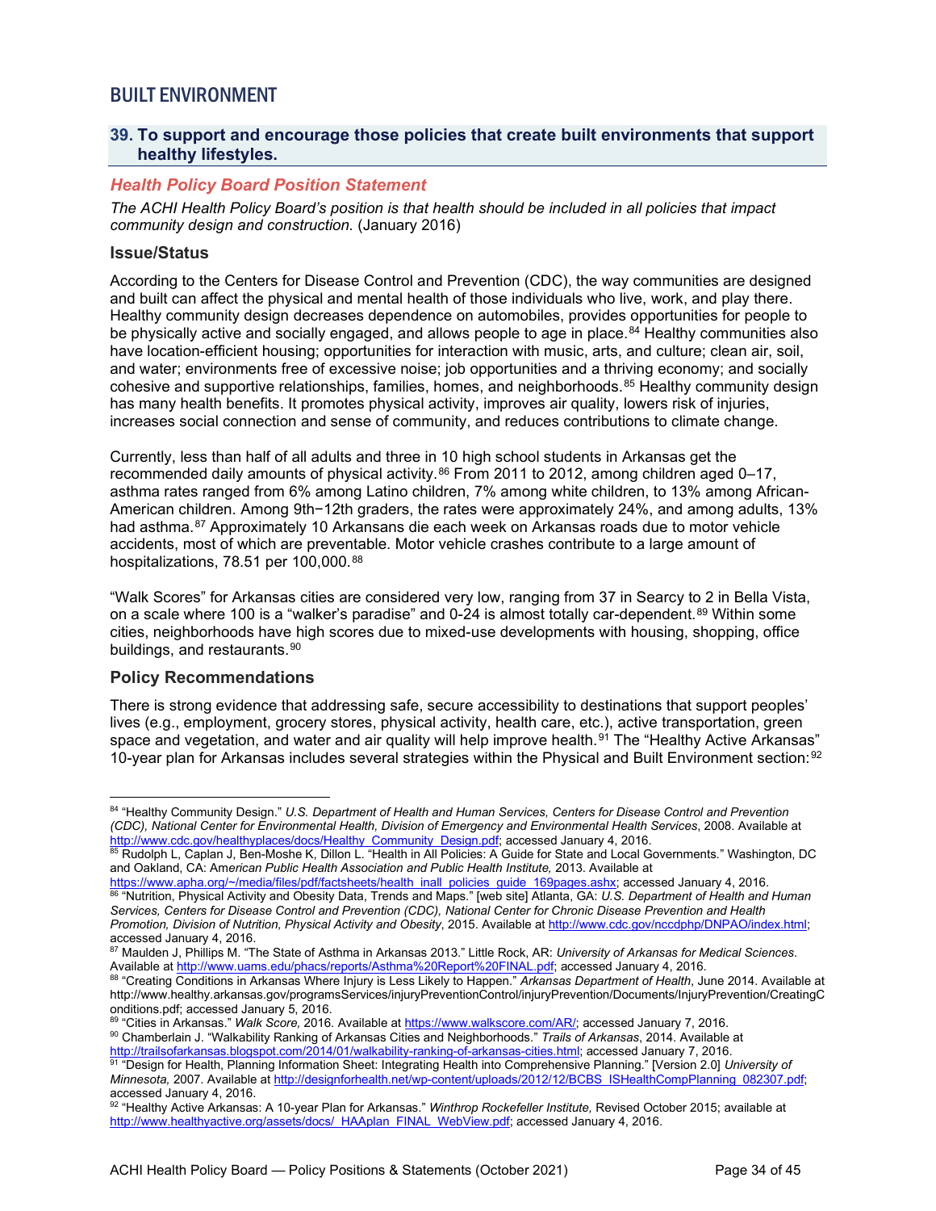## BUILT ENVIRONMENT

### 39. To support and encourage those policies that create built environments that support healthy lifestyles.

#### *Health Policy Board Position Statement*

*The ACHI Health Policy Board's position is that health should be included in all policies that impact community design and construction.* (January 2016)

#### Issue/Status

According to the Centers for Disease Control and Prevention (CDC), the way communities are designed and built can affect the physical and mental health of those individuals who live, work, and play there. Healthy community design decreases dependence on automobiles, provides opportunities for people to be physically active and socially engaged, and allows people to age in place.[84] Healthy communities also have location-efficient housing; opportunities for interaction with music, arts, and culture; clean air, soil, and water; environments free of excessive noise; job opportunities and a thriving economy; and socially cohesive and supportive relationships, families, homes, and neighborhoods.[85] Healthy community design has many health benefits. It promotes physical activity, improves air quality, lowers risk of injuries, increases social connection and sense of community, and reduces contributions to climate change.

Currently, less than half of all adults and three in 10 high school students in Arkansas get the recommended daily amounts of physical activity.[86] From 2011 to 2012, among children aged 0–17, asthma rates ranged from 6% among Latino children, 7% among white children, to 13% among African-American children. Among 9th−12th graders, the rates were approximately 24%, and among adults, 13% had asthma.[87] Approximately 10 Arkansans die each week on Arkansas roads due to motor vehicle accidents, most of which are preventable. Motor vehicle crashes contribute to a large amount of hospitalizations, 78.51 per 100,000.[88]

"Walk Scores" for Arkansas cities are considered very low, ranging from 37 in Searcy to 2 in Bella Vista, on a scale where 100 is a "walker's paradise" and 0-24 is almost totally car-dependent.[89] Within some cities, neighborhoods have high scores due to mixed-use developments with housing, shopping, office buildings, and restaurants.[90]

#### Policy Recommendations

There is strong evidence that addressing safe, secure accessibility to destinations that support peoples' lives (e.g., employment, grocery stores, physical activity, health care, etc.), active transportation, green space and vegetation, and water and air quality will help improve health.[91] The "Healthy Active Arkansas" 10-year plan for Arkansas includes several strategies within the Physical and Built Environment section:[92]

---

[84] "Healthy Community Design." *U.S. Department of Health and Human Services, Centers for Disease Control and Prevention (CDC), National Center for Environmental Health, Division of Emergency and Environmental Health Services*, 2008. Available at http://www.cdc.gov/healthyplaces/docs/Healthy_Community_Design.pdf; accessed January 4, 2016.

[85] Rudolph L, Caplan J, Ben-Moshe K, Dillon L. "Health in All Policies: A Guide for State and Local Governments." Washington, DC and Oakland, CA: *American Public Health Association and Public Health Institute,* 2013. Available at https://www.apha.org/~/media/files/pdf/factsheets/health_inall_policies_guide_169pages.ashx; accessed January 4, 2016.

[86] "Nutrition, Physical Activity and Obesity Data, Trends and Maps." [web site] Atlanta, GA: *U.S. Department of Health and Human Services, Centers for Disease Control and Prevention (CDC), National Center for Chronic Disease Prevention and Health Promotion, Division of Nutrition, Physical Activity and Obesity*, 2015. Available at http://www.cdc.gov/nccdphp/DNPAO/index.html; accessed January 4, 2016.

[87] Maulden J, Phillips M. "The State of Asthma in Arkansas 2013." Little Rock, AR: *University of Arkansas for Medical Sciences*. Available at http://www.uams.edu/phacs/reports/Asthma%20Report%20FINAL.pdf; accessed January 4, 2016.

[88] "Creating Conditions in Arkansas Where Injury is Less Likely to Happen." *Arkansas Department of Health*, June 2014. Available at http://www.healthy.arkansas.gov/programsServices/injuryPreventionControl/injuryPrevention/Documents/InjuryPrevention/CreatingConditions.pdf; accessed January 5, 2016.

[89] "Cities in Arkansas." *Walk Score,* 2016. Available at https://www.walkscore.com/AR/; accessed January 7, 2016.

[90] Chamberlain J. "Walkability Ranking of Arkansas Cities and Neighborhoods." *Trails of Arkansas*, 2014. Available at http://trailsofarkansas.blogspot.com/2014/01/walkability-ranking-of-arkansas-cities.html; accessed January 7, 2016.

[91] "Design for Health, Planning Information Sheet: Integrating Health into Comprehensive Planning." [Version 2.0] *University of Minnesota,* 2007. Available at http://designforhealth.net/wp-content/uploads/2012/12/BCBS_ISHealthCompPlanning_082307.pdf; accessed January 4, 2016.

[92] "Healthy Active Arkansas: A 10-year Plan for Arkansas." *Winthrop Rockefeller Institute,* Revised October 2015; available at http://www.healthyactive.org/assets/docs/_HAAplan_FINAL_WebView.pdf; accessed January 4, 2016.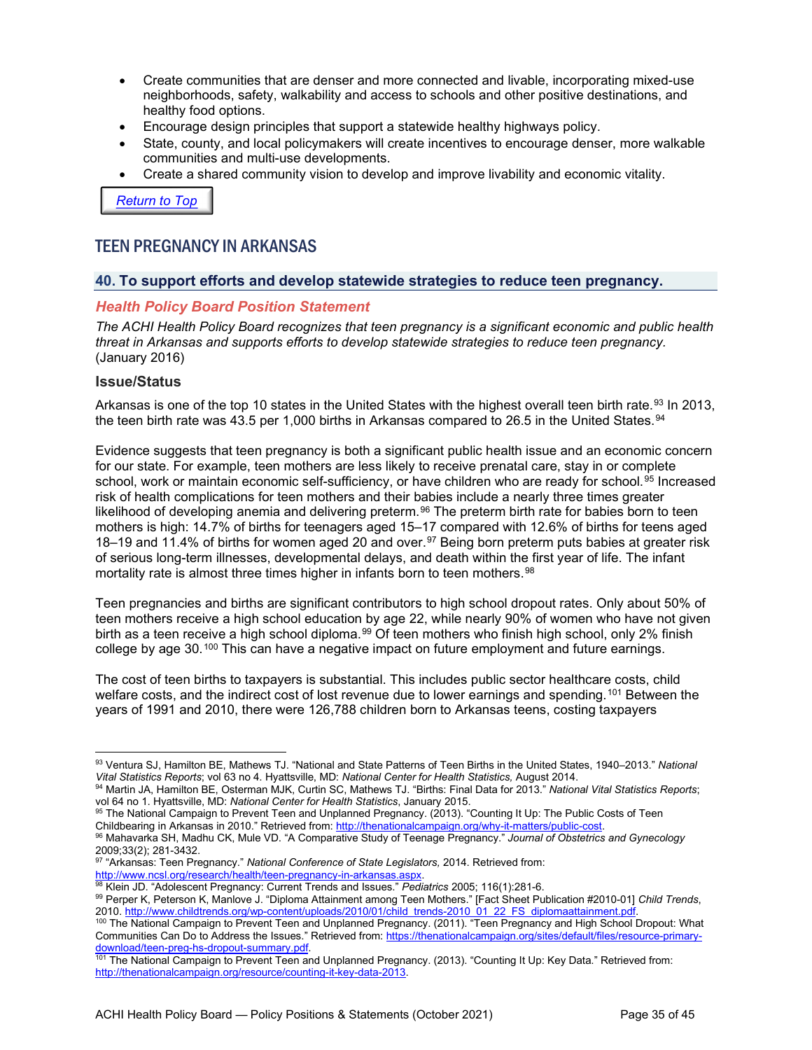- Create communities that are denser and more connected and livable, incorporating mixed-use neighborhoods, safety, walkability and access to schools and other positive destinations, and healthy food options.
- Encourage design principles that support a statewide healthy highways policy.
- State, county, and local policymakers will create incentives to encourage denser, more walkable communities and multi-use developments.
- Create a shared community vision to develop and improve livability and economic vitality.

[Return to Top]

## TEEN PREGNANCY IN ARKANSAS

### 40. To support efforts and develop statewide strategies to reduce teen pregnancy.

#### *Health Policy Board Position Statement*

*The ACHI Health Policy Board recognizes that teen pregnancy is a significant economic and public health threat in Arkansas and supports efforts to develop statewide strategies to reduce teen pregnancy.* (January 2016)

#### Issue/Status

Arkansas is one of the top 10 states in the United States with the highest overall teen birth rate.[93] In 2013, the teen birth rate was 43.5 per 1,000 births in Arkansas compared to 26.5 in the United States.[94]

Evidence suggests that teen pregnancy is both a significant public health issue and an economic concern for our state. For example, teen mothers are less likely to receive prenatal care, stay in or complete school, work or maintain economic self-sufficiency, or have children who are ready for school.[95] Increased risk of health complications for teen mothers and their babies include a nearly three times greater likelihood of developing anemia and delivering preterm.[96] The preterm birth rate for babies born to teen mothers is high: 14.7% of births for teenagers aged 15–17 compared with 12.6% of births for teens aged 18–19 and 11.4% of births for women aged 20 and over.[97] Being born preterm puts babies at greater risk of serious long-term illnesses, developmental delays, and death within the first year of life. The infant mortality rate is almost three times higher in infants born to teen mothers.[98]

Teen pregnancies and births are significant contributors to high school dropout rates. Only about 50% of teen mothers receive a high school education by age 22, while nearly 90% of women who have not given birth as a teen receive a high school diploma.[99] Of teen mothers who finish high school, only 2% finish college by age 30.[100] This can have a negative impact on future employment and future earnings.

The cost of teen births to taxpayers is substantial. This includes public sector healthcare costs, child welfare costs, and the indirect cost of lost revenue due to lower earnings and spending.[101] Between the years of 1991 and 2010, there were 126,788 children born to Arkansas teens, costing taxpayers

---

[93] Ventura SJ, Hamilton BE, Mathews TJ. "National and State Patterns of Teen Births in the United States, 1940–2013." *National Vital Statistics Reports*; vol 63 no 4. Hyattsville, MD: *National Center for Health Statistics,* August 2014.

[94] Martin JA, Hamilton BE, Osterman MJK, Curtin SC, Mathews TJ. "Births: Final Data for 2013." *National Vital Statistics Reports*; vol 64 no 1. Hyattsville, MD: *National Center for Health Statistics*, January 2015.

[95] The National Campaign to Prevent Teen and Unplanned Pregnancy. (2013). "Counting It Up: The Public Costs of Teen Childbearing in Arkansas in 2010." Retrieved from: http://thenationalcampaign.org/why-it-matters/public-cost.

[96] Mahavarka SH, Madhu CK, Mule VD. "A Comparative Study of Teenage Pregnancy." *Journal of Obstetrics and Gynecology* 2009;33(2); 281-3432.

[97] "Arkansas: Teen Pregnancy." *National Conference of State Legislators,* 2014. Retrieved from: http://www.ncsl.org/research/health/teen-pregnancy-in-arkansas.aspx.

[98] Klein JD. "Adolescent Pregnancy: Current Trends and Issues." *Pediatrics* 2005; 116(1):281-6.

[99] Perper K, Peterson K, Manlove J. "Diploma Attainment among Teen Mothers." [Fact Sheet Publication #2010-01] *Child Trends*, 2010. http://www.childtrends.org/wp-content/uploads/2010/01/child_trends-2010_01_22_FS_diplomaattainment.pdf.

[100] The National Campaign to Prevent Teen and Unplanned Pregnancy. (2011). "Teen Pregnancy and High School Dropout: What Communities Can Do to Address the Issues." Retrieved from: https://thenationalcampaign.org/sites/default/files/resource-primary-download/teen-preg-hs-dropout-summary.pdf.

[101] The National Campaign to Prevent Teen and Unplanned Pregnancy. (2013). "Counting It Up: Key Data." Retrieved from: http://thenationalcampaign.org/resource/counting-it-key-data-2013.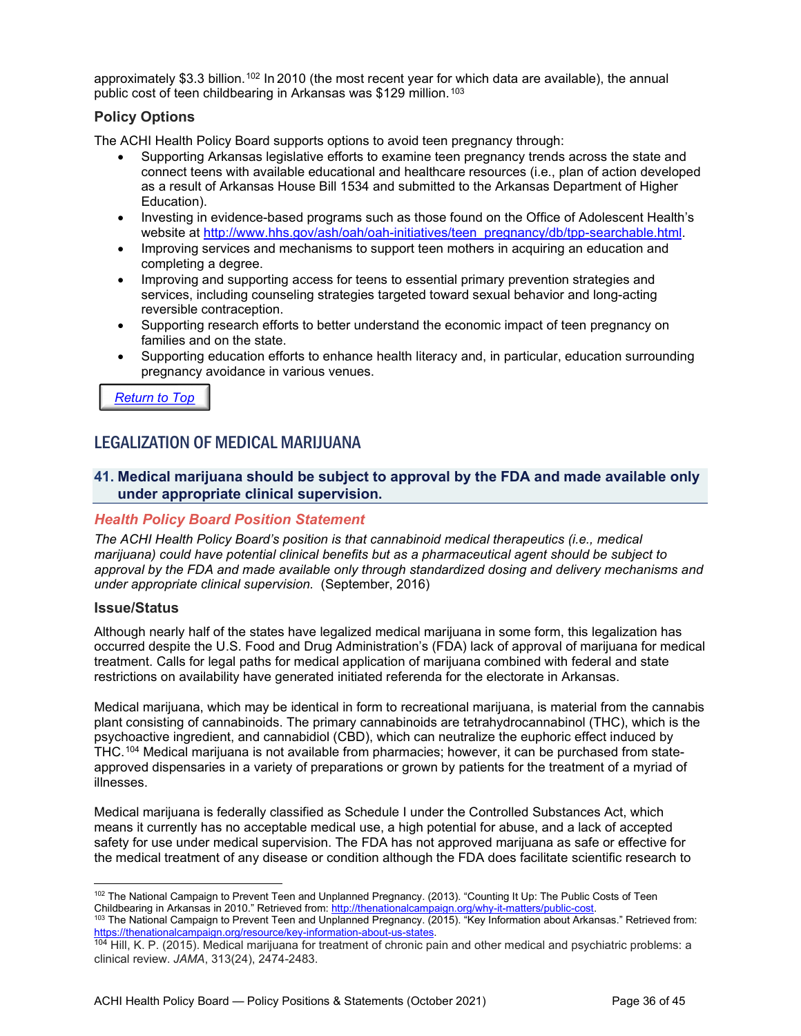approximately $3.3 billion.[102] In 2010 (the most recent year for which data are available), the annual public cost of teen childbearing in Arkansas was $129 million.[103]

### Policy Options

The ACHI Health Policy Board supports options to avoid teen pregnancy through:

- Supporting Arkansas legislative efforts to examine teen pregnancy trends across the state and connect teens with available educational and healthcare resources (i.e., plan of action developed as a result of Arkansas House Bill 1534 and submitted to the Arkansas Department of Higher Education).
- Investing in evidence-based programs such as those found on the Office of Adolescent Health's website at http://www.hhs.gov/ash/oah/oah-initiatives/teen_pregnancy/db/tpp-searchable.html.
- Improving services and mechanisms to support teen mothers in acquiring an education and completing a degree.
- Improving and supporting access for teens to essential primary prevention strategies and services, including counseling strategies targeted toward sexual behavior and long-acting reversible contraception.
- Supporting research efforts to better understand the economic impact of teen pregnancy on families and on the state.
- Supporting education efforts to enhance health literacy and, in particular, education surrounding pregnancy avoidance in various venues.

*Return to Top*

## LEGALIZATION OF MEDICAL MARIJUANA

### 41. Medical marijuana should be subject to approval by the FDA and made available only under appropriate clinical supervision.

#### *Health Policy Board Position Statement*

*The ACHI Health Policy Board's position is that cannabinoid medical therapeutics (i.e., medical marijuana) could have potential clinical benefits but as a pharmaceutical agent should be subject to approval by the FDA and made available only through standardized dosing and delivery mechanisms and under appropriate clinical supervision.* (September, 2016)

### Issue/Status

Although nearly half of the states have legalized medical marijuana in some form, this legalization has occurred despite the U.S. Food and Drug Administration's (FDA) lack of approval of marijuana for medical treatment. Calls for legal paths for medical application of marijuana combined with federal and state restrictions on availability have generated initiated referenda for the electorate in Arkansas.

Medical marijuana, which may be identical in form to recreational marijuana, is material from the cannabis plant consisting of cannabinoids. The primary cannabinoids are tetrahydrocannabinol (THC), which is the psychoactive ingredient, and cannabidiol (CBD), which can neutralize the euphoric effect induced by THC.[104] Medical marijuana is not available from pharmacies; however, it can be purchased from state-approved dispensaries in a variety of preparations or grown by patients for the treatment of a myriad of illnesses.

Medical marijuana is federally classified as Schedule I under the Controlled Substances Act, which means it currently has no acceptable medical use, a high potential for abuse, and a lack of accepted safety for use under medical supervision. The FDA has not approved marijuana as safe or effective for the medical treatment of any disease or condition although the FDA does facilitate scientific research to

---

[102] The National Campaign to Prevent Teen and Unplanned Pregnancy. (2013). "Counting It Up: The Public Costs of Teen Childbearing in Arkansas in 2010." Retrieved from: http://thenationalcampaign.org/why-it-matters/public-cost.

[103] The National Campaign to Prevent Teen and Unplanned Pregnancy. (2015). "Key Information about Arkansas." Retrieved from: https://thenationalcampaign.org/resource/key-information-about-us-states.

[104] Hill, K. P. (2015). Medical marijuana for treatment of chronic pain and other medical and psychiatric problems: a clinical review. *JAMA*, 313(24), 2474-2483.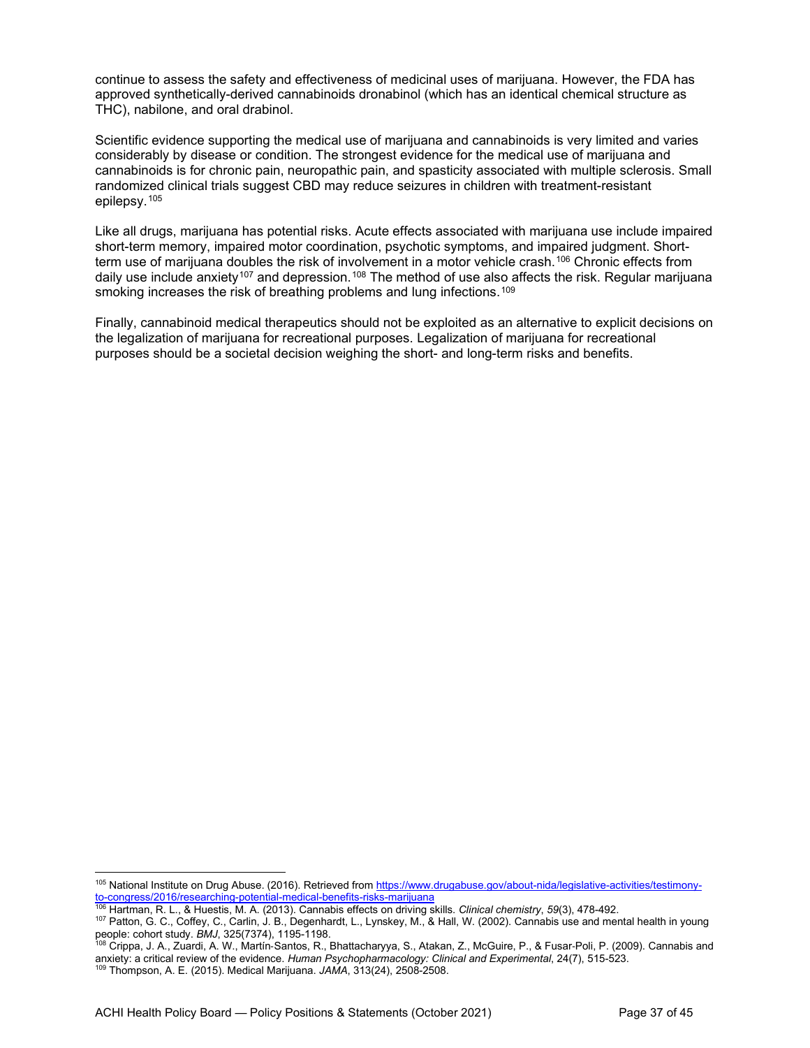continue to assess the safety and effectiveness of medicinal uses of marijuana. However, the FDA has approved synthetically-derived cannabinoids dronabinol (which has an identical chemical structure as THC), nabilone, and oral drabinol.

Scientific evidence supporting the medical use of marijuana and cannabinoids is very limited and varies considerably by disease or condition. The strongest evidence for the medical use of marijuana and cannabinoids is for chronic pain, neuropathic pain, and spasticity associated with multiple sclerosis. Small randomized clinical trials suggest CBD may reduce seizures in children with treatment-resistant epilepsy.[105]

Like all drugs, marijuana has potential risks. Acute effects associated with marijuana use include impaired short-term memory, impaired motor coordination, psychotic symptoms, and impaired judgment. Short-term use of marijuana doubles the risk of involvement in a motor vehicle crash.[106] Chronic effects from daily use include anxiety[107] and depression.[108] The method of use also affects the risk. Regular marijuana smoking increases the risk of breathing problems and lung infections.[109]

Finally, cannabinoid medical therapeutics should not be exploited as an alternative to explicit decisions on the legalization of marijuana for recreational purposes. Legalization of marijuana for recreational purposes should be a societal decision weighing the short- and long-term risks and benefits.

---

[105] National Institute on Drug Abuse. (2016). Retrieved from [https://www.drugabuse.gov/about-nida/legislative-activities/testimony-to-congress/2016/researching-potential-medical-benefits-risks-marijuana](https://www.drugabuse.gov/about-nida/legislative-activities/testimony-to-congress/2016/researching-potential-medical-benefits-risks-marijuana)

[106] Hartman, R. L., & Huestis, M. A. (2013). Cannabis effects on driving skills. *Clinical chemistry*, *59*(3), 478-492.

[107] Patton, G. C., Coffey, C., Carlin, J. B., Degenhardt, L., Lynskey, M., & Hall, W. (2002). Cannabis use and mental health in young people: cohort study. *BMJ*, 325(7374), 1195-1198.

[108] Crippa, J. A., Zuardi, A. W., Martín-Santos, R., Bhattacharyya, S., Atakan, Z., McGuire, P., & Fusar-Poli, P. (2009). Cannabis and anxiety: a critical review of the evidence. *Human Psychopharmacology: Clinical and Experimental*, 24(7), 515-523.

[109] Thompson, A. E. (2015). Medical Marijuana. *JAMA*, 313(24), 2508-2508.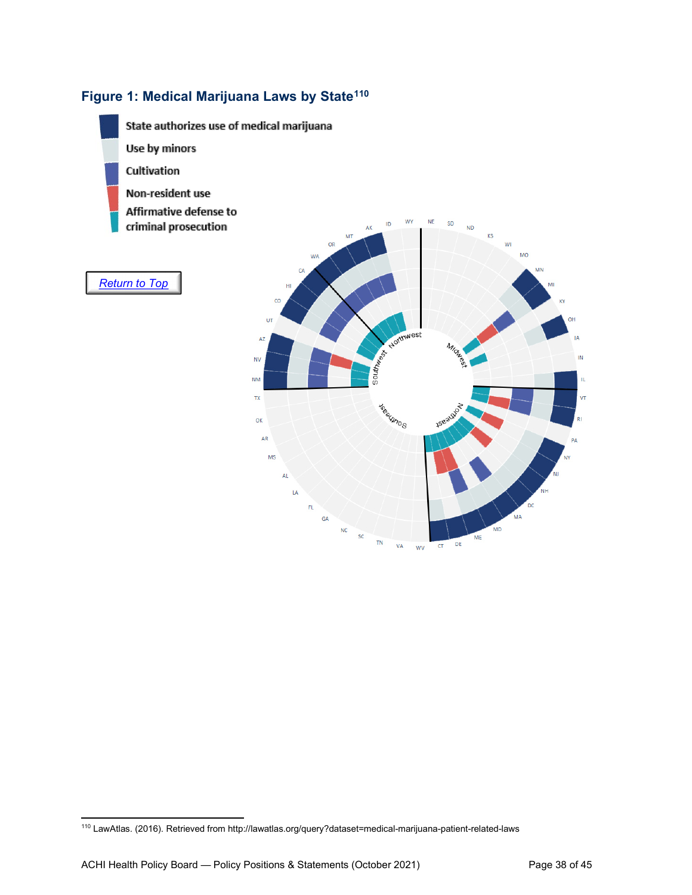## Figure 1: Medical Marijuana Laws by State[110]

State authorizes use of medical marijuana

Use by minors

Cultivation

Non-resident use

Affirmative defense to criminal prosecution

Return to Top

---

[110] LawAtlas. (2016). Retrieved from http://lawatlas.org/query?dataset=medical-marijuana-patient-related-laws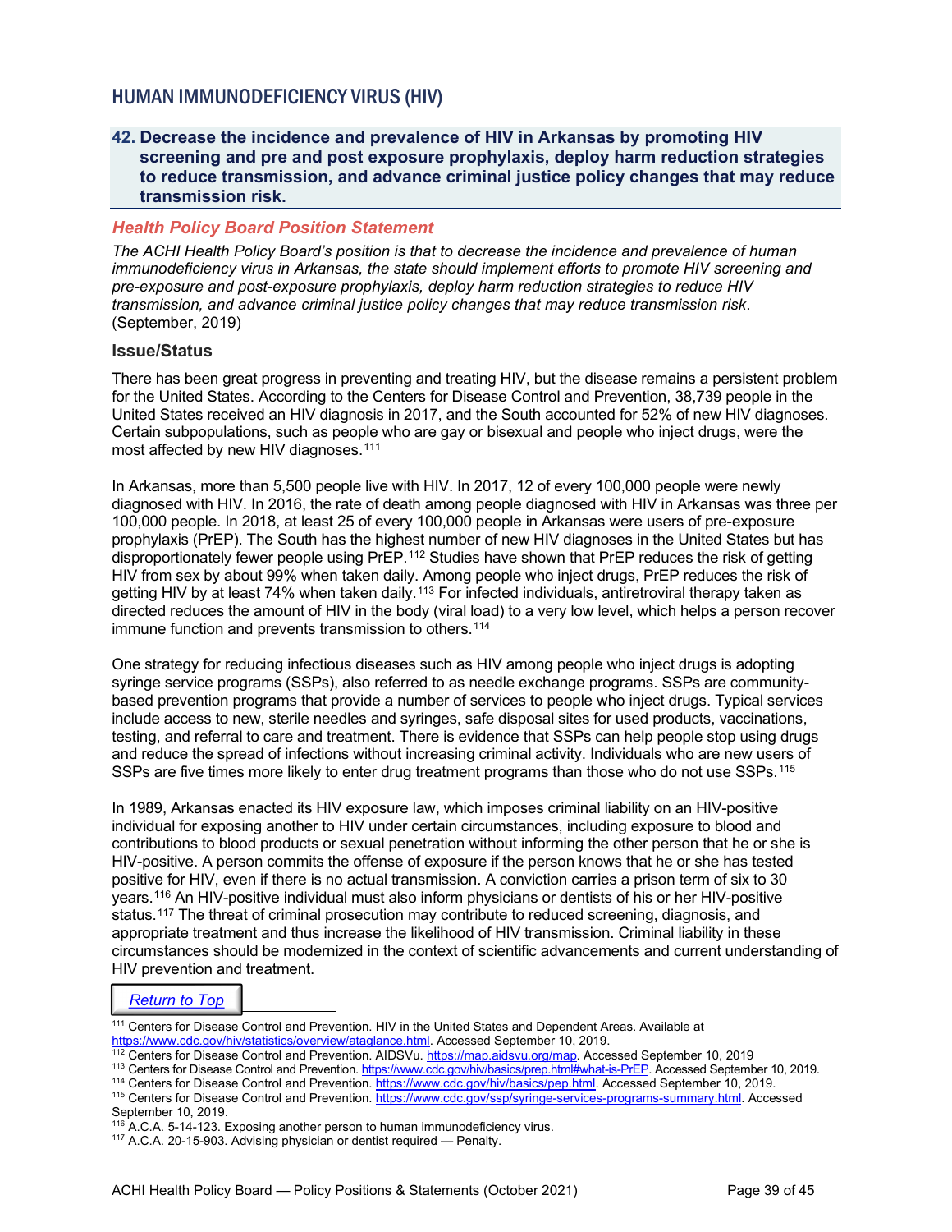## HUMAN IMMUNODEFICIENCY VIRUS (HIV)

### 42. Decrease the incidence and prevalence of HIV in Arkansas by promoting HIV screening and pre and post exposure prophylaxis, deploy harm reduction strategies to reduce transmission, and advance criminal justice policy changes that may reduce transmission risk.

#### *Health Policy Board Position Statement*

*The ACHI Health Policy Board's position is that to decrease the incidence and prevalence of human immunodeficiency virus in Arkansas, the state should implement efforts to promote HIV screening and pre-exposure and post-exposure prophylaxis, deploy harm reduction strategies to reduce HIV transmission, and advance criminal justice policy changes that may reduce transmission risk*. (September, 2019)

#### Issue/Status

There has been great progress in preventing and treating HIV, but the disease remains a persistent problem for the United States. According to the Centers for Disease Control and Prevention, 38,739 people in the United States received an HIV diagnosis in 2017, and the South accounted for 52% of new HIV diagnoses. Certain subpopulations, such as people who are gay or bisexual and people who inject drugs, were the most affected by new HIV diagnoses.[111]

In Arkansas, more than 5,500 people live with HIV. In 2017, 12 of every 100,000 people were newly diagnosed with HIV. In 2016, the rate of death among people diagnosed with HIV in Arkansas was three per 100,000 people. In 2018, at least 25 of every 100,000 people in Arkansas were users of pre-exposure prophylaxis (PrEP). The South has the highest number of new HIV diagnoses in the United States but has disproportionately fewer people using PrEP.[112] Studies have shown that PrEP reduces the risk of getting HIV from sex by about 99% when taken daily. Among people who inject drugs, PrEP reduces the risk of getting HIV by at least 74% when taken daily.[113] For infected individuals, antiretroviral therapy taken as directed reduces the amount of HIV in the body (viral load) to a very low level, which helps a person recover immune function and prevents transmission to others.[114]

One strategy for reducing infectious diseases such as HIV among people who inject drugs is adopting syringe service programs (SSPs), also referred to as needle exchange programs. SSPs are community-based prevention programs that provide a number of services to people who inject drugs. Typical services include access to new, sterile needles and syringes, safe disposal sites for used products, vaccinations, testing, and referral to care and treatment. There is evidence that SSPs can help people stop using drugs and reduce the spread of infections without increasing criminal activity. Individuals who are new users of SSPs are five times more likely to enter drug treatment programs than those who do not use SSPs.[115]

In 1989, Arkansas enacted its HIV exposure law, which imposes criminal liability on an HIV-positive individual for exposing another to HIV under certain circumstances, including exposure to blood and contributions to blood products or sexual penetration without informing the other person that he or she is HIV-positive. A person commits the offense of exposure if the person knows that he or she has tested positive for HIV, even if there is no actual transmission. A conviction carries a prison term of six to 30 years.[116] An HIV-positive individual must also inform physicians or dentists of his or her HIV-positive status.[117] The threat of criminal prosecution may contribute to reduced screening, diagnosis, and appropriate treatment and thus increase the likelihood of HIV transmission. Criminal liability in these circumstances should be modernized in the context of scientific advancements and current understanding of HIV prevention and treatment.

Return to Top

[111] Centers for Disease Control and Prevention. HIV in the United States and Dependent Areas. Available at https://www.cdc.gov/hiv/statistics/overview/ataglance.html. Accessed September 10, 2019.
[112] Centers for Disease Control and Prevention. AIDSVu. https://map.aidsvu.org/map. Accessed September 10, 2019
[113] Centers for Disease Control and Prevention. https://www.cdc.gov/hiv/basics/prep.html#what-is-PrEP. Accessed September 10, 2019.
[114] Centers for Disease Control and Prevention. https://www.cdc.gov/hiv/basics/pep.html. Accessed September 10, 2019.
[115] Centers for Disease Control and Prevention. https://www.cdc.gov/ssp/syringe-services-programs-summary.html. Accessed September 10, 2019.
[116] A.C.A. 5-14-123. Exposing another person to human immunodeficiency virus.
[117] A.C.A. 20-15-903. Advising physician or dentist required — Penalty.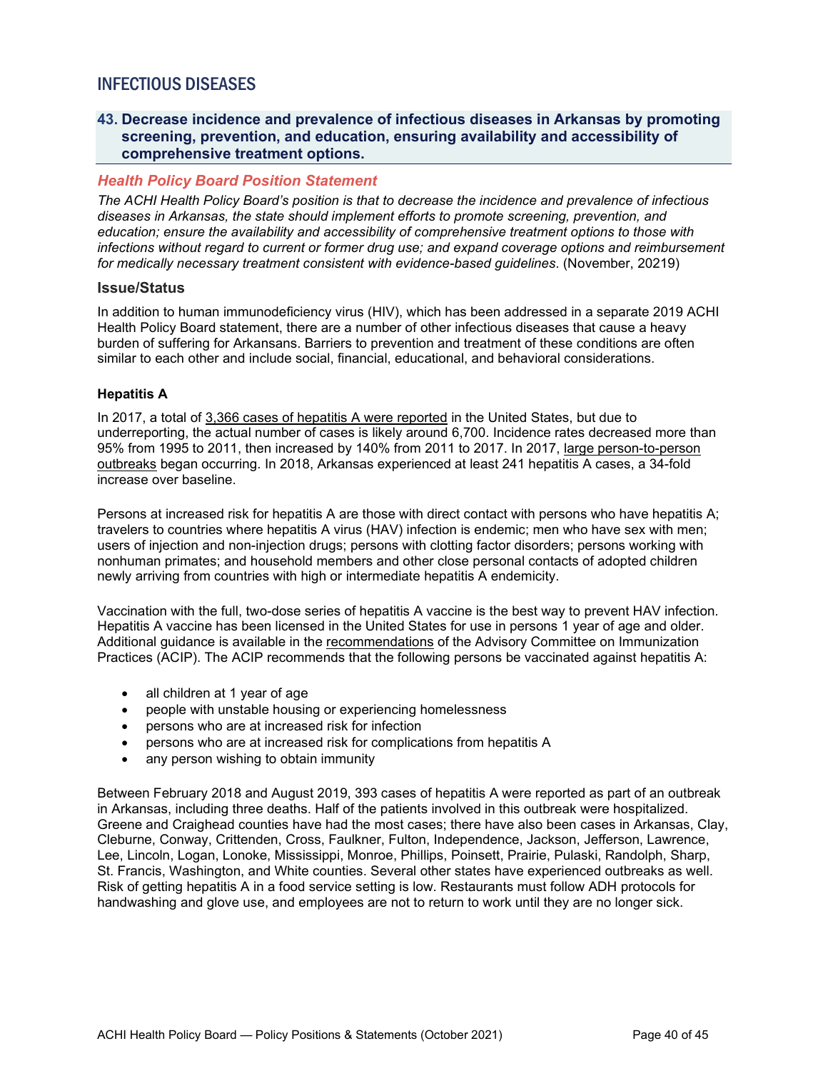# INFECTIOUS DISEASES

## 43. Decrease incidence and prevalence of infectious diseases in Arkansas by promoting screening, prevention, and education, ensuring availability and accessibility of comprehensive treatment options.

### *Health Policy Board Position Statement*

*The ACHI Health Policy Board's position is that to decrease the incidence and prevalence of infectious diseases in Arkansas, the state should implement efforts to promote screening, prevention, and education; ensure the availability and accessibility of comprehensive treatment options to those with infections without regard to current or former drug use; and expand coverage options and reimbursement for medically necessary treatment consistent with evidence-based guidelines*. (November, 20219)

### Issue/Status

In addition to human immunodeficiency virus (HIV), which has been addressed in a separate 2019 ACHI Health Policy Board statement, there are a number of other infectious diseases that cause a heavy burden of suffering for Arkansans. Barriers to prevention and treatment of these conditions are often similar to each other and include social, financial, educational, and behavioral considerations.

**Hepatitis A**

In 2017, a total of 3,366 cases of hepatitis A were reported in the United States, but due to underreporting, the actual number of cases is likely around 6,700. Incidence rates decreased more than 95% from 1995 to 2011, then increased by 140% from 2011 to 2017. In 2017, large person-to-person outbreaks began occurring. In 2018, Arkansas experienced at least 241 hepatitis A cases, a 34-fold increase over baseline.

Persons at increased risk for hepatitis A are those with direct contact with persons who have hepatitis A; travelers to countries where hepatitis A virus (HAV) infection is endemic; men who have sex with men; users of injection and non-injection drugs; persons with clotting factor disorders; persons working with nonhuman primates; and household members and other close personal contacts of adopted children newly arriving from countries with high or intermediate hepatitis A endemicity.

Vaccination with the full, two-dose series of hepatitis A vaccine is the best way to prevent HAV infection. Hepatitis A vaccine has been licensed in the United States for use in persons 1 year of age and older. Additional guidance is available in the recommendations of the Advisory Committee on Immunization Practices (ACIP). The ACIP recommends that the following persons be vaccinated against hepatitis A:

- all children at 1 year of age
- people with unstable housing or experiencing homelessness
- persons who are at increased risk for infection
- persons who are at increased risk for complications from hepatitis A
- any person wishing to obtain immunity

Between February 2018 and August 2019, 393 cases of hepatitis A were reported as part of an outbreak in Arkansas, including three deaths. Half of the patients involved in this outbreak were hospitalized. Greene and Craighead counties have had the most cases; there have also been cases in Arkansas, Clay, Cleburne, Conway, Crittenden, Cross, Faulkner, Fulton, Independence, Jackson, Jefferson, Lawrence, Lee, Lincoln, Logan, Lonoke, Mississippi, Monroe, Phillips, Poinsett, Prairie, Pulaski, Randolph, Sharp, St. Francis, Washington, and White counties. Several other states have experienced outbreaks as well. Risk of getting hepatitis A in a food service setting is low. Restaurants must follow ADH protocols for handwashing and glove use, and employees are not to return to work until they are no longer sick.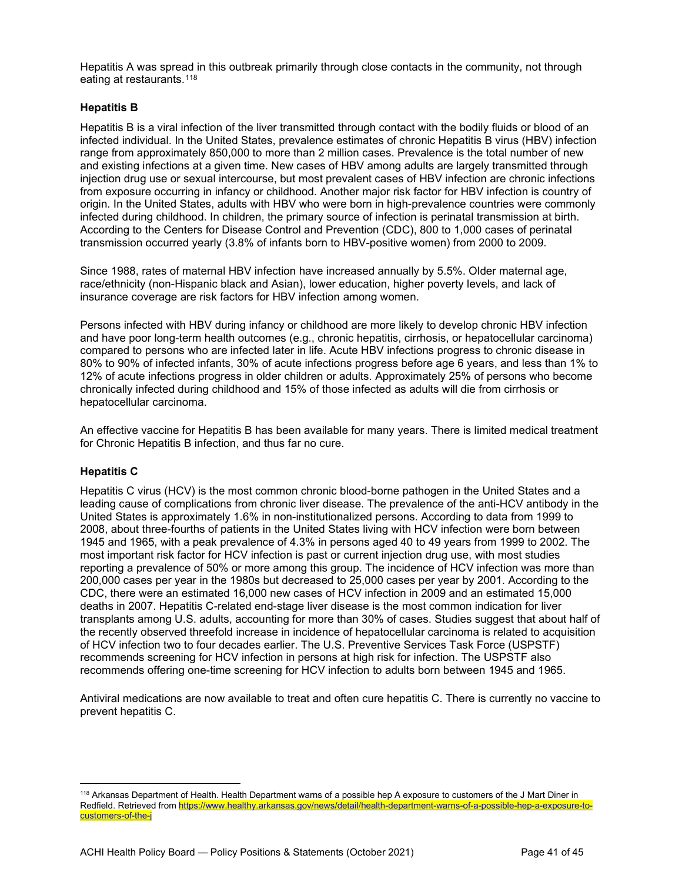Hepatitis A was spread in this outbreak primarily through close contacts in the community, not through eating at restaurants.[118]

### Hepatitis B

Hepatitis B is a viral infection of the liver transmitted through contact with the bodily fluids or blood of an infected individual. In the United States, prevalence estimates of chronic Hepatitis B virus (HBV) infection range from approximately 850,000 to more than 2 million cases. Prevalence is the total number of new and existing infections at a given time. New cases of HBV among adults are largely transmitted through injection drug use or sexual intercourse, but most prevalent cases of HBV infection are chronic infections from exposure occurring in infancy or childhood. Another major risk factor for HBV infection is country of origin. In the United States, adults with HBV who were born in high-prevalence countries were commonly infected during childhood. In children, the primary source of infection is perinatal transmission at birth. According to the Centers for Disease Control and Prevention (CDC), 800 to 1,000 cases of perinatal transmission occurred yearly (3.8% of infants born to HBV-positive women) from 2000 to 2009.

Since 1988, rates of maternal HBV infection have increased annually by 5.5%. Older maternal age, race/ethnicity (non-Hispanic black and Asian), lower education, higher poverty levels, and lack of insurance coverage are risk factors for HBV infection among women.

Persons infected with HBV during infancy or childhood are more likely to develop chronic HBV infection and have poor long-term health outcomes (e.g., chronic hepatitis, cirrhosis, or hepatocellular carcinoma) compared to persons who are infected later in life. Acute HBV infections progress to chronic disease in 80% to 90% of infected infants, 30% of acute infections progress before age 6 years, and less than 1% to 12% of acute infections progress in older children or adults. Approximately 25% of persons who become chronically infected during childhood and 15% of those infected as adults will die from cirrhosis or hepatocellular carcinoma.

An effective vaccine for Hepatitis B has been available for many years. There is limited medical treatment for Chronic Hepatitis B infection, and thus far no cure.

### Hepatitis C

Hepatitis C virus (HCV) is the most common chronic blood-borne pathogen in the United States and a leading cause of complications from chronic liver disease. The prevalence of the anti-HCV antibody in the United States is approximately 1.6% in non-institutionalized persons. According to data from 1999 to 2008, about three-fourths of patients in the United States living with HCV infection were born between 1945 and 1965, with a peak prevalence of 4.3% in persons aged 40 to 49 years from 1999 to 2002. The most important risk factor for HCV infection is past or current injection drug use, with most studies reporting a prevalence of 50% or more among this group. The incidence of HCV infection was more than 200,000 cases per year in the 1980s but decreased to 25,000 cases per year by 2001. According to the CDC, there were an estimated 16,000 new cases of HCV infection in 2009 and an estimated 15,000 deaths in 2007. Hepatitis C-related end-stage liver disease is the most common indication for liver transplants among U.S. adults, accounting for more than 30% of cases. Studies suggest that about half of the recently observed threefold increase in incidence of hepatocellular carcinoma is related to acquisition of HCV infection two to four decades earlier. The U.S. Preventive Services Task Force (USPSTF) recommends screening for HCV infection in persons at high risk for infection. The USPSTF also recommends offering one-time screening for HCV infection to adults born between 1945 and 1965.

Antiviral medications are now available to treat and often cure hepatitis C. There is currently no vaccine to prevent hepatitis C.

---

[118] Arkansas Department of Health. Health Department warns of a possible hep A exposure to customers of the J Mart Diner in Redfield. Retrieved from https://www.healthy.arkansas.gov/news/detail/health-department-warns-of-a-possible-hep-a-exposure-to-customers-of-the-j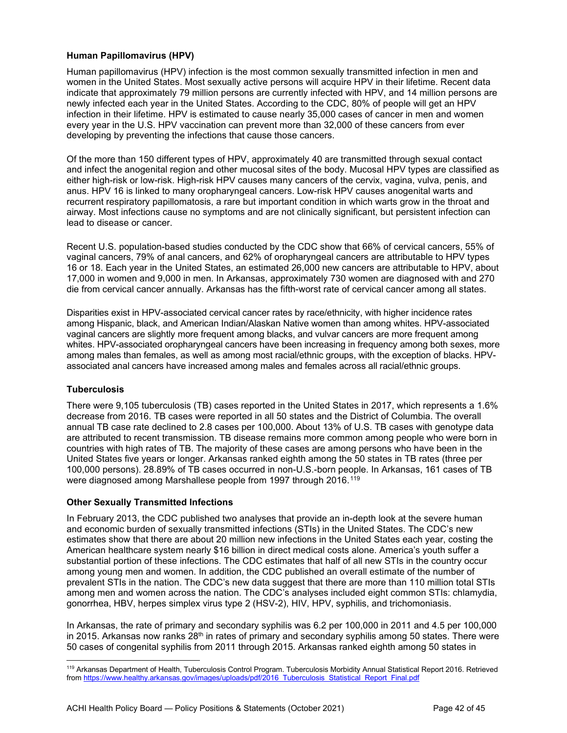### Human Papillomavirus (HPV)

Human papillomavirus (HPV) infection is the most common sexually transmitted infection in men and women in the United States. Most sexually active persons will acquire HPV in their lifetime. Recent data indicate that approximately 79 million persons are currently infected with HPV, and 14 million persons are newly infected each year in the United States. According to the CDC, 80% of people will get an HPV infection in their lifetime. HPV is estimated to cause nearly 35,000 cases of cancer in men and women every year in the U.S. HPV vaccination can prevent more than 32,000 of these cancers from ever developing by preventing the infections that cause those cancers.

Of the more than 150 different types of HPV, approximately 40 are transmitted through sexual contact and infect the anogenital region and other mucosal sites of the body. Mucosal HPV types are classified as either high-risk or low-risk. High-risk HPV causes many cancers of the cervix, vagina, vulva, penis, and anus. HPV 16 is linked to many oropharyngeal cancers. Low-risk HPV causes anogenital warts and recurrent respiratory papillomatosis, a rare but important condition in which warts grow in the throat and airway. Most infections cause no symptoms and are not clinically significant, but persistent infection can lead to disease or cancer.

Recent U.S. population-based studies conducted by the CDC show that 66% of cervical cancers, 55% of vaginal cancers, 79% of anal cancers, and 62% of oropharyngeal cancers are attributable to HPV types 16 or 18. Each year in the United States, an estimated 26,000 new cancers are attributable to HPV, about 17,000 in women and 9,000 in men. In Arkansas, approximately 730 women are diagnosed with and 270 die from cervical cancer annually. Arkansas has the fifth-worst rate of cervical cancer among all states.

Disparities exist in HPV-associated cervical cancer rates by race/ethnicity, with higher incidence rates among Hispanic, black, and American Indian/Alaskan Native women than among whites. HPV-associated vaginal cancers are slightly more frequent among blacks, and vulvar cancers are more frequent among whites. HPV-associated oropharyngeal cancers have been increasing in frequency among both sexes, more among males than females, as well as among most racial/ethnic groups, with the exception of blacks. HPV-associated anal cancers have increased among males and females across all racial/ethnic groups.

### Tuberculosis

There were 9,105 tuberculosis (TB) cases reported in the United States in 2017, which represents a 1.6% decrease from 2016. TB cases were reported in all 50 states and the District of Columbia. The overall annual TB case rate declined to 2.8 cases per 100,000. About 13% of U.S. TB cases with genotype data are attributed to recent transmission. TB disease remains more common among people who were born in countries with high rates of TB. The majority of these cases are among persons who have been in the United States five years or longer. Arkansas ranked eighth among the 50 states in TB rates (three per 100,000 persons). 28.89% of TB cases occurred in non-U.S.-born people. In Arkansas, 161 cases of TB were diagnosed among Marshallese people from 1997 through 2016.[119]

### Other Sexually Transmitted Infections

In February 2013, the CDC published two analyses that provide an in-depth look at the severe human and economic burden of sexually transmitted infections (STIs) in the United States. The CDC's new estimates show that there are about 20 million new infections in the United States each year, costing the American healthcare system nearly $16 billion in direct medical costs alone. America's youth suffer a substantial portion of these infections. The CDC estimates that half of all new STIs in the country occur among young men and women. In addition, the CDC published an overall estimate of the number of prevalent STIs in the nation. The CDC's new data suggest that there are more than 110 million total STIs among men and women across the nation. The CDC's analyses included eight common STIs: chlamydia, gonorrhea, HBV, herpes simplex virus type 2 (HSV-2), HIV, HPV, syphilis, and trichomoniasis.

In Arkansas, the rate of primary and secondary syphilis was 6.2 per 100,000 in 2011 and 4.5 per 100,000 in 2015. Arkansas now ranks 28th in rates of primary and secondary syphilis among 50 states. There were 50 cases of congenital syphilis from 2011 through 2015. Arkansas ranked eighth among 50 states in

[119] Arkansas Department of Health, Tuberculosis Control Program. Tuberculosis Morbidity Annual Statistical Report 2016. Retrieved from https://www.healthy.arkansas.gov/images/uploads/pdf/2016_Tuberculosis_Statistical_Report_Final.pdf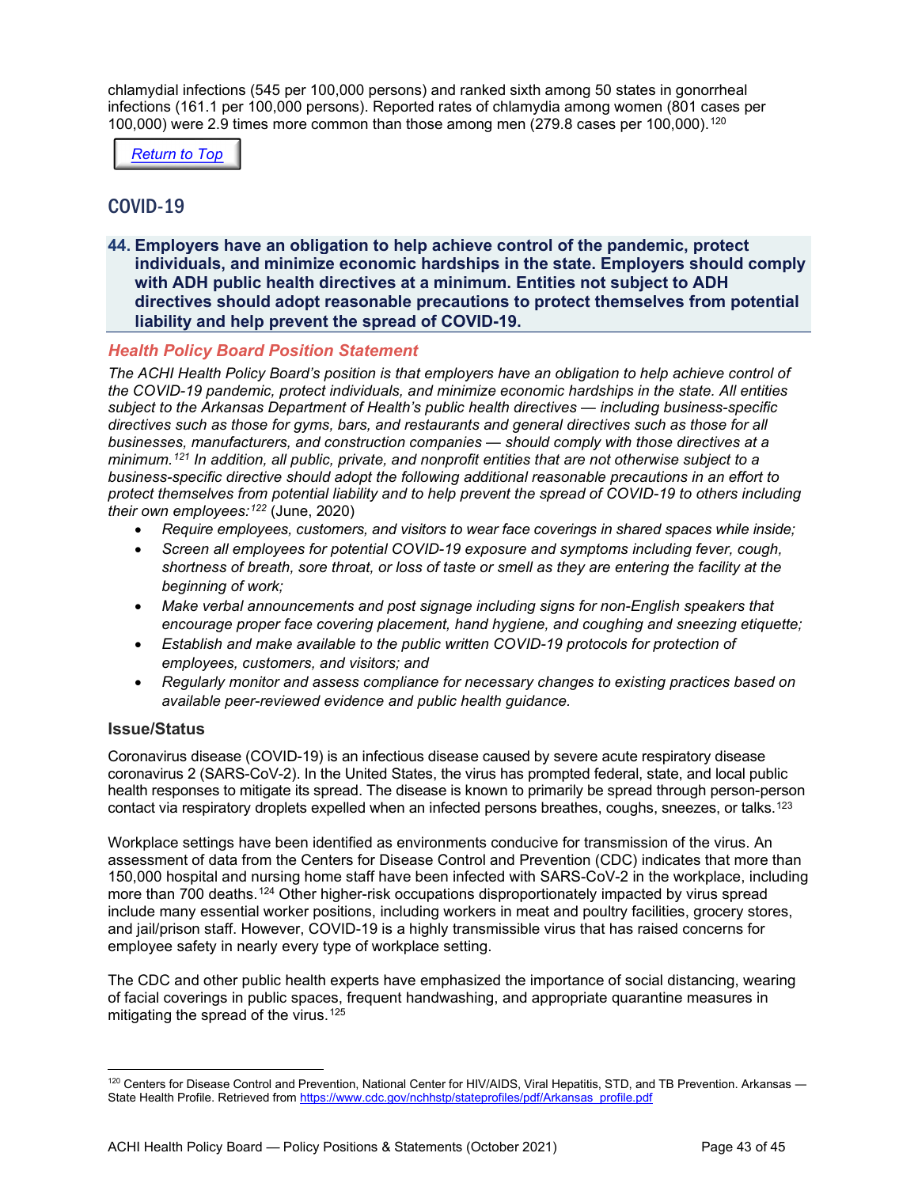chlamydial infections (545 per 100,000 persons) and ranked sixth among 50 states in gonorrheal infections (161.1 per 100,000 persons). Reported rates of chlamydia among women (801 cases per 100,000) were 2.9 times more common than those among men (279.8 cases per 100,000).[120]

Return to Top

## COVID-19

### 44. Employers have an obligation to help achieve control of the pandemic, protect individuals, and minimize economic hardships in the state. Employers should comply with ADH public health directives at a minimum. Entities not subject to ADH directives should adopt reasonable precautions to protect themselves from potential liability and help prevent the spread of COVID-19.

#### *Health Policy Board Position Statement*

*The ACHI Health Policy Board's position is that employers have an obligation to help achieve control of the COVID-19 pandemic, protect individuals, and minimize economic hardships in the state. All entities subject to the Arkansas Department of Health's public health directives — including business-specific directives such as those for gyms, bars, and restaurants and general directives such as those for all businesses, manufacturers, and construction companies — should comply with those directives at a minimum.*[121] *In addition, all public, private, and nonprofit entities that are not otherwise subject to a business-specific directive should adopt the following additional reasonable precautions in an effort to protect themselves from potential liability and to help prevent the spread of COVID-19 to others including their own employees:*[122] (June, 2020)

- *Require employees, customers, and visitors to wear face coverings in shared spaces while inside;*
- *Screen all employees for potential COVID-19 exposure and symptoms including fever, cough, shortness of breath, sore throat, or loss of taste or smell as they are entering the facility at the beginning of work;*
- *Make verbal announcements and post signage including signs for non-English speakers that encourage proper face covering placement, hand hygiene, and coughing and sneezing etiquette;*
- *Establish and make available to the public written COVID-19 protocols for protection of employees, customers, and visitors; and*
- *Regularly monitor and assess compliance for necessary changes to existing practices based on available peer-reviewed evidence and public health guidance.*

#### Issue/Status

Coronavirus disease (COVID-19) is an infectious disease caused by severe acute respiratory disease coronavirus 2 (SARS-CoV-2). In the United States, the virus has prompted federal, state, and local public health responses to mitigate its spread. The disease is known to primarily be spread through person-person contact via respiratory droplets expelled when an infected persons breathes, coughs, sneezes, or talks.[123]

Workplace settings have been identified as environments conducive for transmission of the virus. An assessment of data from the Centers for Disease Control and Prevention (CDC) indicates that more than 150,000 hospital and nursing home staff have been infected with SARS-CoV-2 in the workplace, including more than 700 deaths.[124] Other higher-risk occupations disproportionately impacted by virus spread include many essential worker positions, including workers in meat and poultry facilities, grocery stores, and jail/prison staff. However, COVID-19 is a highly transmissible virus that has raised concerns for employee safety in nearly every type of workplace setting.

The CDC and other public health experts have emphasized the importance of social distancing, wearing of facial coverings in public spaces, frequent handwashing, and appropriate quarantine measures in mitigating the spread of the virus.[125]

---

[120] Centers for Disease Control and Prevention, National Center for HIV/AIDS, Viral Hepatitis, STD, and TB Prevention. Arkansas — State Health Profile. Retrieved from https://www.cdc.gov/nchhstp/stateprofiles/pdf/Arkansas_profile.pdf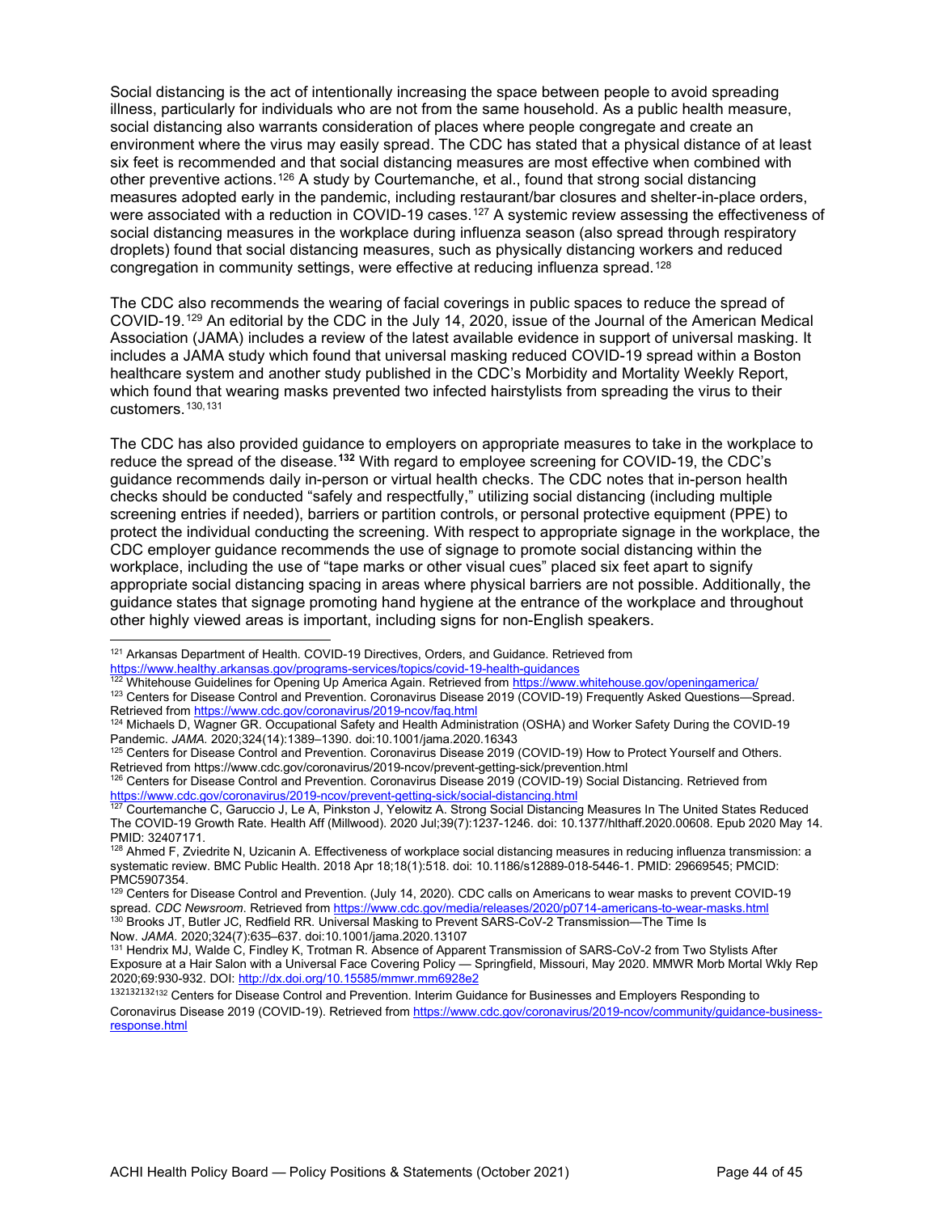Social distancing is the act of intentionally increasing the space between people to avoid spreading illness, particularly for individuals who are not from the same household. As a public health measure, social distancing also warrants consideration of places where people congregate and create an environment where the virus may easily spread. The CDC has stated that a physical distance of at least six feet is recommended and that social distancing measures are most effective when combined with other preventive actions.[126] A study by Courtemanche, et al., found that strong social distancing measures adopted early in the pandemic, including restaurant/bar closures and shelter-in-place orders, were associated with a reduction in COVID-19 cases.[127] A systemic review assessing the effectiveness of social distancing measures in the workplace during influenza season (also spread through respiratory droplets) found that social distancing measures, such as physically distancing workers and reduced congregation in community settings, were effective at reducing influenza spread.[128]

The CDC also recommends the wearing of facial coverings in public spaces to reduce the spread of COVID-19.[129] An editorial by the CDC in the July 14, 2020, issue of the Journal of the American Medical Association (JAMA) includes a review of the latest available evidence in support of universal masking. It includes a JAMA study which found that universal masking reduced COVID-19 spread within a Boston healthcare system and another study published in the CDC's Morbidity and Mortality Weekly Report, which found that wearing masks prevented two infected hairstylists from spreading the virus to their customers.[130,131]

The CDC has also provided guidance to employers on appropriate measures to take in the workplace to reduce the spread of the disease.[132] With regard to employee screening for COVID-19, the CDC's guidance recommends daily in-person or virtual health checks. The CDC notes that in-person health checks should be conducted "safely and respectfully," utilizing social distancing (including multiple screening entries if needed), barriers or partition controls, or personal protective equipment (PPE) to protect the individual conducting the screening. With respect to appropriate signage in the workplace, the CDC employer guidance recommends the use of signage to promote social distancing within the workplace, including the use of "tape marks or other visual cues" placed six feet apart to signify appropriate social distancing spacing in areas where physical barriers are not possible. Additionally, the guidance states that signage promoting hand hygiene at the entrance of the workplace and throughout other highly viewed areas is important, including signs for non-English speakers.

---

[121] Arkansas Department of Health. COVID-19 Directives, Orders, and Guidance. Retrieved from https://www.healthy.arkansas.gov/programs-services/topics/covid-19-health-guidances

[122] Whitehouse Guidelines for Opening Up America Again. Retrieved from https://www.whitehouse.gov/openingamerica/

[123] Centers for Disease Control and Prevention. Coronavirus Disease 2019 (COVID-19) Frequently Asked Questions—Spread. Retrieved from https://www.cdc.gov/coronavirus/2019-ncov/faq.html

[124] Michaels D, Wagner GR. Occupational Safety and Health Administration (OSHA) and Worker Safety During the COVID-19 Pandemic. *JAMA.* 2020;324(14):1389–1390. doi:10.1001/jama.2020.16343

[125] Centers for Disease Control and Prevention. Coronavirus Disease 2019 (COVID-19) How to Protect Yourself and Others. Retrieved from https://www.cdc.gov/coronavirus/2019-ncov/prevent-getting-sick/prevention.html

[126] Centers for Disease Control and Prevention. Coronavirus Disease 2019 (COVID-19) Social Distancing. Retrieved from https://www.cdc.gov/coronavirus/2019-ncov/prevent-getting-sick/social-distancing.html

[127] Courtemanche C, Garuccio J, Le A, Pinkston J, Yelowitz A. Strong Social Distancing Measures In The United States Reduced The COVID-19 Growth Rate. Health Aff (Millwood). 2020 Jul;39(7):1237-1246. doi: 10.1377/hlthaff.2020.00608. Epub 2020 May 14. PMID: 32407171.

[128] Ahmed F, Zviedrite N, Uzicanin A. Effectiveness of workplace social distancing measures in reducing influenza transmission: a systematic review. BMC Public Health. 2018 Apr 18;18(1):518. doi: 10.1186/s12889-018-5446-1. PMID: 29669545; PMCID: PMC5907354.

[129] Centers for Disease Control and Prevention. (July 14, 2020). CDC calls on Americans to wear masks to prevent COVID-19 spread. *CDC Newsroom*. Retrieved from https://www.cdc.gov/media/releases/2020/p0714-americans-to-wear-masks.html

[130] Brooks JT, Butler JC, Redfield RR. Universal Masking to Prevent SARS-CoV-2 Transmission—The Time Is Now. *JAMA.* 2020;324(7):635–637. doi:10.1001/jama.2020.13107

[131] Hendrix MJ, Walde C, Findley K, Trotman R. Absence of Apparent Transmission of SARS-CoV-2 from Two Stylists After Exposure at a Hair Salon with a Universal Face Covering Policy — Springfield, Missouri, May 2020. MMWR Morb Mortal Wkly Rep 2020;69:930-932. DOI: http://dx.doi.org/10.15585/mmwr.mm6928e2

[132] Centers for Disease Control and Prevention. Interim Guidance for Businesses and Employers Responding to Coronavirus Disease 2019 (COVID-19). Retrieved from https://www.cdc.gov/coronavirus/2019-ncov/community/guidance-business-response.html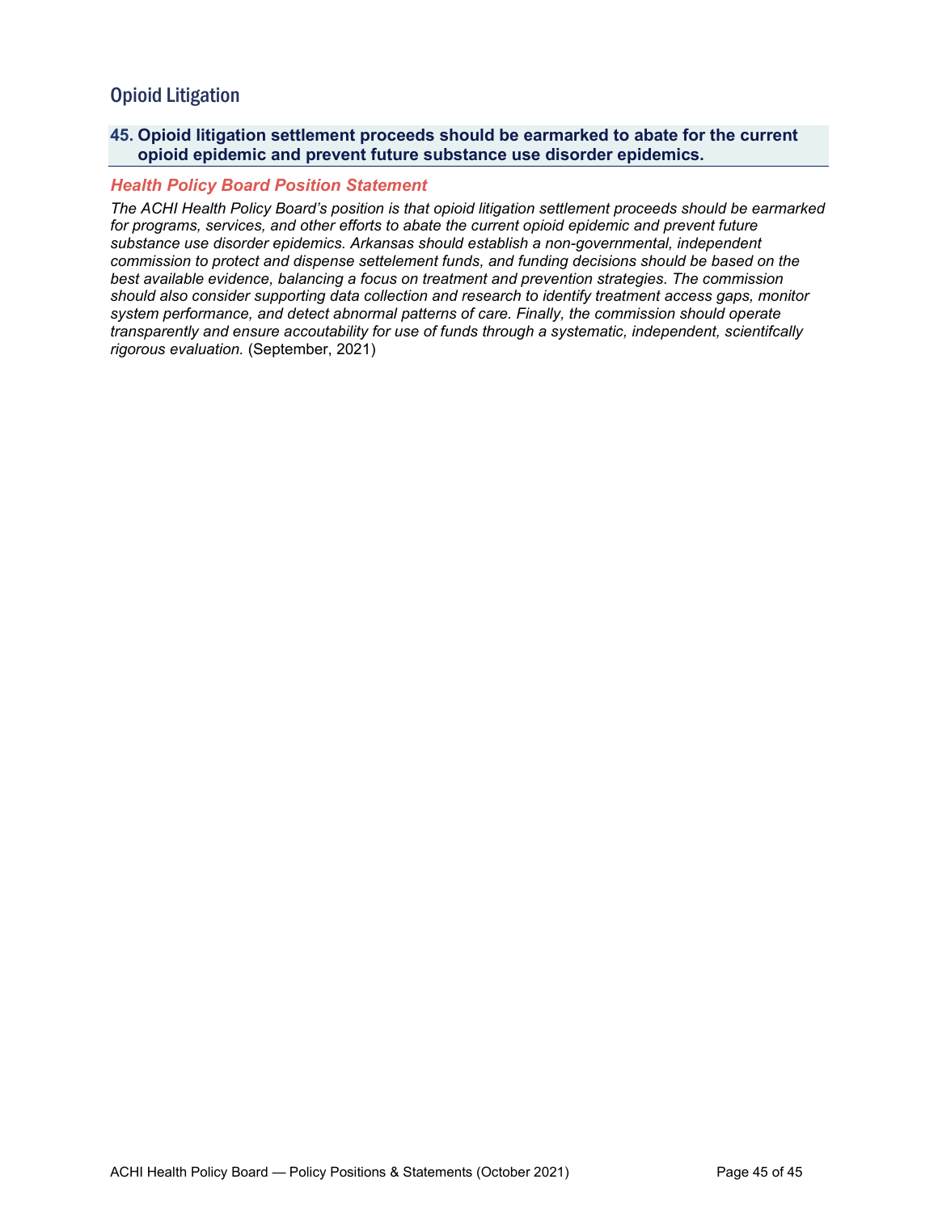## Opioid Litigation

### 45. Opioid litigation settlement proceeds should be earmarked to abate for the current opioid epidemic and prevent future substance use disorder epidemics.

***Health Policy Board Position Statement***

*The ACHI Health Policy Board's position is that opioid litigation settlement proceeds should be earmarked for programs, services, and other efforts to abate the current opioid epidemic and prevent future substance use disorder epidemics. Arkansas should establish a non-governmental, independent commission to protect and dispense settelement funds, and funding decisions should be based on the best available evidence, balancing a focus on treatment and prevention strategies. The commission should also consider supporting data collection and research to identify treatment access gaps, monitor system performance, and detect abnormal patterns of care. Finally, the commission should operate transparently and ensure accoutability for use of funds through a systematic, independent, scientifcally rigorous evaluation.* (September, 2021)